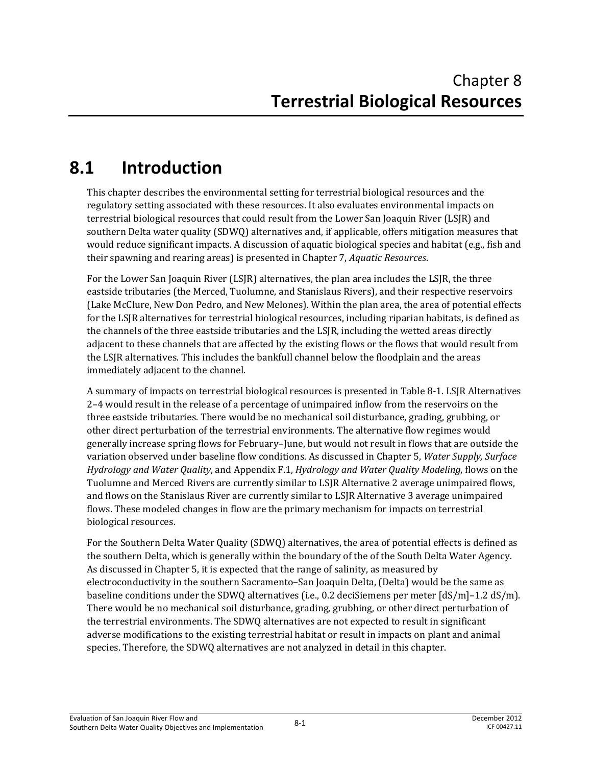# Chapter 8
# Terrestrial Biological Resources

## 8.1 Introduction

This chapter describes the environmental setting for terrestrial biological resources and the regulatory setting associated with these resources. It also evaluates environmental impacts on terrestrial biological resources that could result from the Lower San Joaquin River (LSJR) and southern Delta water quality (SDWQ) alternatives and, if applicable, offers mitigation measures that would reduce significant impacts. A discussion of aquatic biological species and habitat (e.g., fish and their spawning and rearing areas) is presented in Chapter 7, *Aquatic Resources*.

For the Lower San Joaquin River (LSJR) alternatives, the plan area includes the LSJR, the three eastside tributaries (the Merced, Tuolumne, and Stanislaus Rivers), and their respective reservoirs (Lake McClure, New Don Pedro, and New Melones). Within the plan area, the area of potential effects for the LSJR alternatives for terrestrial biological resources, including riparian habitats, is defined as the channels of the three eastside tributaries and the LSJR, including the wetted areas directly adjacent to these channels that are affected by the existing flows or the flows that would result from the LSJR alternatives. This includes the bankfull channel below the floodplain and the areas immediately adjacent to the channel.

A summary of impacts on terrestrial biological resources is presented in Table 8-1. LSJR Alternatives 2–4 would result in the release of a percentage of unimpaired inflow from the reservoirs on the three eastside tributaries. There would be no mechanical soil disturbance, grading, grubbing, or other direct perturbation of the terrestrial environments. The alternative flow regimes would generally increase spring flows for February–June, but would not result in flows that are outside the variation observed under baseline flow conditions. As discussed in Chapter 5, *Water Supply, Surface Hydrology and Water Quality*, and Appendix F.1, *Hydrology and Water Quality Modeling*, flows on the Tuolumne and Merced Rivers are currently similar to LSJR Alternative 2 average unimpaired flows, and flows on the Stanislaus River are currently similar to LSJR Alternative 3 average unimpaired flows. These modeled changes in flow are the primary mechanism for impacts on terrestrial biological resources.

For the Southern Delta Water Quality (SDWQ) alternatives, the area of potential effects is defined as the southern Delta, which is generally within the boundary of the of the South Delta Water Agency. As discussed in Chapter 5, it is expected that the range of salinity, as measured by electroconductivity in the southern Sacramento–San Joaquin Delta, (Delta) would be the same as baseline conditions under the SDWQ alternatives (i.e., 0.2 deciSiemens per meter [dS/m]–1.2 dS/m). There would be no mechanical soil disturbance, grading, grubbing, or other direct perturbation of the terrestrial environments. The SDWQ alternatives are not expected to result in significant adverse modifications to the existing terrestrial habitat or result in impacts on plant and animal species. Therefore, the SDWQ alternatives are not analyzed in detail in this chapter.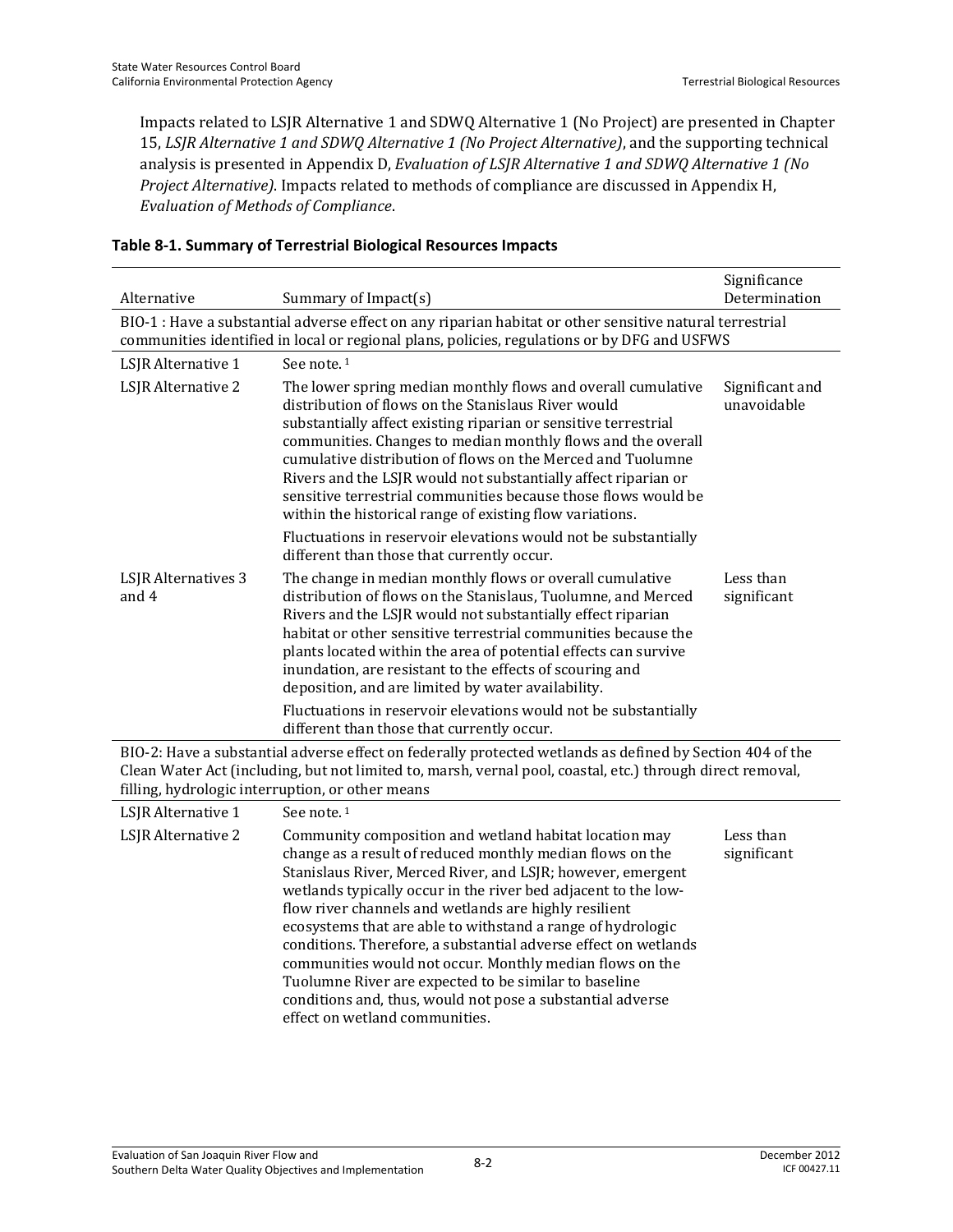Impacts related to LSJR Alternative 1 and SDWQ Alternative 1 (No Project) are presented in Chapter 15, *LSJR Alternative 1 and SDWQ Alternative 1 (No Project Alternative)*, and the supporting technical analysis is presented in Appendix D, *Evaluation of LSJR Alternative 1 and SDWQ Alternative 1 (No Project Alternative)*. Impacts related to methods of compliance are discussed in Appendix H, *Evaluation of Methods of Compliance*.

**Table 8-1. Summary of Terrestrial Biological Resources Impacts**

| Alternative | Summary of Impact(s) | Significance Determination |
|---|---|---|
| BIO-1 : Have a substantial adverse effect on any riparian habitat or other sensitive natural terrestrial communities identified in local or regional plans, policies, regulations or by DFG and USFWS | | |
| LSJR Alternative 1 | See note. [1] | |
| LSJR Alternative 2 | The lower spring median monthly flows and overall cumulative distribution of flows on the Stanislaus River would substantially affect existing riparian or sensitive terrestrial communities. Changes to median monthly flows and the overall cumulative distribution of flows on the Merced and Tuolumne Rivers and the LSJR would not substantially affect riparian or sensitive terrestrial communities because those flows would be within the historical range of existing flow variations.<br><br>Fluctuations in reservoir elevations would not be substantially different than those that currently occur. | Significant and unavoidable |
| LSJR Alternatives 3 and 4 | The change in median monthly flows or overall cumulative distribution of flows on the Stanislaus, Tuolumne, and Merced Rivers and the LSJR would not substantially effect riparian habitat or other sensitive terrestrial communities because the plants located within the area of potential effects can survive inundation, are resistant to the effects of scouring and deposition, and are limited by water availability.<br><br>Fluctuations in reservoir elevations would not be substantially different than those that currently occur. | Less than significant |
| BIO-2: Have a substantial adverse effect on federally protected wetlands as defined by Section 404 of the Clean Water Act (including, but not limited to, marsh, vernal pool, coastal, etc.) through direct removal, filling, hydrologic interruption, or other means | | |
| LSJR Alternative 1 | See note. [1] | |
| LSJR Alternative 2 | Community composition and wetland habitat location may change as a result of reduced monthly median flows on the Stanislaus River, Merced River, and LSJR; however, emergent wetlands typically occur in the river bed adjacent to the low-flow river channels and wetlands are highly resilient ecosystems that are able to withstand a range of hydrologic conditions. Therefore, a substantial adverse effect on wetlands communities would not occur. Monthly median flows on the Tuolumne River are expected to be similar to baseline conditions and, thus, would not pose a substantial adverse effect on wetland communities. | Less than significant |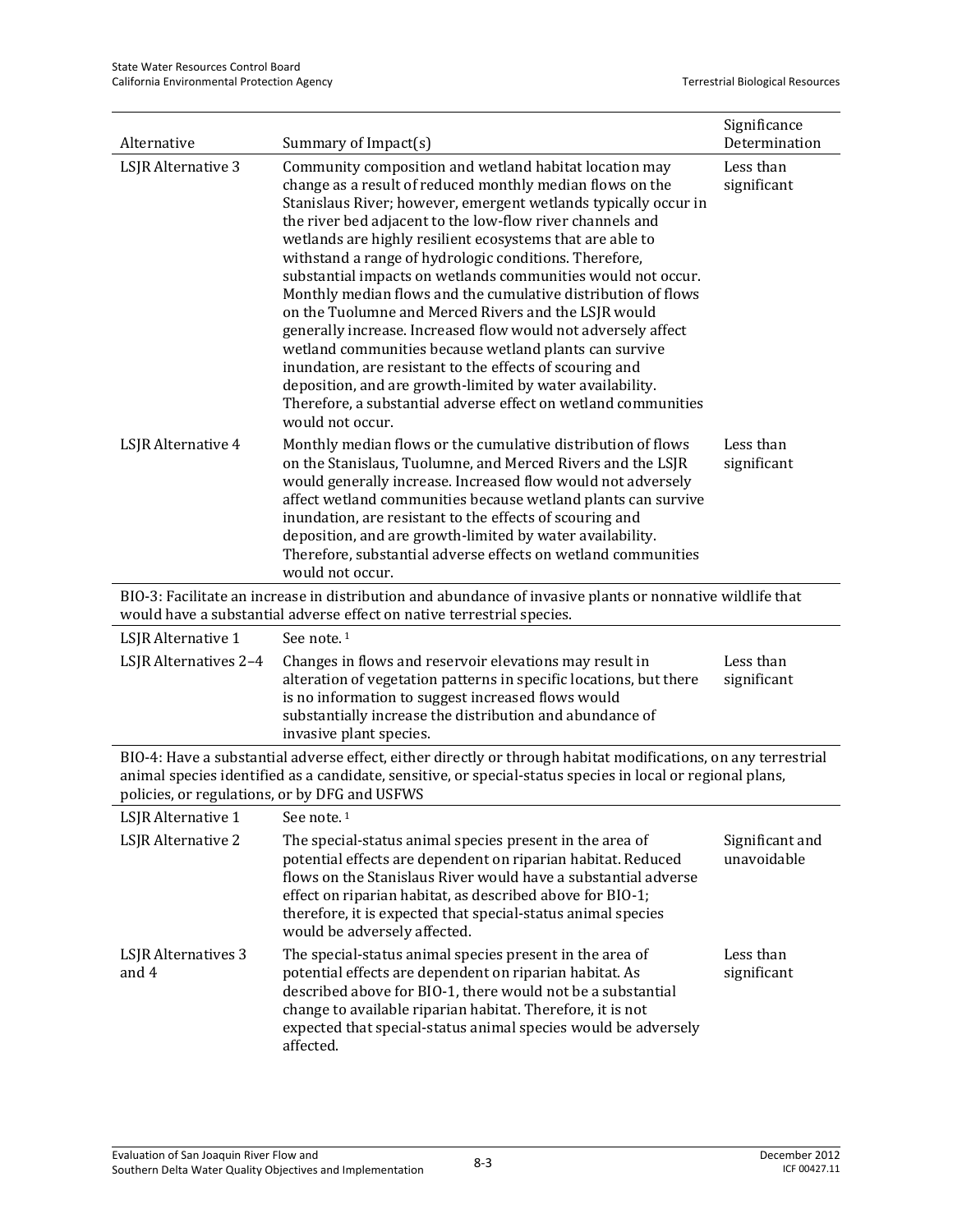| Alternative | Summary of Impact(s) | Significance Determination |
|---|---|---|
| LSJR Alternative 3 | Community composition and wetland habitat location may change as a result of reduced monthly median flows on the Stanislaus River; however, emergent wetlands typically occur in the river bed adjacent to the low-flow river channels and wetlands are highly resilient ecosystems that are able to withstand a range of hydrologic conditions. Therefore, substantial impacts on wetlands communities would not occur. Monthly median flows and the cumulative distribution of flows on the Tuolumne and Merced Rivers and the LSJR would generally increase. Increased flow would not adversely affect wetland communities because wetland plants can survive inundation, are resistant to the effects of scouring and deposition, and are growth-limited by water availability. Therefore, a substantial adverse effect on wetland communities would not occur. | Less than significant |
| LSJR Alternative 4 | Monthly median flows or the cumulative distribution of flows on the Stanislaus, Tuolumne, and Merced Rivers and the LSJR would generally increase. Increased flow would not adversely affect wetland communities because wetland plants can survive inundation, are resistant to the effects of scouring and deposition, and are growth-limited by water availability. Therefore, substantial adverse effects on wetland communities would not occur. | Less than significant |
| BIO-3: Facilitate an increase in distribution and abundance of invasive plants or nonnative wildlife that would have a substantial adverse effect on native terrestrial species. | | |
| LSJR Alternative 1 | See note. [1] | |
| LSJR Alternatives 2–4 | Changes in flows and reservoir elevations may result in alteration of vegetation patterns in specific locations, but there is no information to suggest increased flows would substantially increase the distribution and abundance of invasive plant species. | Less than significant |
| BIO-4: Have a substantial adverse effect, either directly or through habitat modifications, on any terrestrial animal species identified as a candidate, sensitive, or special-status species in local or regional plans, policies, or regulations, or by DFG and USFWS | | |
| LSJR Alternative 1 | See note. [1] | |
| LSJR Alternative 2 | The special-status animal species present in the area of potential effects are dependent on riparian habitat. Reduced flows on the Stanislaus River would have a substantial adverse effect on riparian habitat, as described above for BIO-1; therefore, it is expected that special-status animal species would be adversely affected. | Significant and unavoidable |
| LSJR Alternatives 3 and 4 | The special-status animal species present in the area of potential effects are dependent on riparian habitat. As described above for BIO-1, there would not be a substantial change to available riparian habitat. Therefore, it is not expected that special-status animal species would be adversely affected. | Less than significant |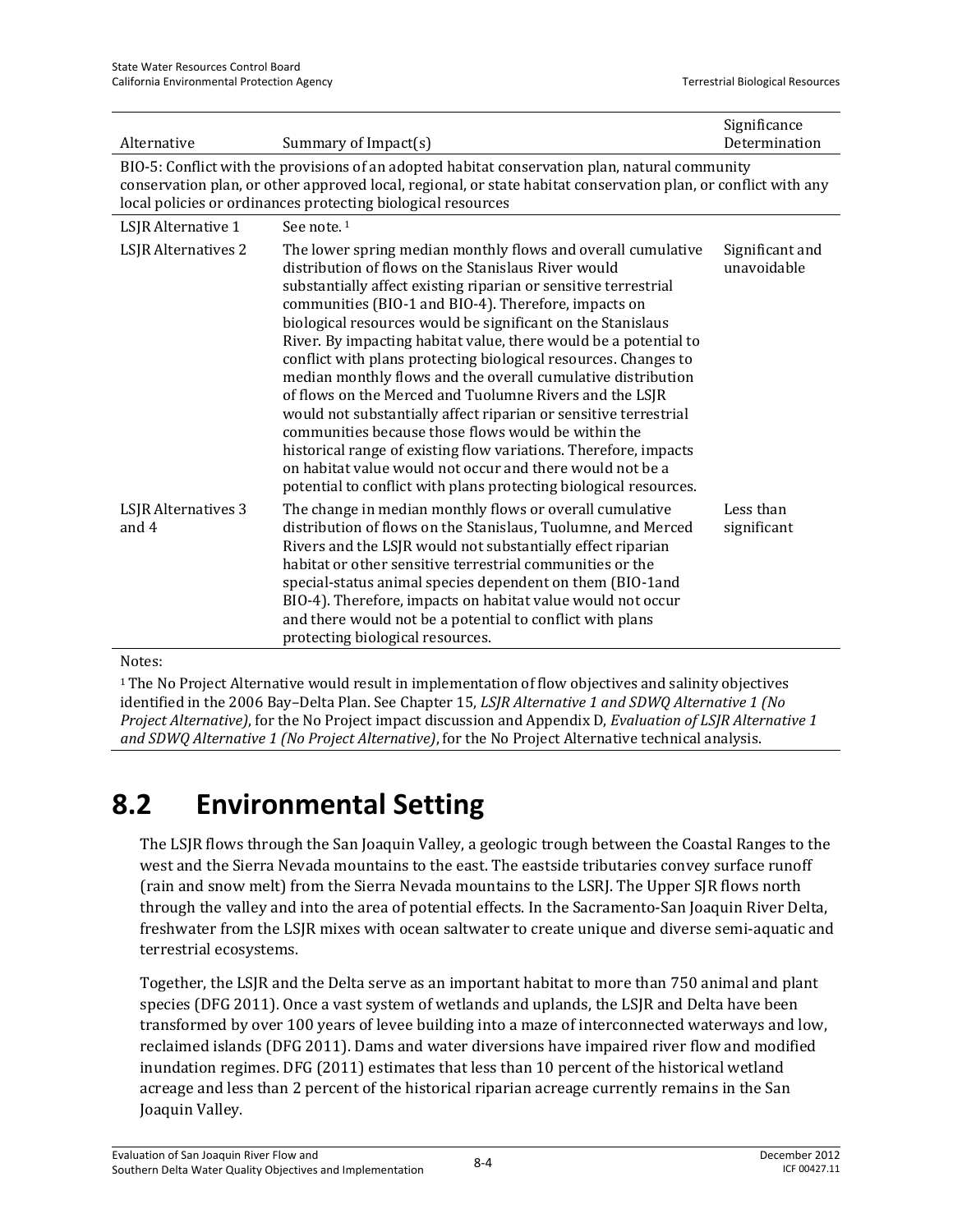| Alternative | Summary of Impact(s) | Significance Determination |
|---|---|---|
| BIO-5: Conflict with the provisions of an adopted habitat conservation plan, natural community conservation plan, or other approved local, regional, or state habitat conservation plan, or conflict with any local policies or ordinances protecting biological resources | | |
| LSJR Alternative 1 | See note. [1] | |
| LSJR Alternatives 2 | The lower spring median monthly flows and overall cumulative distribution of flows on the Stanislaus River would substantially affect existing riparian or sensitive terrestrial communities (BIO-1 and BIO-4). Therefore, impacts on biological resources would be significant on the Stanislaus River. By impacting habitat value, there would be a potential to conflict with plans protecting biological resources. Changes to median monthly flows and the overall cumulative distribution of flows on the Merced and Tuolumne Rivers and the LSJR would not substantially affect riparian or sensitive terrestrial communities because those flows would be within the historical range of existing flow variations. Therefore, impacts on habitat value would not occur and there would not be a potential to conflict with plans protecting biological resources. | Significant and unavoidable |
| LSJR Alternatives 3 and 4 | The change in median monthly flows or overall cumulative distribution of flows on the Stanislaus, Tuolumne, and Merced Rivers and the LSJR would not substantially effect riparian habitat or other sensitive terrestrial communities or the special-status animal species dependent on them (BIO-1and BIO-4). Therefore, impacts on habitat value would not occur and there would not be a potential to conflict with plans protecting biological resources. | Less than significant |

Notes:

[1] The No Project Alternative would result in implementation of flow objectives and salinity objectives identified in the 2006 Bay–Delta Plan. See Chapter 15, *LSJR Alternative 1 and SDWQ Alternative 1 (No Project Alternative)*, for the No Project impact discussion and Appendix D, *Evaluation of LSJR Alternative 1 and SDWQ Alternative 1 (No Project Alternative)*, for the No Project Alternative technical analysis.

# 8.2 Environmental Setting

The LSJR flows through the San Joaquin Valley, a geologic trough between the Coastal Ranges to the west and the Sierra Nevada mountains to the east. The eastside tributaries convey surface runoff (rain and snow melt) from the Sierra Nevada mountains to the LSRJ. The Upper SJR flows north through the valley and into the area of potential effects. In the Sacramento-San Joaquin River Delta, freshwater from the LSJR mixes with ocean saltwater to create unique and diverse semi-aquatic and terrestrial ecosystems.

Together, the LSJR and the Delta serve as an important habitat to more than 750 animal and plant species (DFG 2011). Once a vast system of wetlands and uplands, the LSJR and Delta have been transformed by over 100 years of levee building into a maze of interconnected waterways and low, reclaimed islands (DFG 2011). Dams and water diversions have impaired river flow and modified inundation regimes. DFG (2011) estimates that less than 10 percent of the historical wetland acreage and less than 2 percent of the historical riparian acreage currently remains in the San Joaquin Valley.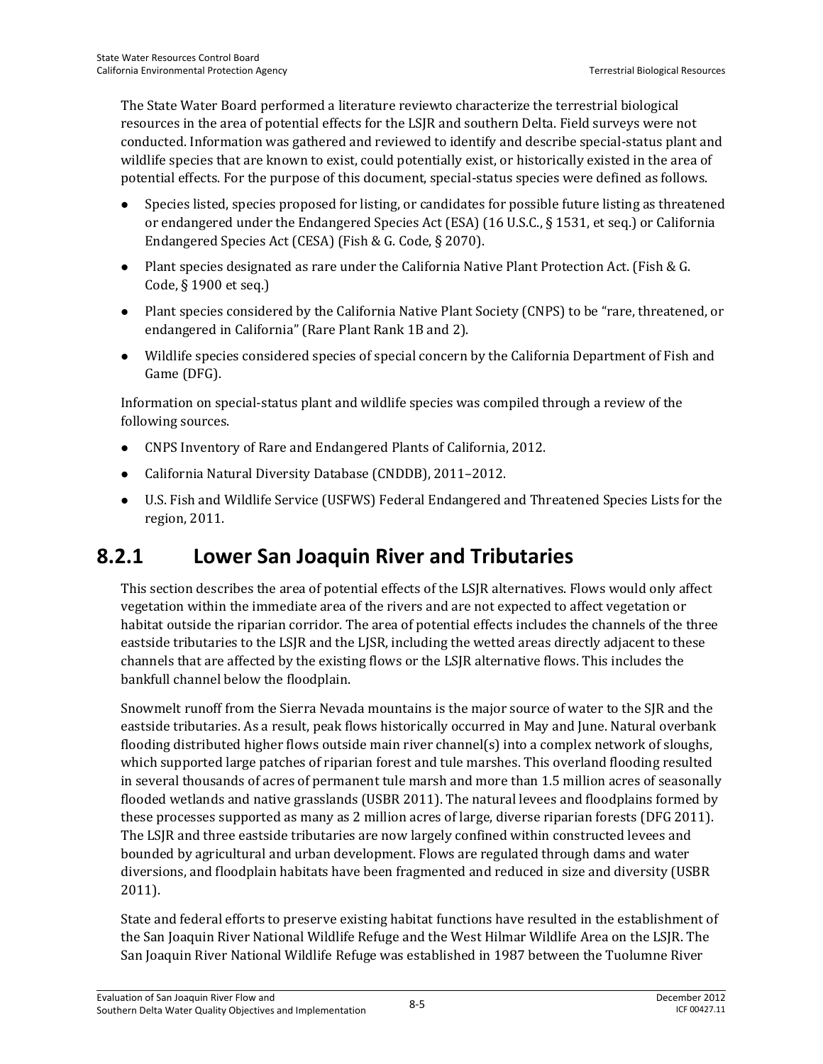The State Water Board performed a literature reviewto characterize the terrestrial biological resources in the area of potential effects for the LSJR and southern Delta. Field surveys were not conducted. Information was gathered and reviewed to identify and describe special-status plant and wildlife species that are known to exist, could potentially exist, or historically existed in the area of potential effects. For the purpose of this document, special-status species were defined as follows.

- Species listed, species proposed for listing, or candidates for possible future listing as threatened or endangered under the Endangered Species Act (ESA) (16 U.S.C., § 1531, et seq.) or California Endangered Species Act (CESA) (Fish & G. Code, § 2070).
- Plant species designated as rare under the California Native Plant Protection Act. (Fish & G. Code, § 1900 et seq.)
- Plant species considered by the California Native Plant Society (CNPS) to be "rare, threatened, or endangered in California" (Rare Plant Rank 1B and 2).
- Wildlife species considered species of special concern by the California Department of Fish and Game (DFG).

Information on special-status plant and wildlife species was compiled through a review of the following sources.

- CNPS Inventory of Rare and Endangered Plants of California, 2012.
- California Natural Diversity Database (CNDDB), 2011–2012.
- U.S. Fish and Wildlife Service (USFWS) Federal Endangered and Threatened Species Lists for the region, 2011.

## 8.2.1 Lower San Joaquin River and Tributaries

This section describes the area of potential effects of the LSJR alternatives. Flows would only affect vegetation within the immediate area of the rivers and are not expected to affect vegetation or habitat outside the riparian corridor. The area of potential effects includes the channels of the three eastside tributaries to the LSJR and the LJSR, including the wetted areas directly adjacent to these channels that are affected by the existing flows or the LSJR alternative flows. This includes the bankfull channel below the floodplain.

Snowmelt runoff from the Sierra Nevada mountains is the major source of water to the SJR and the eastside tributaries. As a result, peak flows historically occurred in May and June. Natural overbank flooding distributed higher flows outside main river channel(s) into a complex network of sloughs, which supported large patches of riparian forest and tule marshes. This overland flooding resulted in several thousands of acres of permanent tule marsh and more than 1.5 million acres of seasonally flooded wetlands and native grasslands (USBR 2011). The natural levees and floodplains formed by these processes supported as many as 2 million acres of large, diverse riparian forests (DFG 2011). The LSJR and three eastside tributaries are now largely confined within constructed levees and bounded by agricultural and urban development. Flows are regulated through dams and water diversions, and floodplain habitats have been fragmented and reduced in size and diversity (USBR 2011).

State and federal efforts to preserve existing habitat functions have resulted in the establishment of the San Joaquin River National Wildlife Refuge and the West Hilmar Wildlife Area on the LSJR. The San Joaquin River National Wildlife Refuge was established in 1987 between the Tuolumne River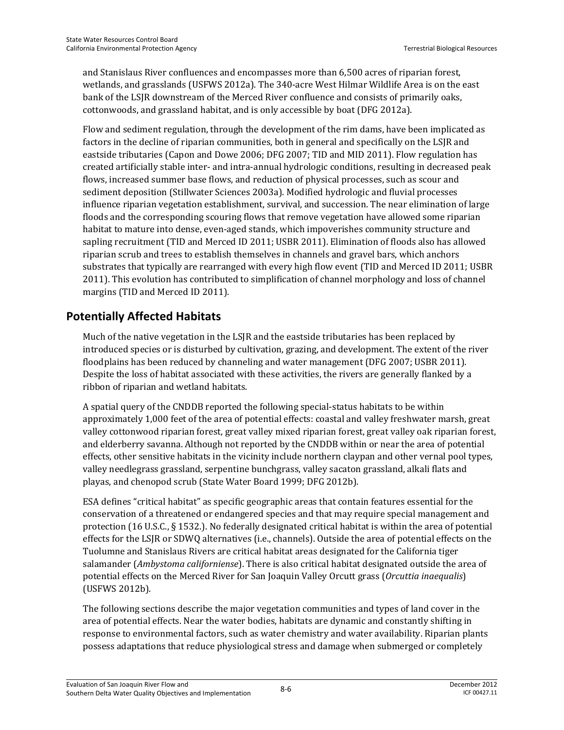and Stanislaus River confluences and encompasses more than 6,500 acres of riparian forest, wetlands, and grasslands (USFWS 2012a). The 340-acre West Hilmar Wildlife Area is on the east bank of the LSJR downstream of the Merced River confluence and consists of primarily oaks, cottonwoods, and grassland habitat, and is only accessible by boat (DFG 2012a).

Flow and sediment regulation, through the development of the rim dams, have been implicated as factors in the decline of riparian communities, both in general and specifically on the LSJR and eastside tributaries (Capon and Dowe 2006; DFG 2007; TID and MID 2011). Flow regulation has created artificially stable inter- and intra-annual hydrologic conditions, resulting in decreased peak flows, increased summer base flows, and reduction of physical processes, such as scour and sediment deposition (Stillwater Sciences 2003a). Modified hydrologic and fluvial processes influence riparian vegetation establishment, survival, and succession. The near elimination of large floods and the corresponding scouring flows that remove vegetation have allowed some riparian habitat to mature into dense, even-aged stands, which impoverishes community structure and sapling recruitment (TID and Merced ID 2011; USBR 2011). Elimination of floods also has allowed riparian scrub and trees to establish themselves in channels and gravel bars, which anchors substrates that typically are rearranged with every high flow event (TID and Merced ID 2011; USBR 2011). This evolution has contributed to simplification of channel morphology and loss of channel margins (TID and Merced ID 2011).

## Potentially Affected Habitats

Much of the native vegetation in the LSJR and the eastside tributaries has been replaced by introduced species or is disturbed by cultivation, grazing, and development. The extent of the river floodplains has been reduced by channeling and water management (DFG 2007; USBR 2011). Despite the loss of habitat associated with these activities, the rivers are generally flanked by a ribbon of riparian and wetland habitats.

A spatial query of the CNDDB reported the following special-status habitats to be within approximately 1,000 feet of the area of potential effects: coastal and valley freshwater marsh, great valley cottonwood riparian forest, great valley mixed riparian forest, great valley oak riparian forest, and elderberry savanna. Although not reported by the CNDDB within or near the area of potential effects, other sensitive habitats in the vicinity include northern claypan and other vernal pool types, valley needlegrass grassland, serpentine bunchgrass, valley sacaton grassland, alkali flats and playas, and chenopod scrub (State Water Board 1999; DFG 2012b).

ESA defines "critical habitat" as specific geographic areas that contain features essential for the conservation of a threatened or endangered species and that may require special management and protection (16 U.S.C., § 1532.). No federally designated critical habitat is within the area of potential effects for the LSJR or SDWQ alternatives (i.e., channels). Outside the area of potential effects on the Tuolumne and Stanislaus Rivers are critical habitat areas designated for the California tiger salamander (*Ambystoma californiense*). There is also critical habitat designated outside the area of potential effects on the Merced River for San Joaquin Valley Orcutt grass (*Orcuttia inaequalis*) (USFWS 2012b).

The following sections describe the major vegetation communities and types of land cover in the area of potential effects. Near the water bodies, habitats are dynamic and constantly shifting in response to environmental factors, such as water chemistry and water availability. Riparian plants possess adaptations that reduce physiological stress and damage when submerged or completely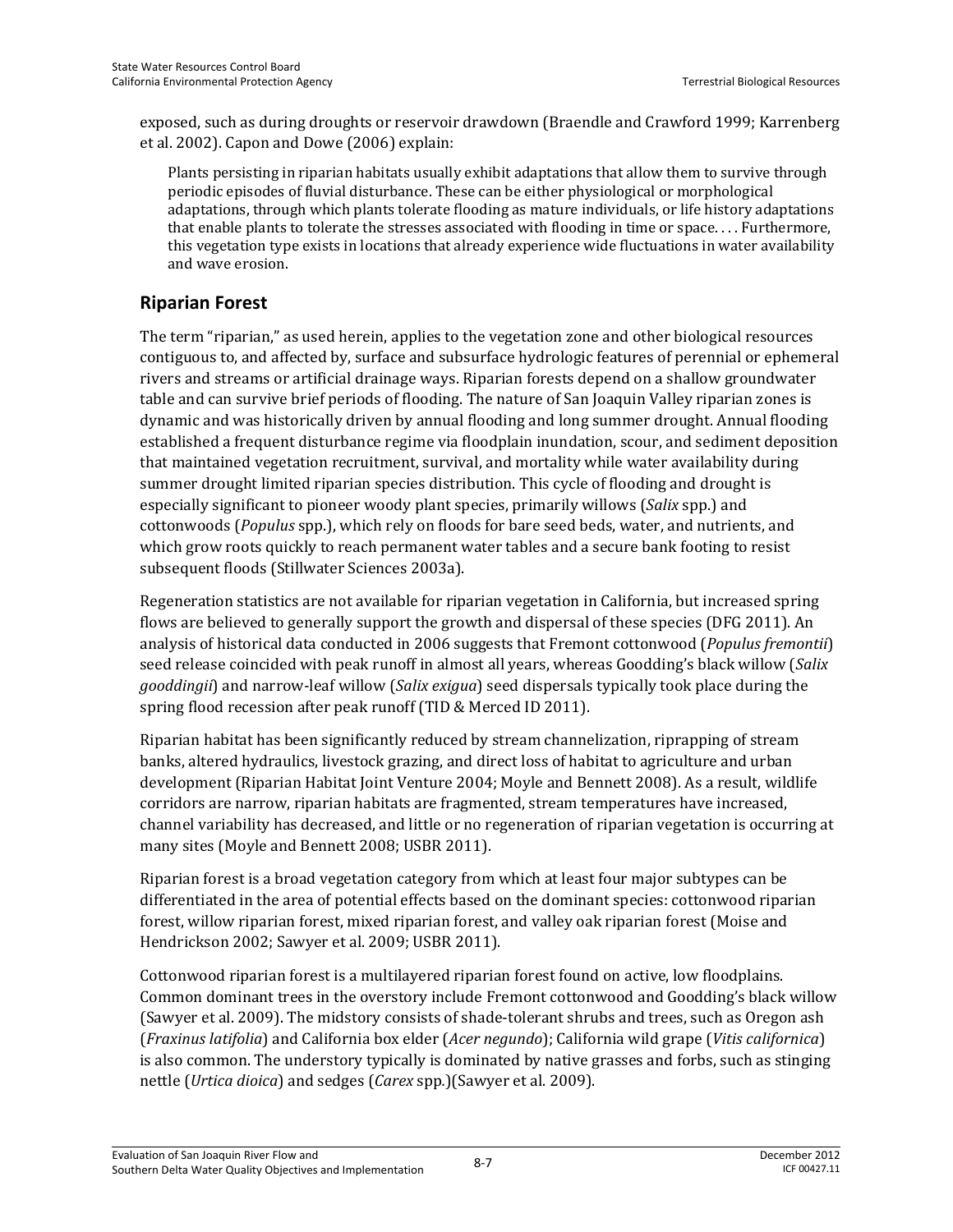exposed, such as during droughts or reservoir drawdown (Braendle and Crawford 1999; Karrenberg et al. 2002). Capon and Dowe (2006) explain:

> Plants persisting in riparian habitats usually exhibit adaptations that allow them to survive through periodic episodes of fluvial disturbance. These can be either physiological or morphological adaptations, through which plants tolerate flooding as mature individuals, or life history adaptations that enable plants to tolerate the stresses associated with flooding in time or space. . . . Furthermore, this vegetation type exists in locations that already experience wide fluctuations in water availability and wave erosion.

## Riparian Forest

The term "riparian," as used herein, applies to the vegetation zone and other biological resources contiguous to, and affected by, surface and subsurface hydrologic features of perennial or ephemeral rivers and streams or artificial drainage ways. Riparian forests depend on a shallow groundwater table and can survive brief periods of flooding. The nature of San Joaquin Valley riparian zones is dynamic and was historically driven by annual flooding and long summer drought. Annual flooding established a frequent disturbance regime via floodplain inundation, scour, and sediment deposition that maintained vegetation recruitment, survival, and mortality while water availability during summer drought limited riparian species distribution. This cycle of flooding and drought is especially significant to pioneer woody plant species, primarily willows (*Salix* spp.) and cottonwoods (*Populus* spp.), which rely on floods for bare seed beds, water, and nutrients, and which grow roots quickly to reach permanent water tables and a secure bank footing to resist subsequent floods (Stillwater Sciences 2003a).

Regeneration statistics are not available for riparian vegetation in California, but increased spring flows are believed to generally support the growth and dispersal of these species (DFG 2011). An analysis of historical data conducted in 2006 suggests that Fremont cottonwood (*Populus fremontii*) seed release coincided with peak runoff in almost all years, whereas Gooddings's black willow (*Salix gooddingii*) and narrow-leaf willow (*Salix exigua*) seed dispersals typically took place during the spring flood recession after peak runoff (TID & Merced ID 2011).

Riparian habitat has been significantly reduced by stream channelization, riprapping of stream banks, altered hydraulics, livestock grazing, and direct loss of habitat to agriculture and urban development (Riparian Habitat Joint Venture 2004; Moyle and Bennett 2008). As a result, wildlife corridors are narrow, riparian habitats are fragmented, stream temperatures have increased, channel variability has decreased, and little or no regeneration of riparian vegetation is occurring at many sites (Moyle and Bennett 2008; USBR 2011).

Riparian forest is a broad vegetation category from which at least four major subtypes can be differentiated in the area of potential effects based on the dominant species: cottonwood riparian forest, willow riparian forest, mixed riparian forest, and valley oak riparian forest (Moise and Hendrickson 2002; Sawyer et al. 2009; USBR 2011).

Cottonwood riparian forest is a multilayered riparian forest found on active, low floodplains. Common dominant trees in the overstory include Fremont cottonwood and Goodding's black willow (Sawyer et al. 2009). The midstory consists of shade-tolerant shrubs and trees, such as Oregon ash (*Fraxinus latifolia*) and California box elder (*Acer negundo*); California wild grape (*Vitis californica*) is also common. The understory typically is dominated by native grasses and forbs, such as stinging nettle (*Urtica dioica*) and sedges (*Carex* spp.)(Sawyer et al. 2009).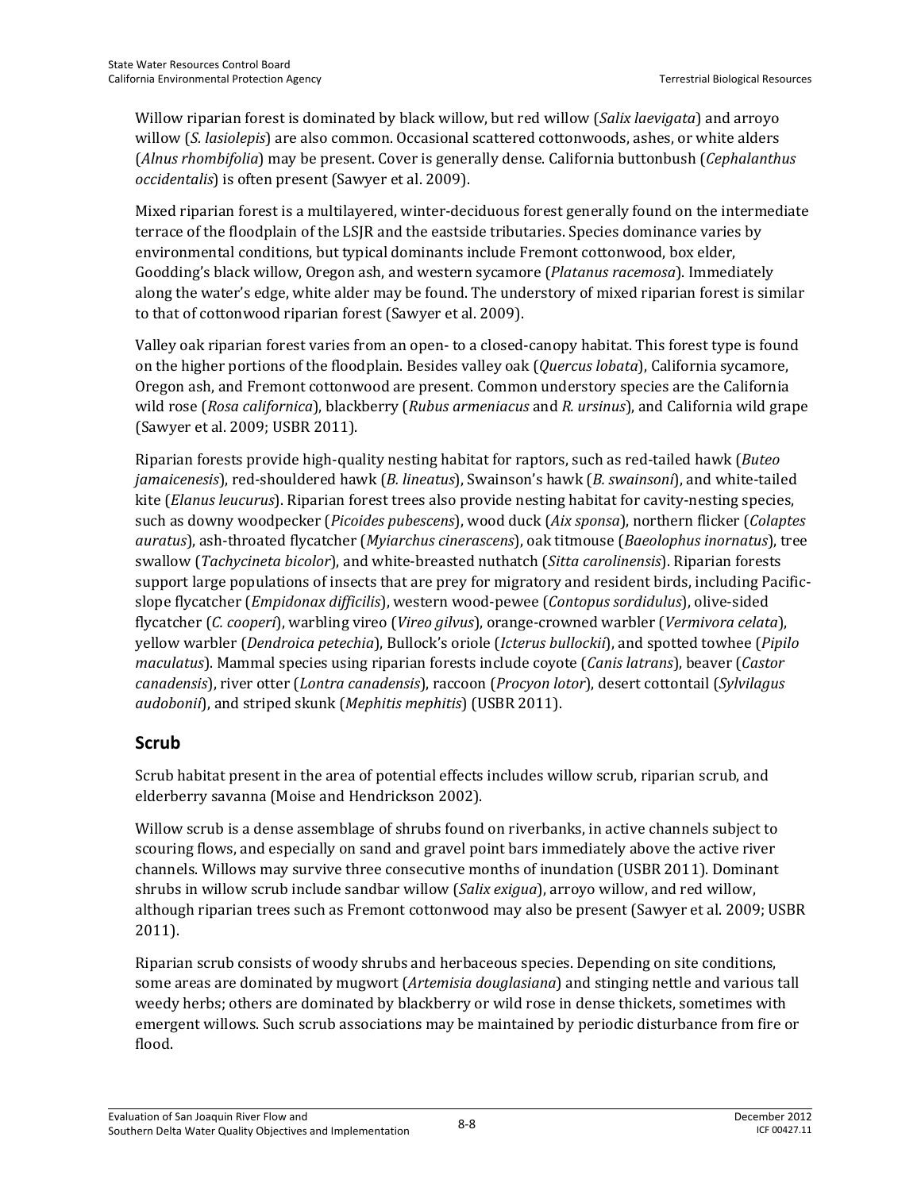Willow riparian forest is dominated by black willow, but red willow (*Salix laevigata*) and arroyo willow (*S. lasiolepis*) are also common. Occasional scattered cottonwoods, ashes, or white alders (*Alnus rhombifolia*) may be present. Cover is generally dense. California buttonbush (*Cephalanthus occidentalis*) is often present (Sawyer et al. 2009).

Mixed riparian forest is a multilayered, winter-deciduous forest generally found on the intermediate terrace of the floodplain of the LSJR and the eastside tributaries. Species dominance varies by environmental conditions, but typical dominants include Fremont cottonwood, box elder, Goodding's black willow, Oregon ash, and western sycamore (*Platanus racemosa*). Immediately along the water's edge, white alder may be found. The understory of mixed riparian forest is similar to that of cottonwood riparian forest (Sawyer et al. 2009).

Valley oak riparian forest varies from an open- to a closed-canopy habitat. This forest type is found on the higher portions of the floodplain. Besides valley oak (*Quercus lobata*), California sycamore, Oregon ash, and Fremont cottonwood are present. Common understory species are the California wild rose (*Rosa californica*), blackberry (*Rubus armeniacus* and *R. ursinus*), and California wild grape (Sawyer et al. 2009; USBR 2011).

Riparian forests provide high-quality nesting habitat for raptors, such as red-tailed hawk (*Buteo jamaicenesis*), red-shouldered hawk (*B. lineatus*), Swainson's hawk (*B. swainsoni*), and white-tailed kite (*Elanus leucurus*). Riparian forest trees also provide nesting habitat for cavity-nesting species, such as downy woodpecker (*Picoides pubescens*), wood duck (*Aix sponsa*), northern flicker (*Colaptes auratus*), ash-throated flycatcher (*Myiarchus cinerascens*), oak titmouse (*Baeolophus inornatus*), tree swallow (*Tachycineta bicolor*), and white-breasted nuthatch (*Sitta carolinensis*). Riparian forests support large populations of insects that are prey for migratory and resident birds, including Pacific-slope flycatcher (*Empidonax difficilis*), western wood-pewee (*Contopus sordidulus*), olive-sided flycatcher (*C. cooperi*), warbling vireo (*Vireo gilvus*), orange-crowned warbler (*Vermivora celata*), yellow warbler (*Dendroica petechia*), Bullock's oriole (*Icterus bullockii*), and spotted towhee (*Pipilo maculatus*). Mammal species using riparian forests include coyote (*Canis latrans*), beaver (*Castor canadensis*), river otter (*Lontra canadensis*), raccoon (*Procyon lotor*), desert cottontail (*Sylvilagus audobonii*), and striped skunk (*Mephitis mephitis*) (USBR 2011).

## Scrub

Scrub habitat present in the area of potential effects includes willow scrub, riparian scrub, and elderberry savanna (Moise and Hendrickson 2002).

Willow scrub is a dense assemblage of shrubs found on riverbanks, in active channels subject to scouring flows, and especially on sand and gravel point bars immediately above the active river channels. Willows may survive three consecutive months of inundation (USBR 2011). Dominant shrubs in willow scrub include sandbar willow (*Salix exigua*), arroyo willow, and red willow, although riparian trees such as Fremont cottonwood may also be present (Sawyer et al. 2009; USBR 2011).

Riparian scrub consists of woody shrubs and herbaceous species. Depending on site conditions, some areas are dominated by mugwort (*Artemisia douglasiana*) and stinging nettle and various tall weedy herbs; others are dominated by blackberry or wild rose in dense thickets, sometimes with emergent willows. Such scrub associations may be maintained by periodic disturbance from fire or flood.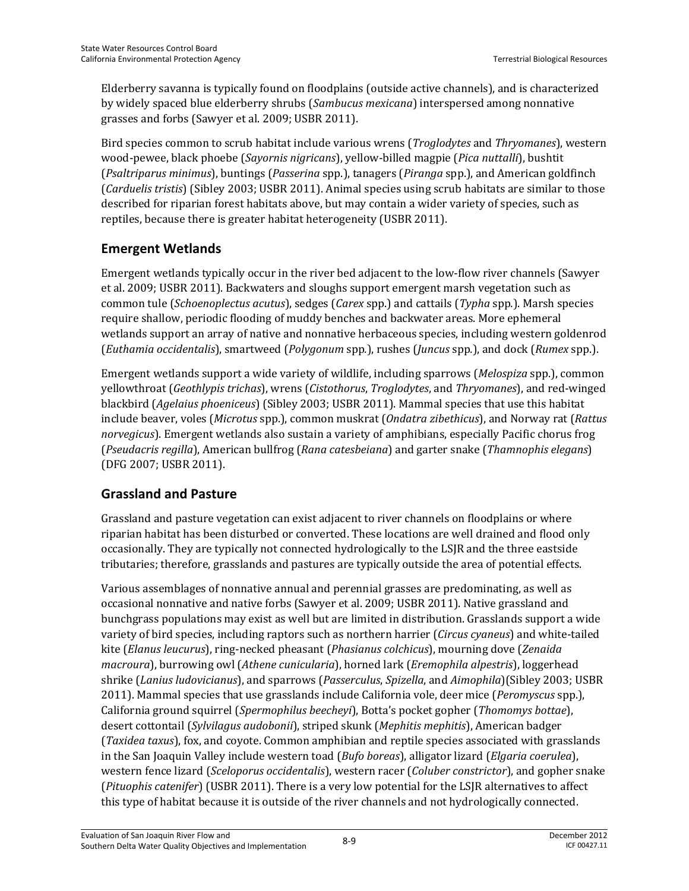Elderberry savanna is typically found on floodplains (outside active channels), and is characterized by widely spaced blue elderberry shrubs (*Sambucus mexicana*) interspersed among nonnative grasses and forbs (Sawyer et al. 2009; USBR 2011).

Bird species common to scrub habitat include various wrens (*Troglodytes* and *Thryomanes*), western wood-pewee, black phoebe (*Sayornis nigricans*), yellow-billed magpie (*Pica nuttalli*), bushtit (*Psaltriparus minimus*), buntings (*Passerina* spp.), tanagers (*Piranga* spp.), and American goldfinch (*Carduelis tristis*) (Sibley 2003; USBR 2011). Animal species using scrub habitats are similar to those described for riparian forest habitats above, but may contain a wider variety of species, such as reptiles, because there is greater habitat heterogeneity (USBR 2011).

## Emergent Wetlands

Emergent wetlands typically occur in the river bed adjacent to the low-flow river channels (Sawyer et al. 2009; USBR 2011). Backwaters and sloughs support emergent marsh vegetation such as common tule (*Schoenoplectus acutus*), sedges (*Carex* spp.) and cattails (*Typha* spp.). Marsh species require shallow, periodic flooding of muddy benches and backwater areas. More ephemeral wetlands support an array of native and nonnative herbaceous species, including western goldenrod (*Euthamia occidentalis*), smartweed (*Polygonum* spp.), rushes (*Juncus* spp.), and dock (*Rumex* spp.).

Emergent wetlands support a wide variety of wildlife, including sparrows (*Melospiza* spp.), common yellowthroat (*Geothlypis trichas*), wrens (*Cistothorus*, *Troglodytes*, and *Thryomanes*), and red-winged blackbird (*Agelaius phoeniceus*) (Sibley 2003; USBR 2011). Mammal species that use this habitat include beaver, voles (*Microtus* spp.), common muskrat (*Ondatra zibethicus*), and Norway rat (*Rattus norvegicus*). Emergent wetlands also sustain a variety of amphibians, especially Pacific chorus frog (*Pseudacris regilla*), American bullfrog (*Rana catesbeiana*) and garter snake (*Thamnophis elegans*) (DFG 2007; USBR 2011).

## Grassland and Pasture

Grassland and pasture vegetation can exist adjacent to river channels on floodplains or where riparian habitat has been disturbed or converted. These locations are well drained and flood only occasionally. They are typically not connected hydrologically to the LSJR and the three eastside tributaries; therefore, grasslands and pastures are typically outside the area of potential effects.

Various assemblages of nonnative annual and perennial grasses are predominating, as well as occasional nonnative and native forbs (Sawyer et al. 2009; USBR 2011). Native grassland and bunchgrass populations may exist as well but are limited in distribution. Grasslands support a wide variety of bird species, including raptors such as northern harrier (*Circus cyaneus*) and white-tailed kite (*Elanus leucurus*), ring-necked pheasant (*Phasianus colchicus*), mourning dove (*Zenaida macroura*), burrowing owl (*Athene cunicularia*), horned lark (*Eremophila alpestris*), loggerhead shrike (*Lanius ludovicianus*), and sparrows (*Passerculus*, *Spizella*, and *Aimophila*)(Sibley 2003; USBR 2011). Mammal species that use grasslands include California vole, deer mice (*Peromyscus* spp.), California ground squirrel (*Spermophilus beecheyi*), Botta's pocket gopher (*Thomomys bottae*), desert cottontail (*Sylvilagus audobonii*), striped skunk (*Mephitis mephitis*), American badger (*Taxidea taxus*), fox, and coyote. Common amphibian and reptile species associated with grasslands in the San Joaquin Valley include western toad (*Bufo boreas*), alligator lizard (*Elgaria coerulea*), western fence lizard (*Sceloporus occidentalis*), western racer (*Coluber constrictor*), and gopher snake (*Pituophis catenifer*) (USBR 2011). There is a very low potential for the LSJR alternatives to affect this type of habitat because it is outside of the river channels and not hydrologically connected.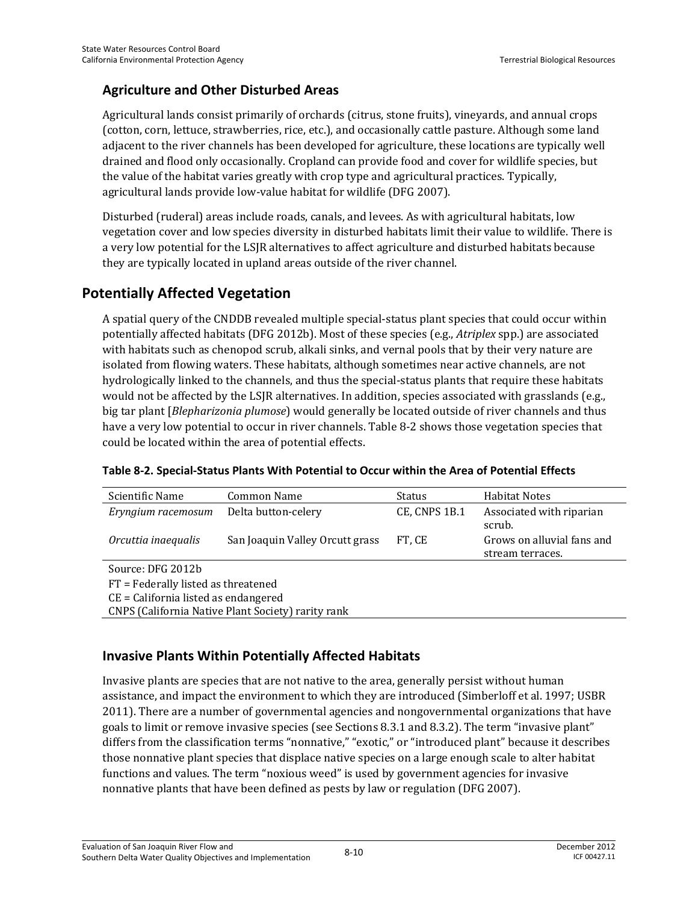### Agriculture and Other Disturbed Areas

Agricultural lands consist primarily of orchards (citrus, stone fruits), vineyards, and annual crops (cotton, corn, lettuce, strawberries, rice, etc.), and occasionally cattle pasture. Although some land adjacent to the river channels has been developed for agriculture, these locations are typically well drained and flood only occasionally. Cropland can provide food and cover for wildlife species, but the value of the habitat varies greatly with crop type and agricultural practices. Typically, agricultural lands provide low-value habitat for wildlife (DFG 2007).

Disturbed (ruderal) areas include roads, canals, and levees. As with agricultural habitats, low vegetation cover and low species diversity in disturbed habitats limit their value to wildlife. There is a very low potential for the LSJR alternatives to affect agriculture and disturbed habitats because they are typically located in upland areas outside of the river channel.

## Potentially Affected Vegetation

A spatial query of the CNDDB revealed multiple special-status plant species that could occur within potentially affected habitats (DFG 2012b). Most of these species (e.g., *Atriplex* spp.) are associated with habitats such as chenopod scrub, alkali sinks, and vernal pools that by their very nature are isolated from flowing waters. These habitats, although sometimes near active channels, are not hydrologically linked to the channels, and thus the special-status plants that require these habitats would not be affected by the LSJR alternatives. In addition, species associated with grasslands (e.g., big tar plant [*Blepharizonia plumose*) would generally be located outside of river channels and thus have a very low potential to occur in river channels. Table 8-2 shows those vegetation species that could be located within the area of potential effects.

**Table 8-2. Special-Status Plants With Potential to Occur within the Area of Potential Effects**

| Scientific Name | Common Name | Status | Habitat Notes |
|---|---|---|---|
| *Eryngium racemosum* | Delta button-celery | CE, CNPS 1B.1 | Associated with riparian scrub. |
| *Orcuttia inaequalis* | San Joaquin Valley Orcutt grass | FT, CE | Grows on alluvial fans and stream terraces. |

Source: DFG 2012b
FT = Federally listed as threatened
CE = California listed as endangered
CNPS (California Native Plant Society) rarity rank

### Invasive Plants Within Potentially Affected Habitats

Invasive plants are species that are not native to the area, generally persist without human assistance, and impact the environment to which they are introduced (Simberloff et al. 1997; USBR 2011). There are a number of governmental agencies and nongovernmental organizations that have goals to limit or remove invasive species (see Sections 8.3.1 and 8.3.2). The term "invasive plant" differs from the classification terms "nonnative," "exotic," or "introduced plant" because it describes those nonnative plant species that displace native species on a large enough scale to alter habitat functions and values. The term "noxious weed" is used by government agencies for invasive nonnative plants that have been defined as pests by law or regulation (DFG 2007).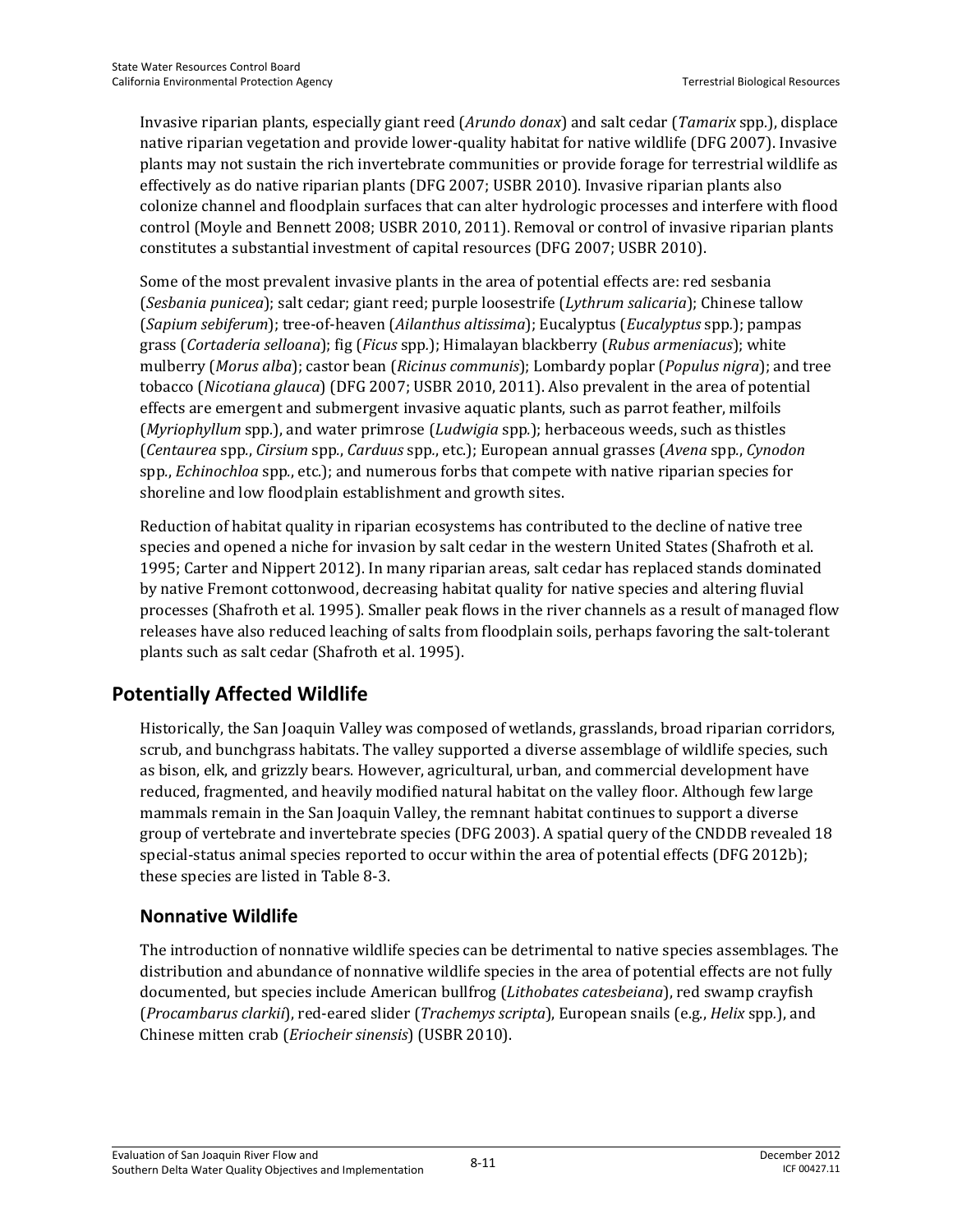Invasive riparian plants, especially giant reed (*Arundo donax*) and salt cedar (*Tamarix* spp.), displace native riparian vegetation and provide lower-quality habitat for native wildlife (DFG 2007). Invasive plants may not sustain the rich invertebrate communities or provide forage for terrestrial wildlife as effectively as do native riparian plants (DFG 2007; USBR 2010). Invasive riparian plants also colonize channel and floodplain surfaces that can alter hydrologic processes and interfere with flood control (Moyle and Bennett 2008; USBR 2010, 2011). Removal or control of invasive riparian plants constitutes a substantial investment of capital resources (DFG 2007; USBR 2010).

Some of the most prevalent invasive plants in the area of potential effects are: red sesbania (*Sesbania punicea*); salt cedar; giant reed; purple loosestrife (*Lythrum salicaria*); Chinese tallow (*Sapium sebiferum*); tree-of-heaven (*Ailanthus altissima*); Eucalyptus (*Eucalyptus* spp.); pampas grass (*Cortaderia selloana*); fig (*Ficus* spp.); Himalayan blackberry (*Rubus armeniacus*); white mulberry (*Morus alba*); castor bean (*Ricinus communis*); Lombardy poplar (*Populus nigra*); and tree tobacco (*Nicotiana glauca*) (DFG 2007; USBR 2010, 2011). Also prevalent in the area of potential effects are emergent and submergent invasive aquatic plants, such as parrot feather, milfoils (*Myriophyllum* spp.), and water primrose (*Ludwigia* spp.); herbaceous weeds, such as thistles (*Centaurea* spp., *Cirsium* spp., *Carduus* spp., etc.); European annual grasses (*Avena* spp., *Cynodon* spp., *Echinochloa* spp., etc.); and numerous forbs that compete with native riparian species for shoreline and low floodplain establishment and growth sites.

Reduction of habitat quality in riparian ecosystems has contributed to the decline of native tree species and opened a niche for invasion by salt cedar in the western United States (Shafroth et al. 1995; Carter and Nippert 2012). In many riparian areas, salt cedar has replaced stands dominated by native Fremont cottonwood, decreasing habitat quality for native species and altering fluvial processes (Shafroth et al. 1995). Smaller peak flows in the river channels as a result of managed flow releases have also reduced leaching of salts from floodplain soils, perhaps favoring the salt-tolerant plants such as salt cedar (Shafroth et al. 1995).

## Potentially Affected Wildlife

Historically, the San Joaquin Valley was composed of wetlands, grasslands, broad riparian corridors, scrub, and bunchgrass habitats. The valley supported a diverse assemblage of wildlife species, such as bison, elk, and grizzly bears. However, agricultural, urban, and commercial development have reduced, fragmented, and heavily modified natural habitat on the valley floor. Although few large mammals remain in the San Joaquin Valley, the remnant habitat continues to support a diverse group of vertebrate and invertebrate species (DFG 2003). A spatial query of the CNDDB revealed 18 special-status animal species reported to occur within the area of potential effects (DFG 2012b); these species are listed in Table 8-3.

### Nonnative Wildlife

The introduction of nonnative wildlife species can be detrimental to native species assemblages. The distribution and abundance of nonnative wildlife species in the area of potential effects are not fully documented, but species include American bullfrog (*Lithobates catesbeiana*), red swamp crayfish (*Procambarus clarkii*), red-eared slider (*Trachemys scripta*), European snails (e.g., *Helix* spp.), and Chinese mitten crab (*Eriocheir sinensis*) (USBR 2010).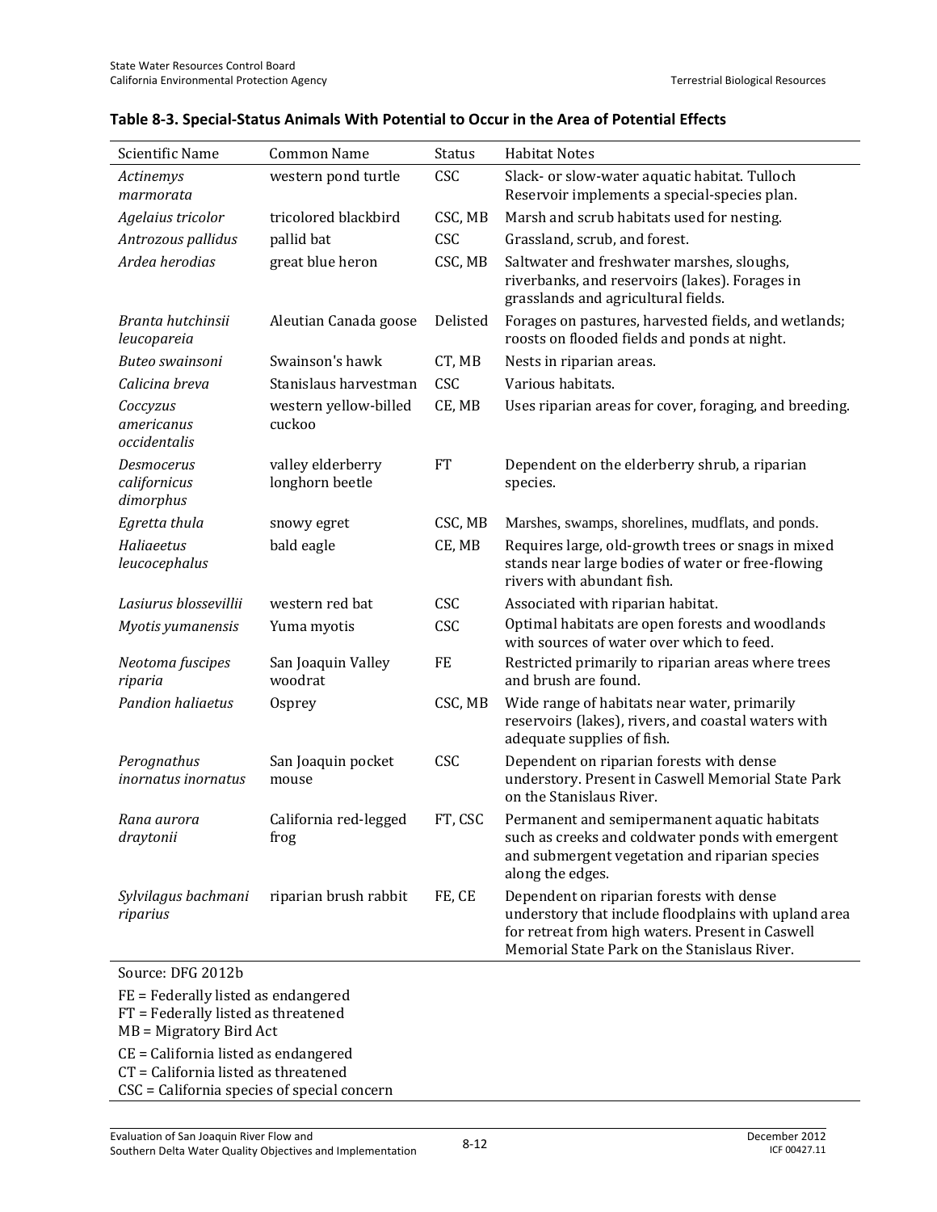**Table 8-3. Special-Status Animals With Potential to Occur in the Area of Potential Effects**

| Scientific Name | Common Name | Status | Habitat Notes |
|---|---|---|---|
| *Actinemys marmorata* | western pond turtle | CSC | Slack- or slow-water aquatic habitat. Tulloch Reservoir implements a special-species plan. |
| *Agelaius tricolor* | tricolored blackbird | CSC, MB | Marsh and scrub habitats used for nesting. |
| *Antrozous pallidus* | pallid bat | CSC | Grassland, scrub, and forest. |
| *Ardea herodias* | great blue heron | CSC, MB | Saltwater and freshwater marshes, sloughs, riverbanks, and reservoirs (lakes). Forages in grasslands and agricultural fields. |
| *Branta hutchinsii leucopareia* | Aleutian Canada goose | Delisted | Forages on pastures, harvested fields, and wetlands; roosts on flooded fields and ponds at night. |
| *Buteo swainsoni* | Swainson's hawk | CT, MB | Nests in riparian areas. |
| *Calicina breva* | Stanislaus harvestman | CSC | Various habitats. |
| *Coccyzus americanus occidentalis* | western yellow-billed cuckoo | CE, MB | Uses riparian areas for cover, foraging, and breeding. |
| *Desmocerus californicus dimorphus* | valley elderberry longhorn beetle | FT | Dependent on the elderberry shrub, a riparian species. |
| *Egretta thula* | snowy egret | CSC, MB | Marshes, swamps, shorelines, mudflats, and ponds. |
| *Haliaeetus leucocephalus* | bald eagle | CE, MB | Requires large, old-growth trees or snags in mixed stands near large bodies of water or free-flowing rivers with abundant fish. |
| *Lasiurus blossevillii* | western red bat | CSC | Associated with riparian habitat. |
| *Myotis yumanensis* | Yuma myotis | CSC | Optimal habitats are open forests and woodlands with sources of water over which to feed. |
| *Neotoma fuscipes riparia* | San Joaquin Valley woodrat | FE | Restricted primarily to riparian areas where trees and brush are found. |
| *Pandion haliaetus* | Osprey | CSC, MB | Wide range of habitats near water, primarily reservoirs (lakes), rivers, and coastal waters with adequate supplies of fish. |
| *Perognathus inornatus inornatus* | San Joaquin pocket mouse | CSC | Dependent on riparian forests with dense understory. Present in Caswell Memorial State Park on the Stanislaus River. |
| *Rana aurora draytonii* | California red-legged frog | FT, CSC | Permanent and semipermanent aquatic habitats such as creeks and coldwater ponds with emergent and submergent vegetation and riparian species along the edges. |
| *Sylvilagus bachmani riparius* | riparian brush rabbit | FE, CE | Dependent on riparian forests with dense understory that include floodplains with upland area for retreat from high waters. Present in Caswell Memorial State Park on the Stanislaus River. |

Source: DFG 2012b

FE = Federally listed as endangered
FT = Federally listed as threatened
MB = Migratory Bird Act

CE = California listed as endangered
CT = California listed as threatened
CSC = California species of special concern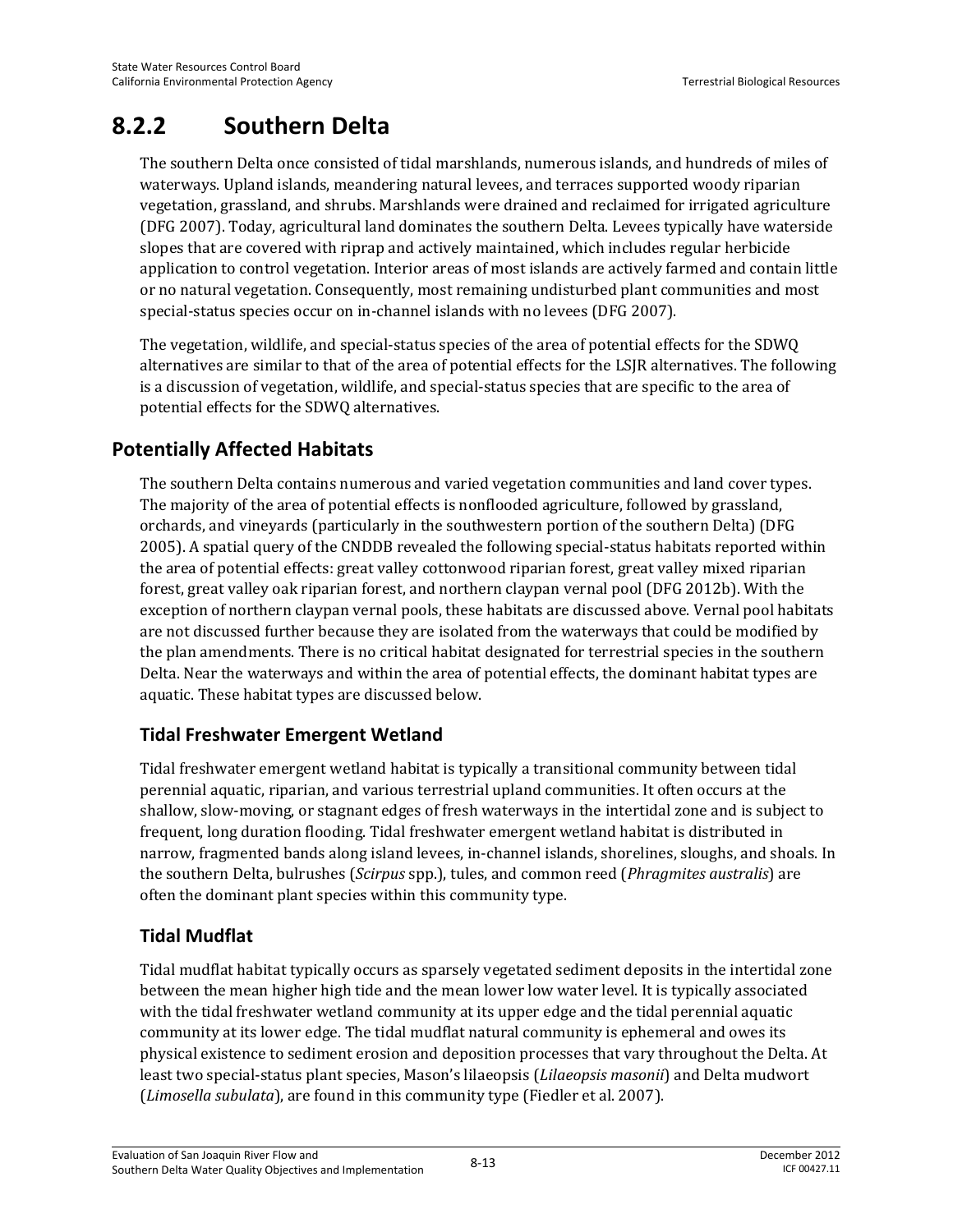## 8.2.2 Southern Delta

The southern Delta once consisted of tidal marshlands, numerous islands, and hundreds of miles of waterways. Upland islands, meandering natural levees, and terraces supported woody riparian vegetation, grassland, and shrubs. Marshlands were drained and reclaimed for irrigated agriculture (DFG 2007). Today, agricultural land dominates the southern Delta. Levees typically have waterside slopes that are covered with riprap and actively maintained, which includes regular herbicide application to control vegetation. Interior areas of most islands are actively farmed and contain little or no natural vegetation. Consequently, most remaining undisturbed plant communities and most special-status species occur on in-channel islands with no levees (DFG 2007).

The vegetation, wildlife, and special-status species of the area of potential effects for the SDWQ alternatives are similar to that of the area of potential effects for the LSJR alternatives. The following is a discussion of vegetation, wildlife, and special-status species that are specific to the area of potential effects for the SDWQ alternatives.

### Potentially Affected Habitats

The southern Delta contains numerous and varied vegetation communities and land cover types. The majority of the area of potential effects is nonflooded agriculture, followed by grassland, orchards, and vineyards (particularly in the southwestern portion of the southern Delta) (DFG 2005). A spatial query of the CNDDB revealed the following special-status habitats reported within the area of potential effects: great valley cottonwood riparian forest, great valley mixed riparian forest, great valley oak riparian forest, and northern claypan vernal pool (DFG 2012b). With the exception of northern claypan vernal pools, these habitats are discussed above. Vernal pool habitats are not discussed further because they are isolated from the waterways that could be modified by the plan amendments. There is no critical habitat designated for terrestrial species in the southern Delta. Near the waterways and within the area of potential effects, the dominant habitat types are aquatic. These habitat types are discussed below.

#### Tidal Freshwater Emergent Wetland

Tidal freshwater emergent wetland habitat is typically a transitional community between tidal perennial aquatic, riparian, and various terrestrial upland communities. It often occurs at the shallow, slow-moving, or stagnant edges of fresh waterways in the intertidal zone and is subject to frequent, long duration flooding. Tidal freshwater emergent wetland habitat is distributed in narrow, fragmented bands along island levees, in-channel islands, shorelines, sloughs, and shoals. In the southern Delta, bulrushes (*Scirpus* spp.), tules, and common reed (*Phragmites australis*) are often the dominant plant species within this community type.

#### Tidal Mudflat

Tidal mudflat habitat typically occurs as sparsely vegetated sediment deposits in the intertidal zone between the mean higher high tide and the mean lower low water level. It is typically associated with the tidal freshwater wetland community at its upper edge and the tidal perennial aquatic community at its lower edge. The tidal mudflat natural community is ephemeral and owes its physical existence to sediment erosion and deposition processes that vary throughout the Delta. At least two special-status plant species, Mason's lilaeopsis (*Lilaeopsis masonii*) and Delta mudwort (*Limosella subulata*), are found in this community type (Fiedler et al. 2007).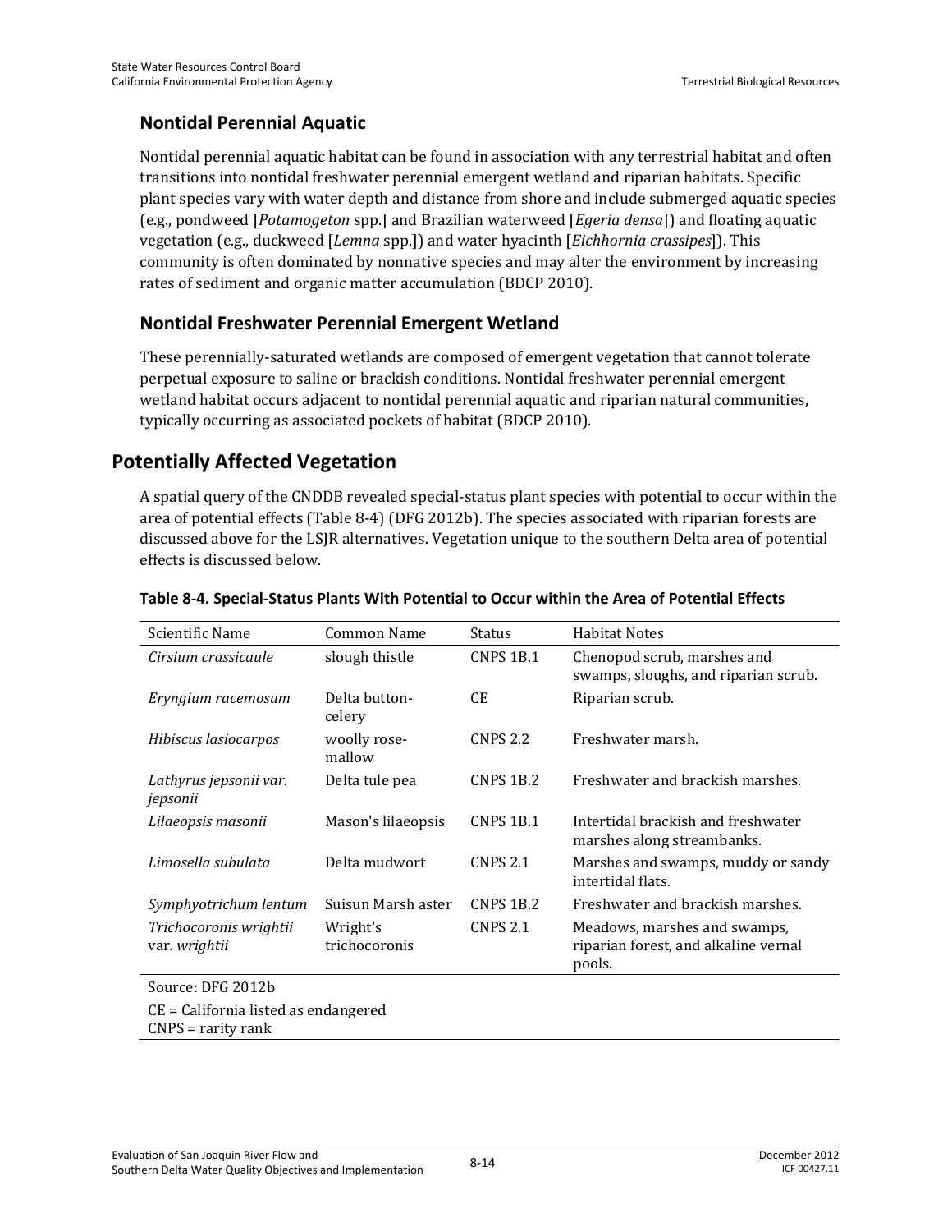### Nontidal Perennial Aquatic

Nontidal perennial aquatic habitat can be found in association with any terrestrial habitat and often transitions into nontidal freshwater perennial emergent wetland and riparian habitats. Specific plant species vary with water depth and distance from shore and include submerged aquatic species (e.g., pondweed [*Potamogeton* spp.] and Brazilian waterweed [*Egeria densa*]) and floating aquatic vegetation (e.g., duckweed [*Lemna* spp.]) and water hyacinth [*Eichhornia crassipes*]). This community is often dominated by nonnative species and may alter the environment by increasing rates of sediment and organic matter accumulation (BDCP 2010).

### Nontidal Freshwater Perennial Emergent Wetland

These perennially-saturated wetlands are composed of emergent vegetation that cannot tolerate perpetual exposure to saline or brackish conditions. Nontidal freshwater perennial emergent wetland habitat occurs adjacent to nontidal perennial aquatic and riparian natural communities, typically occurring as associated pockets of habitat (BDCP 2010).

## Potentially Affected Vegetation

A spatial query of the CNDDB revealed special-status plant species with potential to occur within the area of potential effects (Table 8-4) (DFG 2012b). The species associated with riparian forests are discussed above for the LSJR alternatives. Vegetation unique to the southern Delta area of potential effects is discussed below.

**Table 8-4. Special-Status Plants With Potential to Occur within the Area of Potential Effects**

| Scientific Name | Common Name | Status | Habitat Notes |
|---|---|---|---|
| *Cirsium crassicaule* | slough thistle | CNPS 1B.1 | Chenopod scrub, marshes and swamps, sloughs, and riparian scrub. |
| *Eryngium racemosum* | Delta button-celery | CE | Riparian scrub. |
| *Hibiscus lasiocarpos* | woolly rose-mallow | CNPS 2.2 | Freshwater marsh. |
| *Lathyrus jepsonii var. jepsonii* | Delta tule pea | CNPS 1B.2 | Freshwater and brackish marshes. |
| *Lilaeopsis masonii* | Mason's lilaeopsis | CNPS 1B.1 | Intertidal brackish and freshwater marshes along streambanks. |
| *Limosella subulata* | Delta mudwort | CNPS 2.1 | Marshes and swamps, muddy or sandy intertidal flats. |
| *Symphyotrichum lentum* | Suisun Marsh aster | CNPS 1B.2 | Freshwater and brackish marshes. |
| *Trichocoronis wrightii* var. *wrightii* | Wright's trichocoronis | CNPS 2.1 | Meadows, marshes and swamps, riparian forest, and alkaline vernal pools. |

Source: DFG 2012b

CE = California listed as endangered
CNPS = rarity rank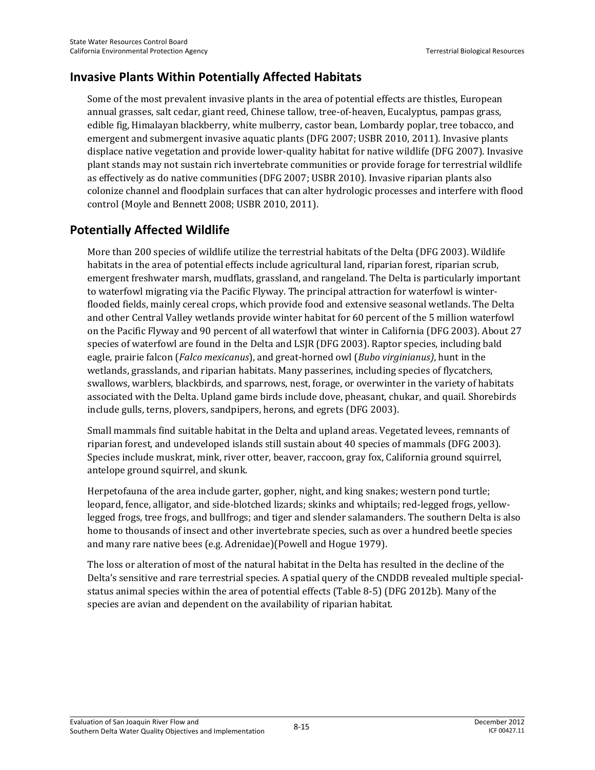## Invasive Plants Within Potentially Affected Habitats

Some of the most prevalent invasive plants in the area of potential effects are thistles, European annual grasses, salt cedar, giant reed, Chinese tallow, tree-of-heaven, Eucalyptus, pampas grass, edible fig, Himalayan blackberry, white mulberry, castor bean, Lombardy poplar, tree tobacco, and emergent and submergent invasive aquatic plants (DFG 2007; USBR 2010, 2011). Invasive plants displace native vegetation and provide lower-quality habitat for native wildlife (DFG 2007). Invasive plant stands may not sustain rich invertebrate communities or provide forage for terrestrial wildlife as effectively as do native communities (DFG 2007; USBR 2010). Invasive riparian plants also colonize channel and floodplain surfaces that can alter hydrologic processes and interfere with flood control (Moyle and Bennett 2008; USBR 2010, 2011).

## Potentially Affected Wildlife

More than 200 species of wildlife utilize the terrestrial habitats of the Delta (DFG 2003). Wildlife habitats in the area of potential effects include agricultural land, riparian forest, riparian scrub, emergent freshwater marsh, mudflats, grassland, and rangeland. The Delta is particularly important to waterfowl migrating via the Pacific Flyway. The principal attraction for waterfowl is winter-flooded fields, mainly cereal crops, which provide food and extensive seasonal wetlands. The Delta and other Central Valley wetlands provide winter habitat for 60 percent of the 5 million waterfowl on the Pacific Flyway and 90 percent of all waterfowl that winter in California (DFG 2003). About 27 species of waterfowl are found in the Delta and LSJR (DFG 2003). Raptor species, including bald eagle, prairie falcon (*Falco mexicanus*), and great-horned owl (*Bubo virginianus)*, hunt in the wetlands, grasslands, and riparian habitats. Many passerines, including species of flycatchers, swallows, warblers, blackbirds, and sparrows, nest, forage, or overwinter in the variety of habitats associated with the Delta. Upland game birds include dove, pheasant, chukar, and quail. Shorebirds include gulls, terns, plovers, sandpipers, herons, and egrets (DFG 2003).

Small mammals find suitable habitat in the Delta and upland areas. Vegetated levees, remnants of riparian forest, and undeveloped islands still sustain about 40 species of mammals (DFG 2003). Species include muskrat, mink, river otter, beaver, raccoon, gray fox, California ground squirrel, antelope ground squirrel, and skunk.

Herpetofauna of the area include garter, gopher, night, and king snakes; western pond turtle; leopard, fence, alligator, and side-blotched lizards; skinks and whiptails; red-legged frogs, yellow-legged frogs, tree frogs, and bullfrogs; and tiger and slender salamanders. The southern Delta is also home to thousands of insect and other invertebrate species, such as over a hundred beetle species and many rare native bees (e.g. Adrenidae)(Powell and Hogue 1979).

The loss or alteration of most of the natural habitat in the Delta has resulted in the decline of the Delta's sensitive and rare terrestrial species. A spatial query of the CNDDB revealed multiple special-status animal species within the area of potential effects (Table 8-5) (DFG 2012b). Many of the species are avian and dependent on the availability of riparian habitat.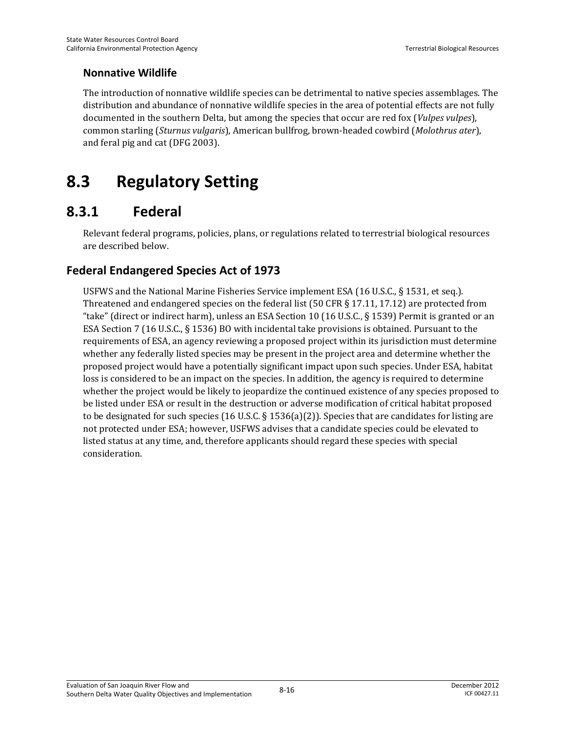### Nonnative Wildlife

The introduction of nonnative wildlife species can be detrimental to native species assemblages. The distribution and abundance of nonnative wildlife species in the area of potential effects are not fully documented in the southern Delta, but among the species that occur are red fox (*Vulpes vulpes*), common starling (*Sturnus vulgaris*), American bullfrog, brown-headed cowbird (*Molothrus ater*), and feral pig and cat (DFG 2003).

# 8.3 Regulatory Setting

## 8.3.1 Federal

Relevant federal programs, policies, plans, or regulations related to terrestrial biological resources are described below.

### Federal Endangered Species Act of 1973

USFWS and the National Marine Fisheries Service implement ESA (16 U.S.C., § 1531, et seq.). Threatened and endangered species on the federal list (50 CFR § 17.11, 17.12) are protected from "take" (direct or indirect harm), unless an ESA Section 10 (16 U.S.C., § 1539) Permit is granted or an ESA Section 7 (16 U.S.C., § 1536) BO with incidental take provisions is obtained. Pursuant to the requirements of ESA, an agency reviewing a proposed project within its jurisdiction must determine whether any federally listed species may be present in the project area and determine whether the proposed project would have a potentially significant impact upon such species. Under ESA, habitat loss is considered to be an impact on the species. In addition, the agency is required to determine whether the project would be likely to jeopardize the continued existence of any species proposed to be listed under ESA or result in the destruction or adverse modification of critical habitat proposed to be designated for such species (16 U.S.C. § 1536(a)(2)). Species that are candidates for listing are not protected under ESA; however, USFWS advises that a candidate species could be elevated to listed status at any time, and, therefore applicants should regard these species with special consideration.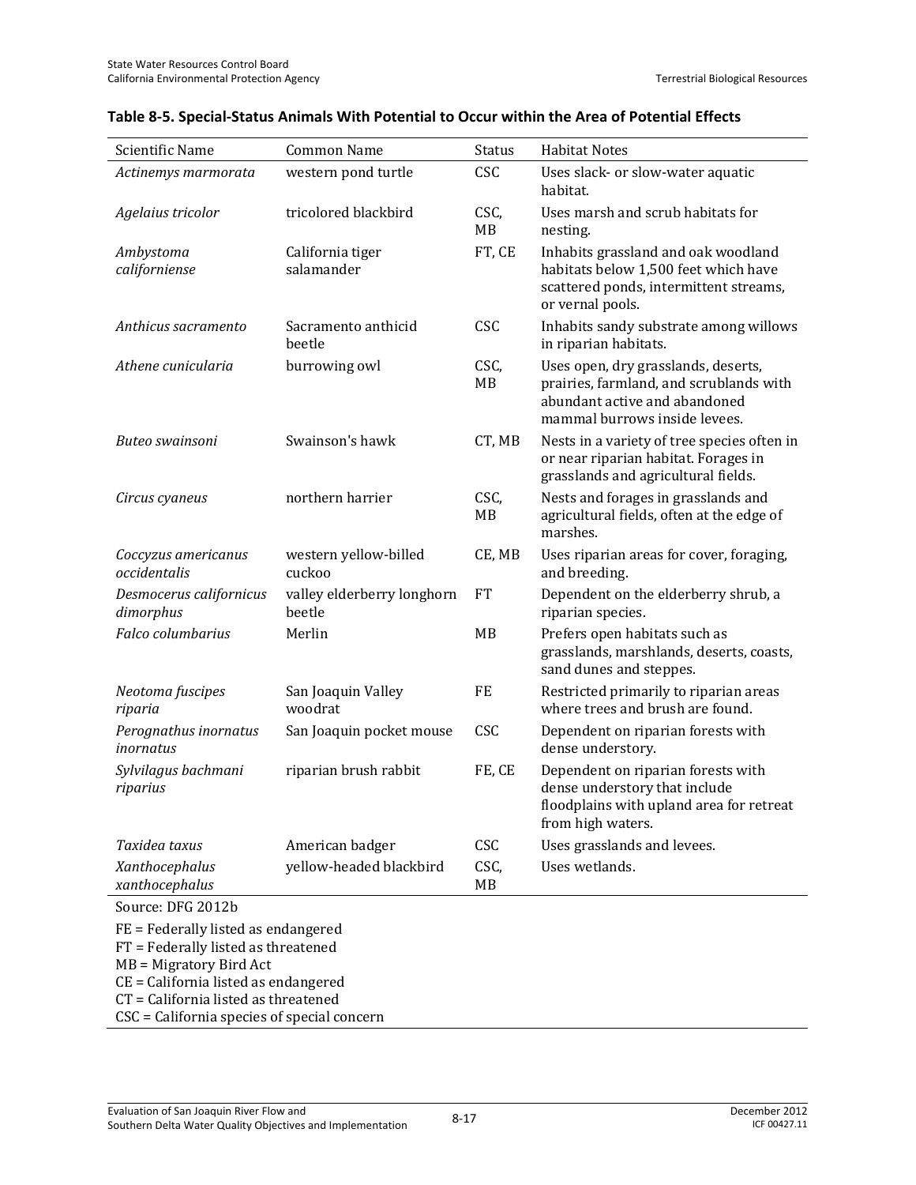**Table 8-5. Special-Status Animals With Potential to Occur within the Area of Potential Effects**

| Scientific Name | Common Name | Status | Habitat Notes |
|---|---|---|---|
| *Actinemys marmorata* | western pond turtle | CSC | Uses slack- or slow-water aquatic habitat. |
| *Agelaius tricolor* | tricolored blackbird | CSC, MB | Uses marsh and scrub habitats for nesting. |
| *Ambystoma californiense* | California tiger salamander | FT, CE | Inhabits grassland and oak woodland habitats below 1,500 feet which have scattered ponds, intermittent streams, or vernal pools. |
| *Anthicus sacramento* | Sacramento anthicid beetle | CSC | Inhabits sandy substrate among willows in riparian habitats. |
| *Athene cunicularia* | burrowing owl | CSC, MB | Uses open, dry grasslands, deserts, prairies, farmland, and scrublands with abundant active and abandoned mammal burrows inside levees. |
| *Buteo swainsoni* | Swainson's hawk | CT, MB | Nests in a variety of tree species often in or near riparian habitat. Forages in grasslands and agricultural fields. |
| *Circus cyaneus* | northern harrier | CSC, MB | Nests and forages in grasslands and agricultural fields, often at the edge of marshes. |
| *Coccyzus americanus occidentalis* | western yellow-billed cuckoo | CE, MB | Uses riparian areas for cover, foraging, and breeding. |
| *Desmocerus californicus dimorphus* | valley elderberry longhorn beetle | FT | Dependent on the elderberry shrub, a riparian species. |
| *Falco columbarius* | Merlin | MB | Prefers open habitats such as grasslands, marshlands, deserts, coasts, sand dunes and steppes. |
| *Neotoma fuscipes riparia* | San Joaquin Valley woodrat | FE | Restricted primarily to riparian areas where trees and brush are found. |
| *Perognathus inornatus inornatus* | San Joaquin pocket mouse | CSC | Dependent on riparian forests with dense understory. |
| *Sylvilagus bachmani riparius* | riparian brush rabbit | FE, CE | Dependent on riparian forests with dense understory that include floodplains with upland area for retreat from high waters. |
| *Taxidea taxus* | American badger | CSC | Uses grasslands and levees. |
| *Xanthocephalus xanthocephalus* | yellow-headed blackbird | CSC, MB | Uses wetlands. |

Source: DFG 2012b

FE = Federally listed as endangered
FT = Federally listed as threatened
MB = Migratory Bird Act
CE = California listed as endangered
CT = California listed as threatened
CSC = California species of special concern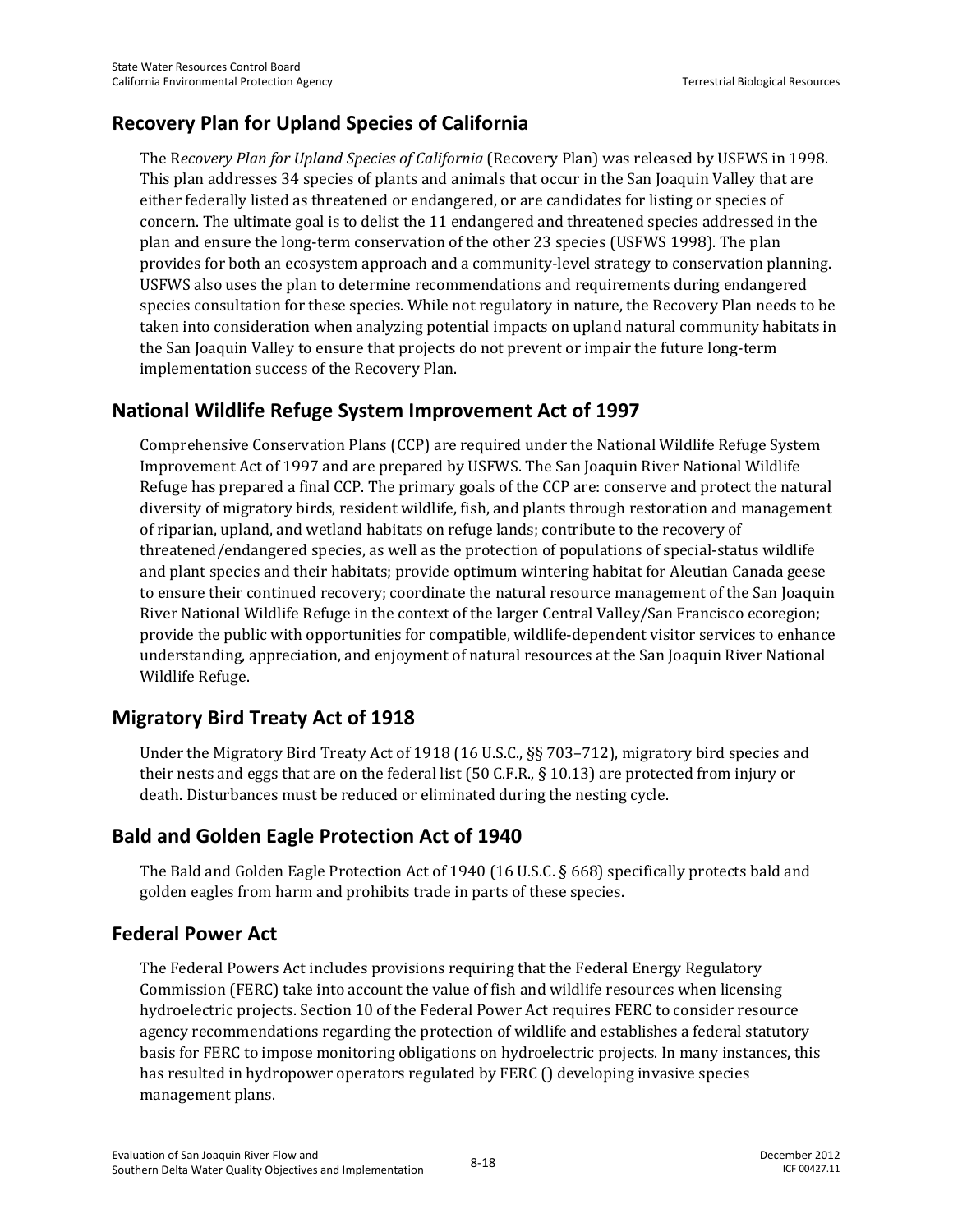## Recovery Plan for Upland Species of California

The R*ecovery Plan for Upland Species of California* (Recovery Plan) was released by USFWS in 1998. This plan addresses 34 species of plants and animals that occur in the San Joaquin Valley that are either federally listed as threatened or endangered, or are candidates for listing or species of concern. The ultimate goal is to delist the 11 endangered and threatened species addressed in the plan and ensure the long-term conservation of the other 23 species (USFWS 1998). The plan provides for both an ecosystem approach and a community-level strategy to conservation planning. USFWS also uses the plan to determine recommendations and requirements during endangered species consultation for these species. While not regulatory in nature, the Recovery Plan needs to be taken into consideration when analyzing potential impacts on upland natural community habitats in the San Joaquin Valley to ensure that projects do not prevent or impair the future long-term implementation success of the Recovery Plan.

## National Wildlife Refuge System Improvement Act of 1997

Comprehensive Conservation Plans (CCP) are required under the National Wildlife Refuge System Improvement Act of 1997 and are prepared by USFWS. The San Joaquin River National Wildlife Refuge has prepared a final CCP. The primary goals of the CCP are: conserve and protect the natural diversity of migratory birds, resident wildlife, fish, and plants through restoration and management of riparian, upland, and wetland habitats on refuge lands; contribute to the recovery of threatened/endangered species, as well as the protection of populations of special-status wildlife and plant species and their habitats; provide optimum wintering habitat for Aleutian Canada geese to ensure their continued recovery; coordinate the natural resource management of the San Joaquin River National Wildlife Refuge in the context of the larger Central Valley/San Francisco ecoregion; provide the public with opportunities for compatible, wildlife-dependent visitor services to enhance understanding, appreciation, and enjoyment of natural resources at the San Joaquin River National Wildlife Refuge.

## Migratory Bird Treaty Act of 1918

Under the Migratory Bird Treaty Act of 1918 (16 U.S.C., §§ 703–712), migratory bird species and their nests and eggs that are on the federal list (50 C.F.R., § 10.13) are protected from injury or death. Disturbances must be reduced or eliminated during the nesting cycle.

## Bald and Golden Eagle Protection Act of 1940

The Bald and Golden Eagle Protection Act of 1940 (16 U.S.C. § 668) specifically protects bald and golden eagles from harm and prohibits trade in parts of these species.

## Federal Power Act

The Federal Powers Act includes provisions requiring that the Federal Energy Regulatory Commission (FERC) take into account the value of fish and wildlife resources when licensing hydroelectric projects. Section 10 of the Federal Power Act requires FERC to consider resource agency recommendations regarding the protection of wildlife and establishes a federal statutory basis for FERC to impose monitoring obligations on hydroelectric projects. In many instances, this has resulted in hydropower operators regulated by FERC () developing invasive species management plans.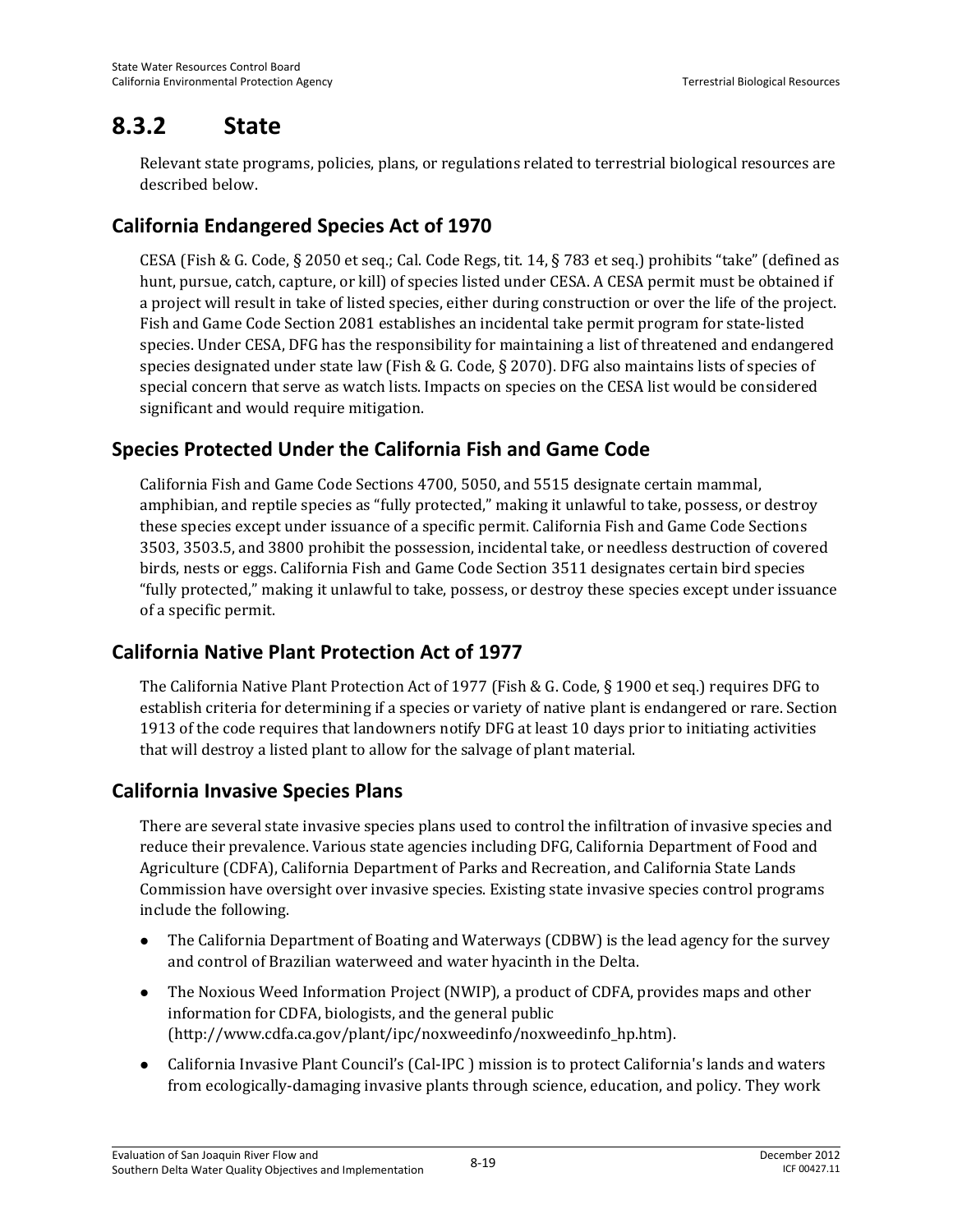## 8.3.2 State

Relevant state programs, policies, plans, or regulations related to terrestrial biological resources are described below.

### California Endangered Species Act of 1970

CESA (Fish & G. Code, § 2050 et seq.; Cal. Code Regs, tit. 14, § 783 et seq.) prohibits "take" (defined as hunt, pursue, catch, capture, or kill) of species listed under CESA. A CESA permit must be obtained if a project will result in take of listed species, either during construction or over the life of the project. Fish and Game Code Section 2081 establishes an incidental take permit program for state-listed species. Under CESA, DFG has the responsibility for maintaining a list of threatened and endangered species designated under state law (Fish & G. Code, § 2070). DFG also maintains lists of species of special concern that serve as watch lists. Impacts on species on the CESA list would be considered significant and would require mitigation.

### Species Protected Under the California Fish and Game Code

California Fish and Game Code Sections 4700, 5050, and 5515 designate certain mammal, amphibian, and reptile species as "fully protected," making it unlawful to take, possess, or destroy these species except under issuance of a specific permit. California Fish and Game Code Sections 3503, 3503.5, and 3800 prohibit the possession, incidental take, or needless destruction of covered birds, nests or eggs. California Fish and Game Code Section 3511 designates certain bird species "fully protected," making it unlawful to take, possess, or destroy these species except under issuance of a specific permit.

### California Native Plant Protection Act of 1977

The California Native Plant Protection Act of 1977 (Fish & G. Code, § 1900 et seq.) requires DFG to establish criteria for determining if a species or variety of native plant is endangered or rare. Section 1913 of the code requires that landowners notify DFG at least 10 days prior to initiating activities that will destroy a listed plant to allow for the salvage of plant material.

### California Invasive Species Plans

There are several state invasive species plans used to control the infiltration of invasive species and reduce their prevalence. Various state agencies including DFG, California Department of Food and Agriculture (CDFA), California Department of Parks and Recreation, and California State Lands Commission have oversight over invasive species. Existing state invasive species control programs include the following.

- The California Department of Boating and Waterways (CDBW) is the lead agency for the survey and control of Brazilian waterweed and water hyacinth in the Delta.
- The Noxious Weed Information Project (NWIP), a product of CDFA, provides maps and other information for CDFA, biologists, and the general public (http://www.cdfa.ca.gov/plant/ipc/noxweedinfo/noxweedinfo_hp.htm).
- California Invasive Plant Council's (Cal-IPC ) mission is to protect California's lands and waters from ecologically-damaging invasive plants through science, education, and policy. They work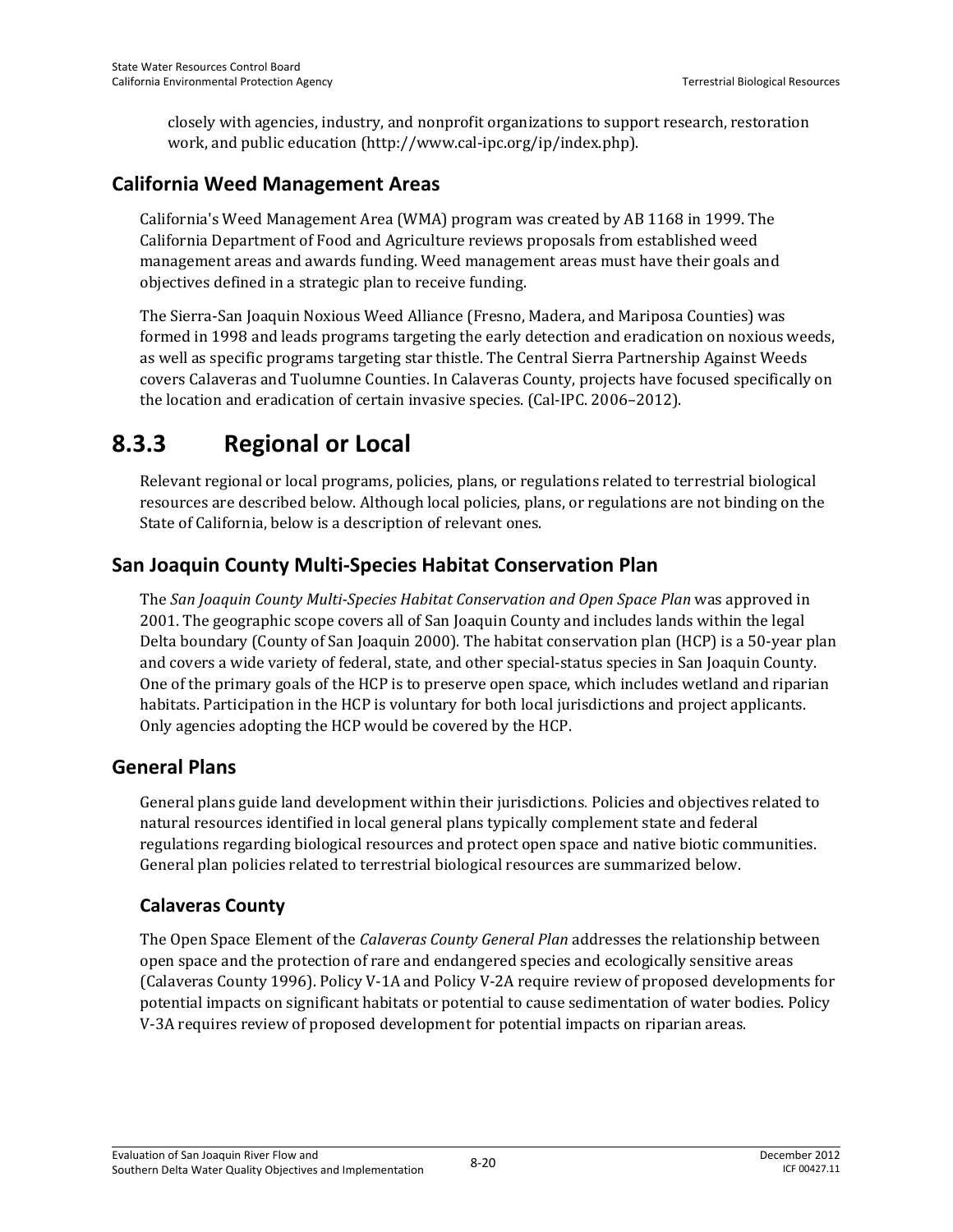closely with agencies, industry, and nonprofit organizations to support research, restoration work, and public education (http://www.cal-ipc.org/ip/index.php).

## California Weed Management Areas

California's Weed Management Area (WMA) program was created by AB 1168 in 1999. The California Department of Food and Agriculture reviews proposals from established weed management areas and awards funding. Weed management areas must have their goals and objectives defined in a strategic plan to receive funding.

The Sierra-San Joaquin Noxious Weed Alliance (Fresno, Madera, and Mariposa Counties) was formed in 1998 and leads programs targeting the early detection and eradication on noxious weeds, as well as specific programs targeting star thistle. The Central Sierra Partnership Against Weeds covers Calaveras and Tuolumne Counties. In Calaveras County, projects have focused specifically on the location and eradication of certain invasive species. (Cal-IPC. 2006–2012).

# 8.3.3 Regional or Local

Relevant regional or local programs, policies, plans, or regulations related to terrestrial biological resources are described below. Although local policies, plans, or regulations are not binding on the State of California, below is a description of relevant ones.

## San Joaquin County Multi-Species Habitat Conservation Plan

The *San Joaquin County Multi-Species Habitat Conservation and Open Space Plan* was approved in 2001. The geographic scope covers all of San Joaquin County and includes lands within the legal Delta boundary (County of San Joaquin 2000). The habitat conservation plan (HCP) is a 50-year plan and covers a wide variety of federal, state, and other special-status species in San Joaquin County. One of the primary goals of the HCP is to preserve open space, which includes wetland and riparian habitats. Participation in the HCP is voluntary for both local jurisdictions and project applicants. Only agencies adopting the HCP would be covered by the HCP.

## General Plans

General plans guide land development within their jurisdictions. Policies and objectives related to natural resources identified in local general plans typically complement state and federal regulations regarding biological resources and protect open space and native biotic communities. General plan policies related to terrestrial biological resources are summarized below.

### Calaveras County

The Open Space Element of the *Calaveras County General Plan* addresses the relationship between open space and the protection of rare and endangered species and ecologically sensitive areas (Calaveras County 1996). Policy V-1A and Policy V-2A require review of proposed developments for potential impacts on significant habitats or potential to cause sedimentation of water bodies. Policy V-3A requires review of proposed development for potential impacts on riparian areas.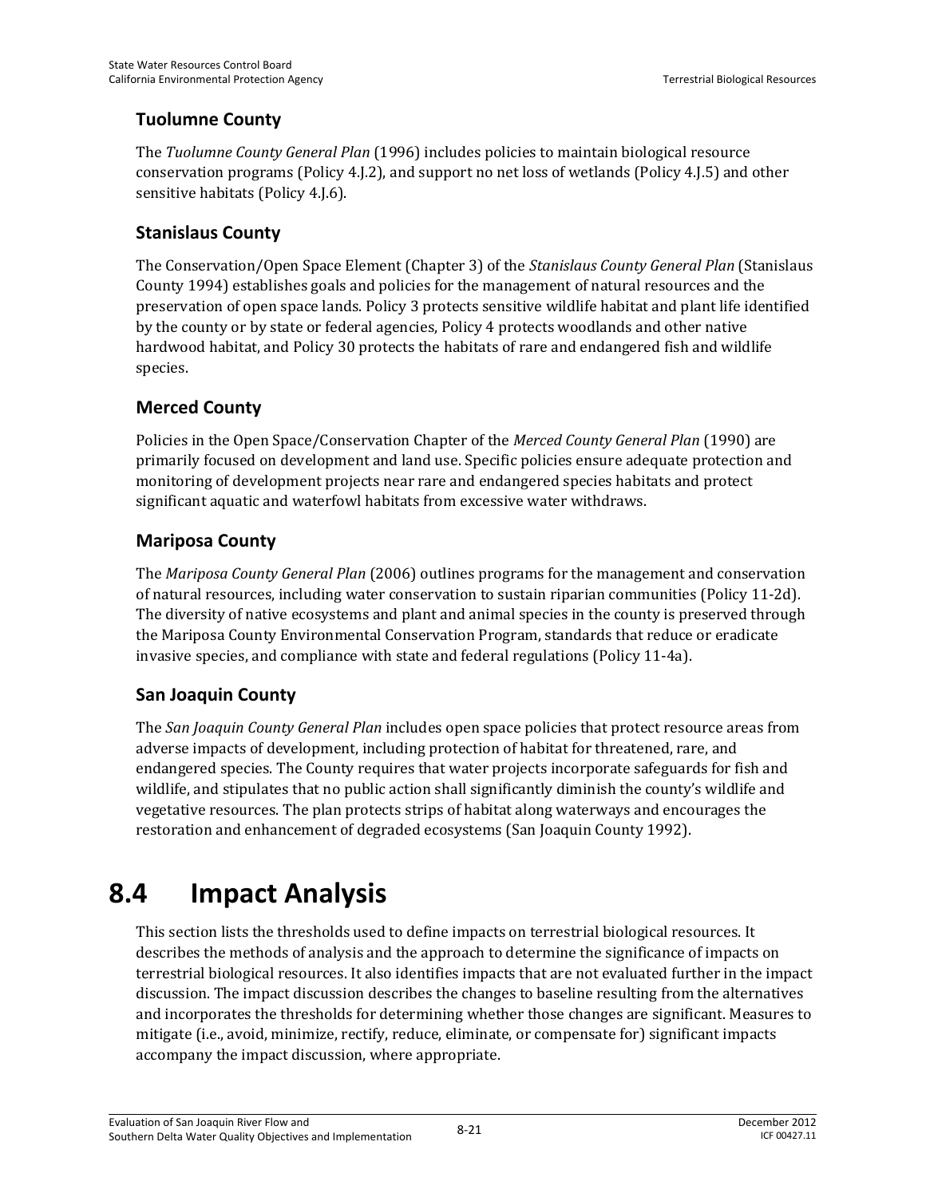### Tuolumne County

The *Tuolumne County General Plan* (1996) includes policies to maintain biological resource conservation programs (Policy 4.J.2), and support no net loss of wetlands (Policy 4.J.5) and other sensitive habitats (Policy 4.J.6).

### Stanislaus County

The Conservation/Open Space Element (Chapter 3) of the *Stanislaus County General Plan* (Stanislaus County 1994) establishes goals and policies for the management of natural resources and the preservation of open space lands. Policy 3 protects sensitive wildlife habitat and plant life identified by the county or by state or federal agencies, Policy 4 protects woodlands and other native hardwood habitat, and Policy 30 protects the habitats of rare and endangered fish and wildlife species.

### Merced County

Policies in the Open Space/Conservation Chapter of the *Merced County General Plan* (1990) are primarily focused on development and land use. Specific policies ensure adequate protection and monitoring of development projects near rare and endangered species habitats and protect significant aquatic and waterfowl habitats from excessive water withdraws.

### Mariposa County

The *Mariposa County General Plan* (2006) outlines programs for the management and conservation of natural resources, including water conservation to sustain riparian communities (Policy 11-2d). The diversity of native ecosystems and plant and animal species in the county is preserved through the Mariposa County Environmental Conservation Program, standards that reduce or eradicate invasive species, and compliance with state and federal regulations (Policy 11-4a).

### San Joaquin County

The *San Joaquin County General Plan* includes open space policies that protect resource areas from adverse impacts of development, including protection of habitat for threatened, rare, and endangered species. The County requires that water projects incorporate safeguards for fish and wildlife, and stipulates that no public action shall significantly diminish the county's wildlife and vegetative resources. The plan protects strips of habitat along waterways and encourages the restoration and enhancement of degraded ecosystems (San Joaquin County 1992).

# 8.4 Impact Analysis

This section lists the thresholds used to define impacts on terrestrial biological resources. It describes the methods of analysis and the approach to determine the significance of impacts on terrestrial biological resources. It also identifies impacts that are not evaluated further in the impact discussion. The impact discussion describes the changes to baseline resulting from the alternatives and incorporates the thresholds for determining whether those changes are significant. Measures to mitigate (i.e., avoid, minimize, rectify, reduce, eliminate, or compensate for) significant impacts accompany the impact discussion, where appropriate.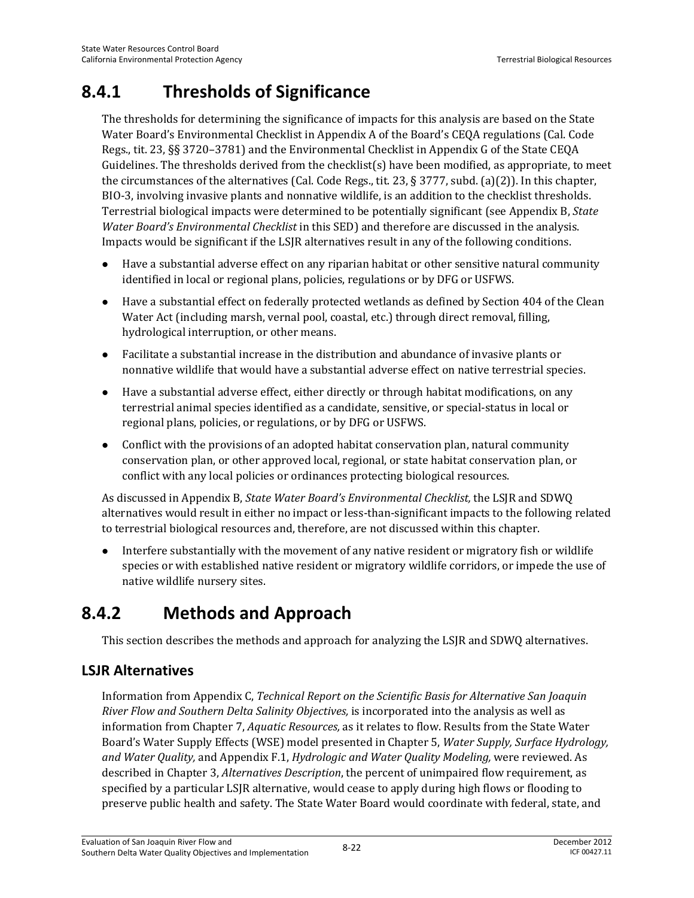## 8.4.1 Thresholds of Significance

The thresholds for determining the significance of impacts for this analysis are based on the State Water Board's Environmental Checklist in Appendix A of the Board's CEQA regulations (Cal. Code Regs., tit. 23, §§ 3720–3781) and the Environmental Checklist in Appendix G of the State CEQA Guidelines. The thresholds derived from the checklist(s) have been modified, as appropriate, to meet the circumstances of the alternatives (Cal. Code Regs., tit. 23, § 3777, subd. (a)(2)). In this chapter, BIO-3, involving invasive plants and nonnative wildlife, is an addition to the checklist thresholds. Terrestrial biological impacts were determined to be potentially significant (see Appendix B, *State Water Board's Environmental Checklist* in this SED) and therefore are discussed in the analysis. Impacts would be significant if the LSJR alternatives result in any of the following conditions.

- Have a substantial adverse effect on any riparian habitat or other sensitive natural community identified in local or regional plans, policies, regulations or by DFG or USFWS.
- Have a substantial effect on federally protected wetlands as defined by Section 404 of the Clean Water Act (including marsh, vernal pool, coastal, etc.) through direct removal, filling, hydrological interruption, or other means.
- Facilitate a substantial increase in the distribution and abundance of invasive plants or nonnative wildlife that would have a substantial adverse effect on native terrestrial species.
- Have a substantial adverse effect, either directly or through habitat modifications, on any terrestrial animal species identified as a candidate, sensitive, or special-status in local or regional plans, policies, or regulations, or by DFG or USFWS.
- Conflict with the provisions of an adopted habitat conservation plan, natural community conservation plan, or other approved local, regional, or state habitat conservation plan, or conflict with any local policies or ordinances protecting biological resources.

As discussed in Appendix B, *State Water Board's Environmental Checklist,* the LSJR and SDWQ alternatives would result in either no impact or less-than-significant impacts to the following related to terrestrial biological resources and, therefore, are not discussed within this chapter.

- Interfere substantially with the movement of any native resident or migratory fish or wildlife species or with established native resident or migratory wildlife corridors, or impede the use of native wildlife nursery sites.

## 8.4.2 Methods and Approach

This section describes the methods and approach for analyzing the LSJR and SDWQ alternatives.

### LSJR Alternatives

Information from Appendix C, *Technical Report on the Scientific Basis for Alternative San Joaquin River Flow and Southern Delta Salinity Objectives,* is incorporated into the analysis as well as information from Chapter 7, *Aquatic Resources,* as it relates to flow. Results from the State Water Board's Water Supply Effects (WSE) model presented in Chapter 5, *Water Supply, Surface Hydrology, and Water Quality,* and Appendix F.1, *Hydrologic and Water Quality Modeling,* were reviewed. As described in Chapter 3, *Alternatives Description*, the percent of unimpaired flow requirement, as specified by a particular LSJR alternative, would cease to apply during high flows or flooding to preserve public health and safety. The State Water Board would coordinate with federal, state, and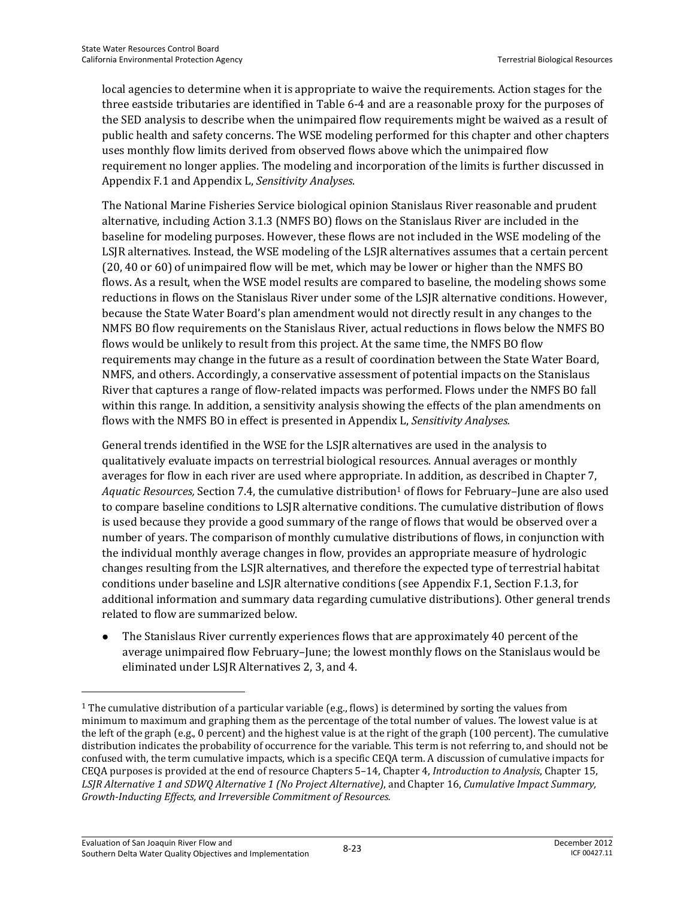local agencies to determine when it is appropriate to waive the requirements. Action stages for the three eastside tributaries are identified in Table 6-4 and are a reasonable proxy for the purposes of the SED analysis to describe when the unimpaired flow requirements might be waived as a result of public health and safety concerns. The WSE modeling performed for this chapter and other chapters uses monthly flow limits derived from observed flows above which the unimpaired flow requirement no longer applies. The modeling and incorporation of the limits is further discussed in Appendix F.1 and Appendix L, *Sensitivity Analyses*.

The National Marine Fisheries Service biological opinion Stanislaus River reasonable and prudent alternative, including Action 3.1.3 (NMFS BO) flows on the Stanislaus River are included in the baseline for modeling purposes. However, these flows are not included in the WSE modeling of the LSJR alternatives. Instead, the WSE modeling of the LSJR alternatives assumes that a certain percent (20, 40 or 60) of unimpaired flow will be met, which may be lower or higher than the NMFS BO flows. As a result, when the WSE model results are compared to baseline, the modeling shows some reductions in flows on the Stanislaus River under some of the LSJR alternative conditions. However, because the State Water Board's plan amendment would not directly result in any changes to the NMFS BO flow requirements on the Stanislaus River, actual reductions in flows below the NMFS BO flows would be unlikely to result from this project. At the same time, the NMFS BO flow requirements may change in the future as a result of coordination between the State Water Board, NMFS, and others. Accordingly, a conservative assessment of potential impacts on the Stanislaus River that captures a range of flow-related impacts was performed. Flows under the NMFS BO fall within this range. In addition, a sensitivity analysis showing the effects of the plan amendments on flows with the NMFS BO in effect is presented in Appendix L, *Sensitivity Analyses.*

General trends identified in the WSE for the LSJR alternatives are used in the analysis to qualitatively evaluate impacts on terrestrial biological resources. Annual averages or monthly averages for flow in each river are used where appropriate. In addition, as described in Chapter 7, *Aquatic Resources,* Section 7.4, the cumulative distribution[1] of flows for February–June are also used to compare baseline conditions to LSJR alternative conditions. The cumulative distribution of flows is used because they provide a good summary of the range of flows that would be observed over a number of years. The comparison of monthly cumulative distributions of flows, in conjunction with the individual monthly average changes in flow, provides an appropriate measure of hydrologic changes resulting from the LSJR alternatives, and therefore the expected type of terrestrial habitat conditions under baseline and LSJR alternative conditions (see Appendix F.1, Section F.1.3, for additional information and summary data regarding cumulative distributions). Other general trends related to flow are summarized below.

- The Stanislaus River currently experiences flows that are approximately 40 percent of the average unimpaired flow February–June; the lowest monthly flows on the Stanislaus would be eliminated under LSJR Alternatives 2, 3, and 4.

---

[1] The cumulative distribution of a particular variable (e.g., flows) is determined by sorting the values from minimum to maximum and graphing them as the percentage of the total number of values. The lowest value is at the left of the graph (e.g., 0 percent) and the highest value is at the right of the graph (100 percent). The cumulative distribution indicates the probability of occurrence for the variable. This term is not referring to, and should not be confused with, the term cumulative impacts, which is a specific CEQA term. A discussion of cumulative impacts for CEQA purposes is provided at the end of resource Chapters 5–14, Chapter 4, *Introduction to Analysis*, Chapter 15, *LSJR Alternative 1 and SDWQ Alternative 1 (No Project Alternative)*, and Chapter 16, *Cumulative Impact Summary, Growth-Inducing Effects, and Irreversible Commitment of Resources.*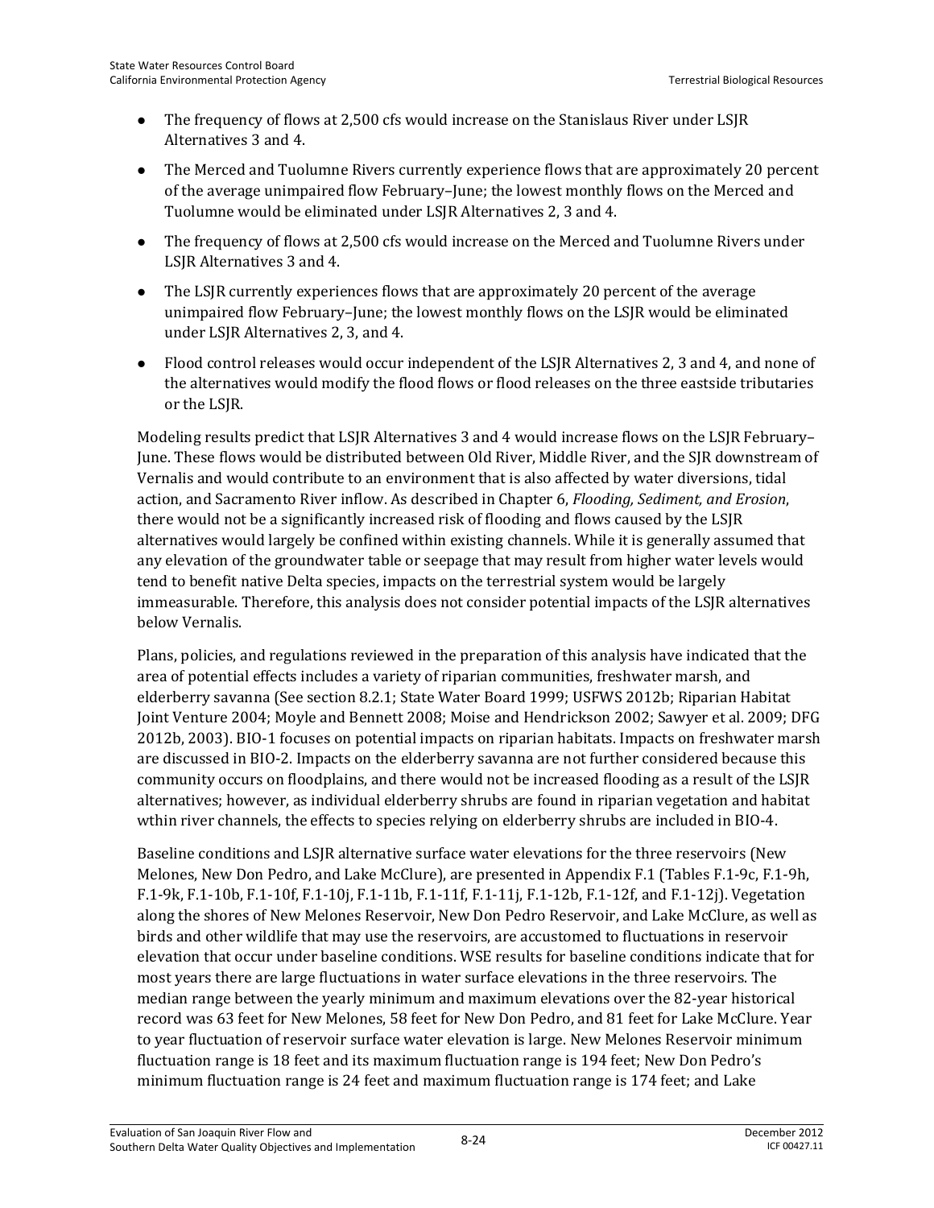- The frequency of flows at 2,500 cfs would increase on the Stanislaus River under LSJR Alternatives 3 and 4.
- The Merced and Tuolumne Rivers currently experience flows that are approximately 20 percent of the average unimpaired flow February–June; the lowest monthly flows on the Merced and Tuolumne would be eliminated under LSJR Alternatives 2, 3 and 4.
- The frequency of flows at 2,500 cfs would increase on the Merced and Tuolumne Rivers under LSJR Alternatives 3 and 4.
- The LSJR currently experiences flows that are approximately 20 percent of the average unimpaired flow February–June; the lowest monthly flows on the LSJR would be eliminated under LSJR Alternatives 2, 3, and 4.
- Flood control releases would occur independent of the LSJR Alternatives 2, 3 and 4, and none of the alternatives would modify the flood flows or flood releases on the three eastside tributaries or the LSJR.

Modeling results predict that LSJR Alternatives 3 and 4 would increase flows on the LSJR February–June. These flows would be distributed between Old River, Middle River, and the SJR downstream of Vernalis and would contribute to an environment that is also affected by water diversions, tidal action, and Sacramento River inflow. As described in Chapter 6, *Flooding, Sediment, and Erosion*, there would not be a significantly increased risk of flooding and flows caused by the LSJR alternatives would largely be confined within existing channels. While it is generally assumed that any elevation of the groundwater table or seepage that may result from higher water levels would tend to benefit native Delta species, impacts on the terrestrial system would be largely immeasurable. Therefore, this analysis does not consider potential impacts of the LSJR alternatives below Vernalis.

Plans, policies, and regulations reviewed in the preparation of this analysis have indicated that the area of potential effects includes a variety of riparian communities, freshwater marsh, and elderberry savanna (See section 8.2.1; State Water Board 1999; USFWS 2012b; Riparian Habitat Joint Venture 2004; Moyle and Bennett 2008; Moise and Hendrickson 2002; Sawyer et al. 2009; DFG 2012b, 2003). BIO-1 focuses on potential impacts on riparian habitats. Impacts on freshwater marsh are discussed in BIO-2. Impacts on the elderberry savanna are not further considered because this community occurs on floodplains, and there would not be increased flooding as a result of the LSJR alternatives; however, as individual elderberry shrubs are found in riparian vegetation and habitat wthin river channels, the effects to species relying on elderberry shrubs are included in BIO-4.

Baseline conditions and LSJR alternative surface water elevations for the three reservoirs (New Melones, New Don Pedro, and Lake McClure), are presented in Appendix F.1 (Tables F.1-9c, F.1-9h, F.1-9k, F.1-10b, F.1-10f, F.1-10j, F.1-11b, F.1-11f, F.1-11j, F.1-12b, F.1-12f, and F.1-12j). Vegetation along the shores of New Melones Reservoir, New Don Pedro Reservoir, and Lake McClure, as well as birds and other wildlife that may use the reservoirs, are accustomed to fluctuations in reservoir elevation that occur under baseline conditions. WSE results for baseline conditions indicate that for most years there are large fluctuations in water surface elevations in the three reservoirs. The median range between the yearly minimum and maximum elevations over the 82-year historical record was 63 feet for New Melones, 58 feet for New Don Pedro, and 81 feet for Lake McClure. Year to year fluctuation of reservoir surface water elevation is large. New Melones Reservoir minimum fluctuation range is 18 feet and its maximum fluctuation range is 194 feet; New Don Pedro's minimum fluctuation range is 24 feet and maximum fluctuation range is 174 feet; and Lake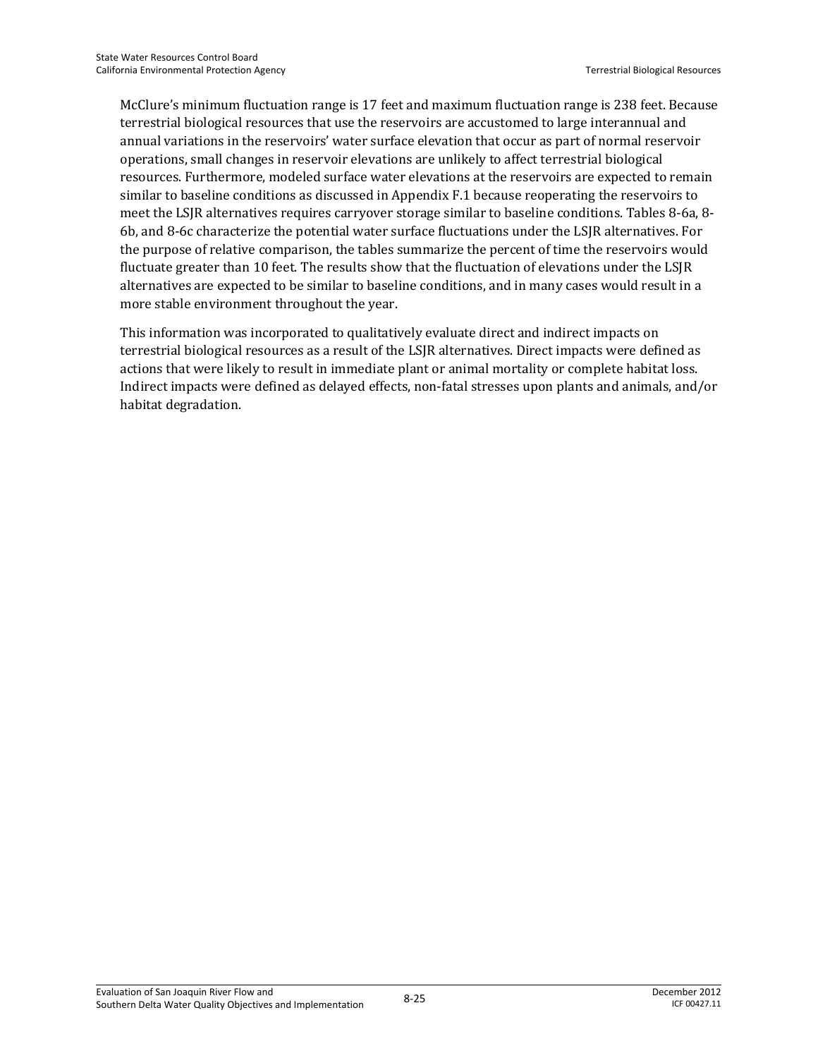McClure's minimum fluctuation range is 17 feet and maximum fluctuation range is 238 feet. Because terrestrial biological resources that use the reservoirs are accustomed to large interannual and annual variations in the reservoirs' water surface elevation that occur as part of normal reservoir operations, small changes in reservoir elevations are unlikely to affect terrestrial biological resources. Furthermore, modeled surface water elevations at the reservoirs are expected to remain similar to baseline conditions as discussed in Appendix F.1 because reoperating the reservoirs to meet the LSJR alternatives requires carryover storage similar to baseline conditions. Tables 8-6a, 8-6b, and 8-6c characterize the potential water surface fluctuations under the LSJR alternatives. For the purpose of relative comparison, the tables summarize the percent of time the reservoirs would fluctuate greater than 10 feet. The results show that the fluctuation of elevations under the LSJR alternatives are expected to be similar to baseline conditions, and in many cases would result in a more stable environment throughout the year.

This information was incorporated to qualitatively evaluate direct and indirect impacts on terrestrial biological resources as a result of the LSJR alternatives. Direct impacts were defined as actions that were likely to result in immediate plant or animal mortality or complete habitat loss. Indirect impacts were defined as delayed effects, non-fatal stresses upon plants and animals, and/or habitat degradation.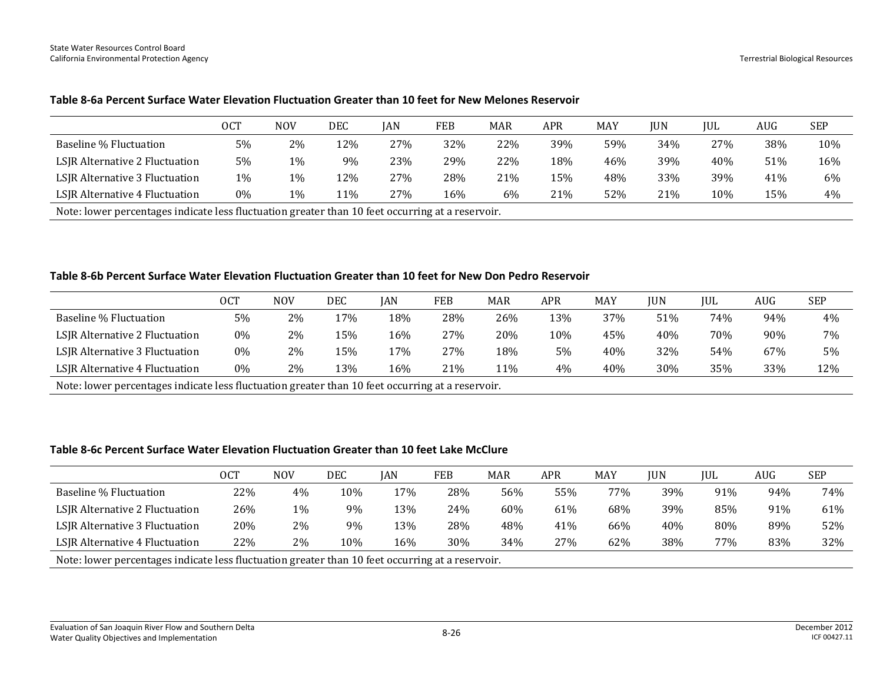**Table 8-6a Percent Surface Water Elevation Fluctuation Greater than 10 feet for New Melones Reservoir**

| | OCT | NOV | DEC | JAN | FEB | MAR | APR | MAY | JUN | JUL | AUG | SEP |
|---|---|---|---|---|---|---|---|---|---|---|---|---|
| Baseline % Fluctuation | 5% | 2% | 12% | 27% | 32% | 22% | 39% | 59% | 34% | 27% | 38% | 10% |
| LSJR Alternative 2 Fluctuation | 5% | 1% | 9% | 23% | 29% | 22% | 18% | 46% | 39% | 40% | 51% | 16% |
| LSJR Alternative 3 Fluctuation | 1% | 1% | 12% | 27% | 28% | 21% | 15% | 48% | 33% | 39% | 41% | 6% |
| LSJR Alternative 4 Fluctuation | 0% | 1% | 11% | 27% | 16% | 6% | 21% | 52% | 21% | 10% | 15% | 4% |

Note: lower percentages indicate less fluctuation greater than 10 feet occurring at a reservoir.

**Table 8-6b Percent Surface Water Elevation Fluctuation Greater than 10 feet for New Don Pedro Reservoir**

| | OCT | NOV | DEC | JAN | FEB | MAR | APR | MAY | JUN | JUL | AUG | SEP |
|---|---|---|---|---|---|---|---|---|---|---|---|---|
| Baseline % Fluctuation | 5% | 2% | 17% | 18% | 28% | 26% | 13% | 37% | 51% | 74% | 94% | 4% |
| LSJR Alternative 2 Fluctuation | 0% | 2% | 15% | 16% | 27% | 20% | 10% | 45% | 40% | 70% | 90% | 7% |
| LSJR Alternative 3 Fluctuation | 0% | 2% | 15% | 17% | 27% | 18% | 5% | 40% | 32% | 54% | 67% | 5% |
| LSJR Alternative 4 Fluctuation | 0% | 2% | 13% | 16% | 21% | 11% | 4% | 40% | 30% | 35% | 33% | 12% |

Note: lower percentages indicate less fluctuation greater than 10 feet occurring at a reservoir.

**Table 8-6c Percent Surface Water Elevation Fluctuation Greater than 10 feet Lake McClure**

| | OCT | NOV | DEC | JAN | FEB | MAR | APR | MAY | JUN | JUL | AUG | SEP |
|---|---|---|---|---|---|---|---|---|---|---|---|---|
| Baseline % Fluctuation | 22% | 4% | 10% | 17% | 28% | 56% | 55% | 77% | 39% | 91% | 94% | 74% |
| LSJR Alternative 2 Fluctuation | 26% | 1% | 9% | 13% | 24% | 60% | 61% | 68% | 39% | 85% | 91% | 61% |
| LSJR Alternative 3 Fluctuation | 20% | 2% | 9% | 13% | 28% | 48% | 41% | 66% | 40% | 80% | 89% | 52% |
| LSJR Alternative 4 Fluctuation | 22% | 2% | 10% | 16% | 30% | 34% | 27% | 62% | 38% | 77% | 83% | 32% |

Note: lower percentages indicate less fluctuation greater than 10 feet occurring at a reservoir.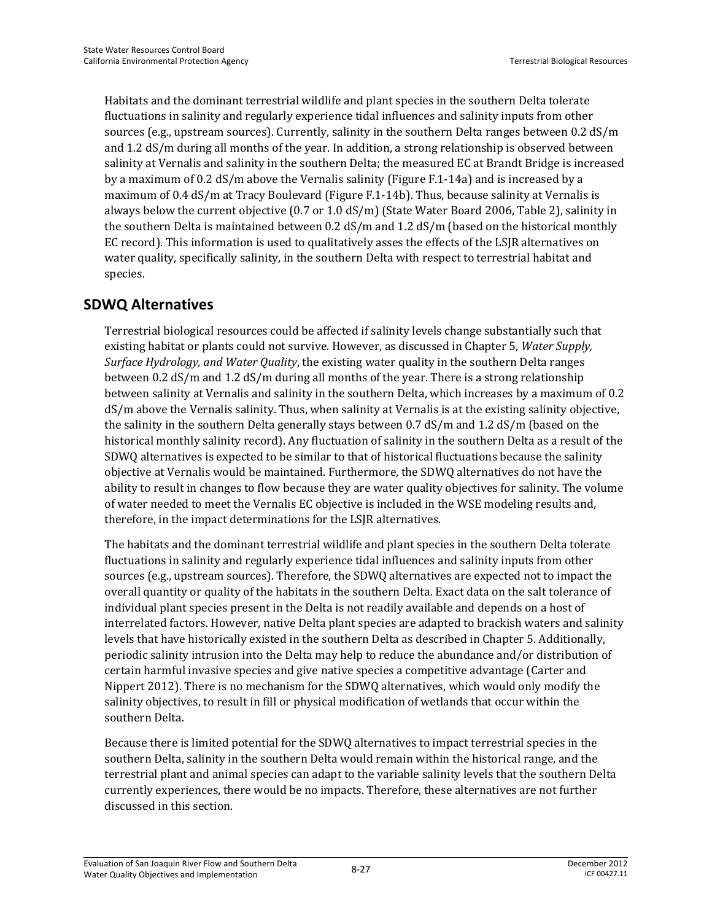Habitats and the dominant terrestrial wildlife and plant species in the southern Delta tolerate fluctuations in salinity and regularly experience tidal influences and salinity inputs from other sources (e.g., upstream sources). Currently, salinity in the southern Delta ranges between 0.2 dS/m and 1.2 dS/m during all months of the year. In addition, a strong relationship is observed between salinity at Vernalis and salinity in the southern Delta; the measured EC at Brandt Bridge is increased by a maximum of 0.2 dS/m above the Vernalis salinity (Figure F.1-14a) and is increased by a maximum of 0.4 dS/m at Tracy Boulevard (Figure F.1-14b). Thus, because salinity at Vernalis is always below the current objective (0.7 or 1.0 dS/m) (State Water Board 2006, Table 2), salinity in the southern Delta is maintained between 0.2 dS/m and 1.2 dS/m (based on the historical monthly EC record). This information is used to qualitatively asses the effects of the LSJR alternatives on water quality, specifically salinity, in the southern Delta with respect to terrestrial habitat and species.

## SDWQ Alternatives

Terrestrial biological resources could be affected if salinity levels change substantially such that existing habitat or plants could not survive. However, as discussed in Chapter 5, *Water Supply, Surface Hydrology, and Water Quality*, the existing water quality in the southern Delta ranges between 0.2 dS/m and 1.2 dS/m during all months of the year. There is a strong relationship between salinity at Vernalis and salinity in the southern Delta, which increases by a maximum of 0.2 dS/m above the Vernalis salinity. Thus, when salinity at Vernalis is at the existing salinity objective, the salinity in the southern Delta generally stays between 0.7 dS/m and 1.2 dS/m (based on the historical monthly salinity record). Any fluctuation of salinity in the southern Delta as a result of the SDWQ alternatives is expected to be similar to that of historical fluctuations because the salinity objective at Vernalis would be maintained. Furthermore, the SDWQ alternatives do not have the ability to result in changes to flow because they are water quality objectives for salinity. The volume of water needed to meet the Vernalis EC objective is included in the WSE modeling results and, therefore, in the impact determinations for the LSJR alternatives.

The habitats and the dominant terrestrial wildlife and plant species in the southern Delta tolerate fluctuations in salinity and regularly experience tidal influences and salinity inputs from other sources (e.g., upstream sources). Therefore, the SDWQ alternatives are expected not to impact the overall quantity or quality of the habitats in the southern Delta. Exact data on the salt tolerance of individual plant species present in the Delta is not readily available and depends on a host of interrelated factors. However, native Delta plant species are adapted to brackish waters and salinity levels that have historically existed in the southern Delta as described in Chapter 5. Additionally, periodic salinity intrusion into the Delta may help to reduce the abundance and/or distribution of certain harmful invasive species and give native species a competitive advantage (Carter and Nippert 2012). There is no mechanism for the SDWQ alternatives, which would only modify the salinity objectives, to result in fill or physical modification of wetlands that occur within the southern Delta.

Because there is limited potential for the SDWQ alternatives to impact terrestrial species in the southern Delta, salinity in the southern Delta would remain within the historical range, and the terrestrial plant and animal species can adapt to the variable salinity levels that the southern Delta currently experiences, there would be no impacts. Therefore, these alternatives are not further discussed in this section.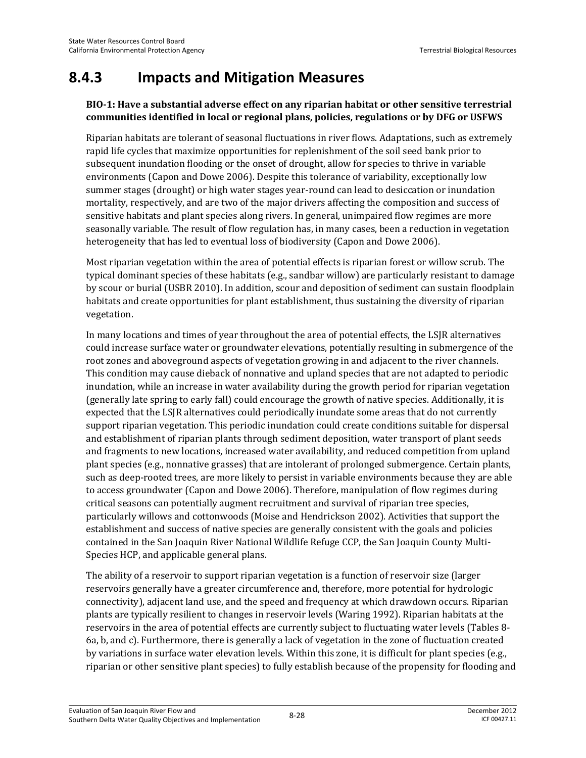## 8.4.3 Impacts and Mitigation Measures

**BIO-1: Have a substantial adverse effect on any riparian habitat or other sensitive terrestrial communities identified in local or regional plans, policies, regulations or by DFG or USFWS**

Riparian habitats are tolerant of seasonal fluctuations in river flows. Adaptations, such as extremely rapid life cycles that maximize opportunities for replenishment of the soil seed bank prior to subsequent inundation flooding or the onset of drought, allow for species to thrive in variable environments (Capon and Dowe 2006). Despite this tolerance of variability, exceptionally low summer stages (drought) or high water stages year-round can lead to desiccation or inundation mortality, respectively, and are two of the major drivers affecting the composition and success of sensitive habitats and plant species along rivers. In general, unimpaired flow regimes are more seasonally variable. The result of flow regulation has, in many cases, been a reduction in vegetation heterogeneity that has led to eventual loss of biodiversity (Capon and Dowe 2006).

Most riparian vegetation within the area of potential effects is riparian forest or willow scrub. The typical dominant species of these habitats (e.g., sandbar willow) are particularly resistant to damage by scour or burial (USBR 2010). In addition, scour and deposition of sediment can sustain floodplain habitats and create opportunities for plant establishment, thus sustaining the diversity of riparian vegetation.

In many locations and times of year throughout the area of potential effects, the LSJR alternatives could increase surface water or groundwater elevations, potentially resulting in submergence of the root zones and aboveground aspects of vegetation growing in and adjacent to the river channels. This condition may cause dieback of nonnative and upland species that are not adapted to periodic inundation, while an increase in water availability during the growth period for riparian vegetation (generally late spring to early fall) could encourage the growth of native species. Additionally, it is expected that the LSJR alternatives could periodically inundate some areas that do not currently support riparian vegetation. This periodic inundation could create conditions suitable for dispersal and establishment of riparian plants through sediment deposition, water transport of plant seeds and fragments to new locations, increased water availability, and reduced competition from upland plant species (e.g., nonnative grasses) that are intolerant of prolonged submergence. Certain plants, such as deep-rooted trees, are more likely to persist in variable environments because they are able to access groundwater (Capon and Dowe 2006). Therefore, manipulation of flow regimes during critical seasons can potentially augment recruitment and survival of riparian tree species, particularly willows and cottonwoods (Moise and Hendrickson 2002). Activities that support the establishment and success of native species are generally consistent with the goals and policies contained in the San Joaquin River National Wildlife Refuge CCP, the San Joaquin County Multi-Species HCP, and applicable general plans.

The ability of a reservoir to support riparian vegetation is a function of reservoir size (larger reservoirs generally have a greater circumference and, therefore, more potential for hydrologic connectivity), adjacent land use, and the speed and frequency at which drawdown occurs. Riparian plants are typically resilient to changes in reservoir levels (Waring 1992). Riparian habitats at the reservoirs in the area of potential effects are currently subject to fluctuating water levels (Tables 8-6a, b, and c). Furthermore, there is generally a lack of vegetation in the zone of fluctuation created by variations in surface water elevation levels. Within this zone, it is difficult for plant species (e.g., riparian or other sensitive plant species) to fully establish because of the propensity for flooding and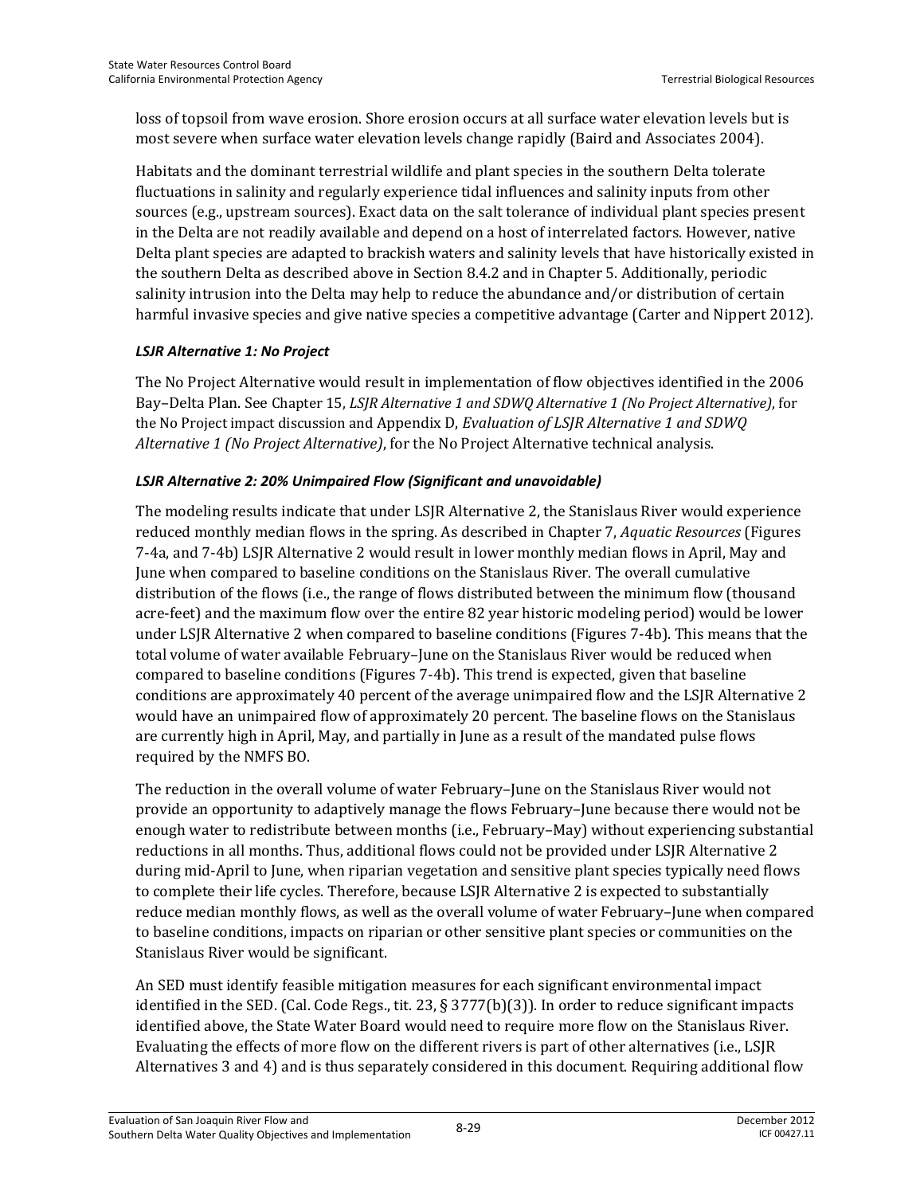loss of topsoil from wave erosion. Shore erosion occurs at all surface water elevation levels but is most severe when surface water elevation levels change rapidly (Baird and Associates 2004).

Habitats and the dominant terrestrial wildlife and plant species in the southern Delta tolerate fluctuations in salinity and regularly experience tidal influences and salinity inputs from other sources (e.g., upstream sources). Exact data on the salt tolerance of individual plant species present in the Delta are not readily available and depend on a host of interrelated factors. However, native Delta plant species are adapted to brackish waters and salinity levels that have historically existed in the southern Delta as described above in Section 8.4.2 and in Chapter 5. Additionally, periodic salinity intrusion into the Delta may help to reduce the abundance and/or distribution of certain harmful invasive species and give native species a competitive advantage (Carter and Nippert 2012).

#### *LSJR Alternative 1: No Project*

The No Project Alternative would result in implementation of flow objectives identified in the 2006 Bay–Delta Plan. See Chapter 15, *LSJR Alternative 1 and SDWQ Alternative 1 (No Project Alternative)*, for the No Project impact discussion and Appendix D, *Evaluation of LSJR Alternative 1 and SDWQ Alternative 1 (No Project Alternative)*, for the No Project Alternative technical analysis.

#### *LSJR Alternative 2: 20% Unimpaired Flow (Significant and unavoidable)*

The modeling results indicate that under LSJR Alternative 2, the Stanislaus River would experience reduced monthly median flows in the spring. As described in Chapter 7, *Aquatic Resources* (Figures 7-4a, and 7-4b) LSJR Alternative 2 would result in lower monthly median flows in April, May and June when compared to baseline conditions on the Stanislaus River. The overall cumulative distribution of the flows (i.e., the range of flows distributed between the minimum flow (thousand acre-feet) and the maximum flow over the entire 82 year historic modeling period) would be lower under LSJR Alternative 2 when compared to baseline conditions (Figures 7-4b). This means that the total volume of water available February–June on the Stanislaus River would be reduced when compared to baseline conditions (Figures 7-4b). This trend is expected, given that baseline conditions are approximately 40 percent of the average unimpaired flow and the LSJR Alternative 2 would have an unimpaired flow of approximately 20 percent. The baseline flows on the Stanislaus are currently high in April, May, and partially in June as a result of the mandated pulse flows required by the NMFS BO.

The reduction in the overall volume of water February–June on the Stanislaus River would not provide an opportunity to adaptively manage the flows February–June because there would not be enough water to redistribute between months (i.e., February–May) without experiencing substantial reductions in all months. Thus, additional flows could not be provided under LSJR Alternative 2 during mid-April to June, when riparian vegetation and sensitive plant species typically need flows to complete their life cycles. Therefore, because LSJR Alternative 2 is expected to substantially reduce median monthly flows, as well as the overall volume of water February–June when compared to baseline conditions, impacts on riparian or other sensitive plant species or communities on the Stanislaus River would be significant.

An SED must identify feasible mitigation measures for each significant environmental impact identified in the SED. (Cal. Code Regs., tit. 23, § 3777(b)(3)). In order to reduce significant impacts identified above, the State Water Board would need to require more flow on the Stanislaus River. Evaluating the effects of more flow on the different rivers is part of other alternatives (i.e., LSJR Alternatives 3 and 4) and is thus separately considered in this document. Requiring additional flow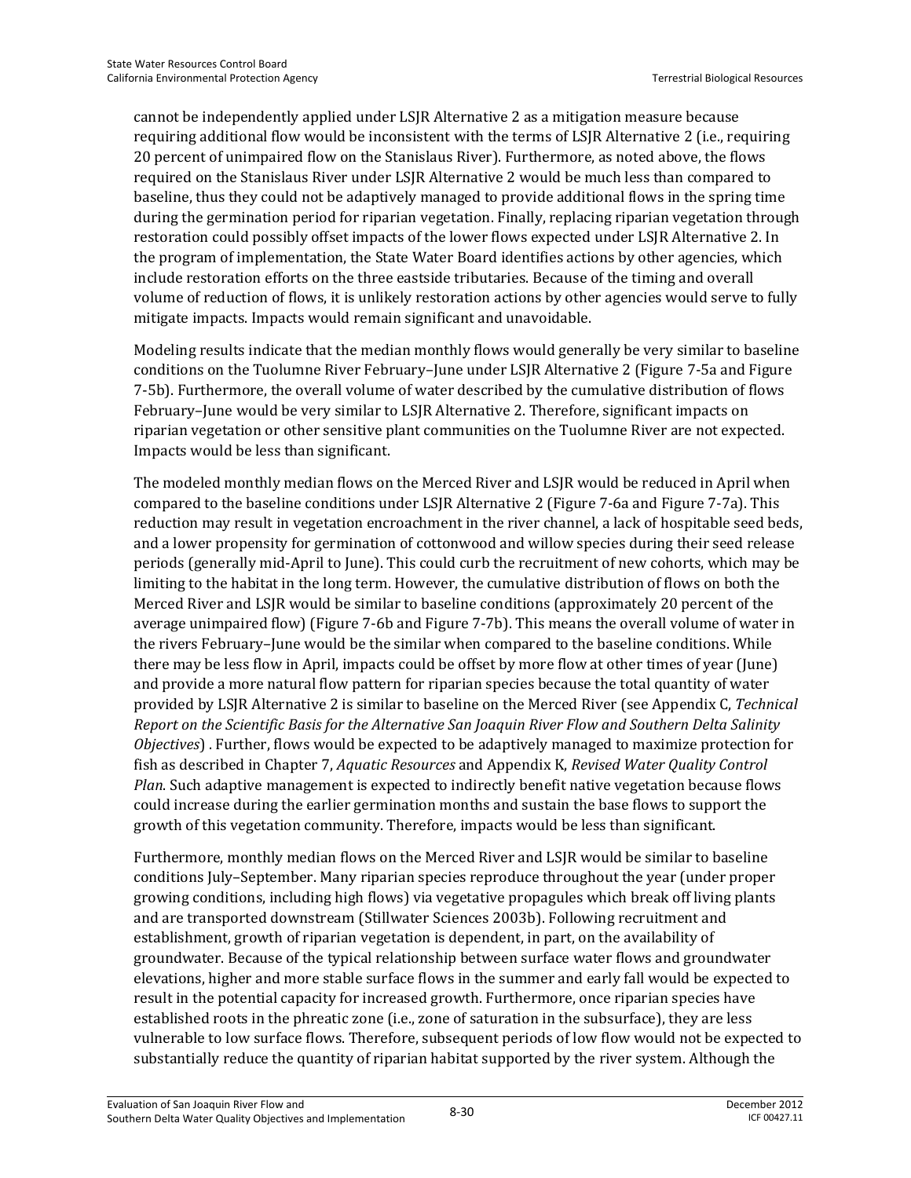cannot be independently applied under LSJR Alternative 2 as a mitigation measure because requiring additional flow would be inconsistent with the terms of LSJR Alternative 2 (i.e., requiring 20 percent of unimpaired flow on the Stanislaus River). Furthermore, as noted above, the flows required on the Stanislaus River under LSJR Alternative 2 would be much less than compared to baseline, thus they could not be adaptively managed to provide additional flows in the spring time during the germination period for riparian vegetation. Finally, replacing riparian vegetation through restoration could possibly offset impacts of the lower flows expected under LSJR Alternative 2. In the program of implementation, the State Water Board identifies actions by other agencies, which include restoration efforts on the three eastside tributaries. Because of the timing and overall volume of reduction of flows, it is unlikely restoration actions by other agencies would serve to fully mitigate impacts. Impacts would remain significant and unavoidable.

Modeling results indicate that the median monthly flows would generally be very similar to baseline conditions on the Tuolumne River February–June under LSJR Alternative 2 (Figure 7-5a and Figure 7-5b). Furthermore, the overall volume of water described by the cumulative distribution of flows February–June would be very similar to LSJR Alternative 2. Therefore, significant impacts on riparian vegetation or other sensitive plant communities on the Tuolumne River are not expected. Impacts would be less than significant.

The modeled monthly median flows on the Merced River and LSJR would be reduced in April when compared to the baseline conditions under LSJR Alternative 2 (Figure 7-6a and Figure 7-7a). This reduction may result in vegetation encroachment in the river channel, a lack of hospitable seed beds, and a lower propensity for germination of cottonwood and willow species during their seed release periods (generally mid-April to June). This could curb the recruitment of new cohorts, which may be limiting to the habitat in the long term. However, the cumulative distribution of flows on both the Merced River and LSJR would be similar to baseline conditions (approximately 20 percent of the average unimpaired flow) (Figure 7-6b and Figure 7-7b). This means the overall volume of water in the rivers February–June would be the similar when compared to the baseline conditions. While there may be less flow in April, impacts could be offset by more flow at other times of year (June) and provide a more natural flow pattern for riparian species because the total quantity of water provided by LSJR Alternative 2 is similar to baseline on the Merced River (see Appendix C, *Technical Report on the Scientific Basis for the Alternative San Joaquin River Flow and Southern Delta Salinity Objectives*) . Further, flows would be expected to be adaptively managed to maximize protection for fish as described in Chapter 7, *Aquatic Resources* and Appendix K, *Revised Water Quality Control Plan*. Such adaptive management is expected to indirectly benefit native vegetation because flows could increase during the earlier germination months and sustain the base flows to support the growth of this vegetation community. Therefore, impacts would be less than significant.

Furthermore, monthly median flows on the Merced River and LSJR would be similar to baseline conditions July–September. Many riparian species reproduce throughout the year (under proper growing conditions, including high flows) via vegetative propagules which break off living plants and are transported downstream (Stillwater Sciences 2003b). Following recruitment and establishment, growth of riparian vegetation is dependent, in part, on the availability of groundwater. Because of the typical relationship between surface water flows and groundwater elevations, higher and more stable surface flows in the summer and early fall would be expected to result in the potential capacity for increased growth. Furthermore, once riparian species have established roots in the phreatic zone (i.e., zone of saturation in the subsurface), they are less vulnerable to low surface flows. Therefore, subsequent periods of low flow would not be expected to substantially reduce the quantity of riparian habitat supported by the river system. Although the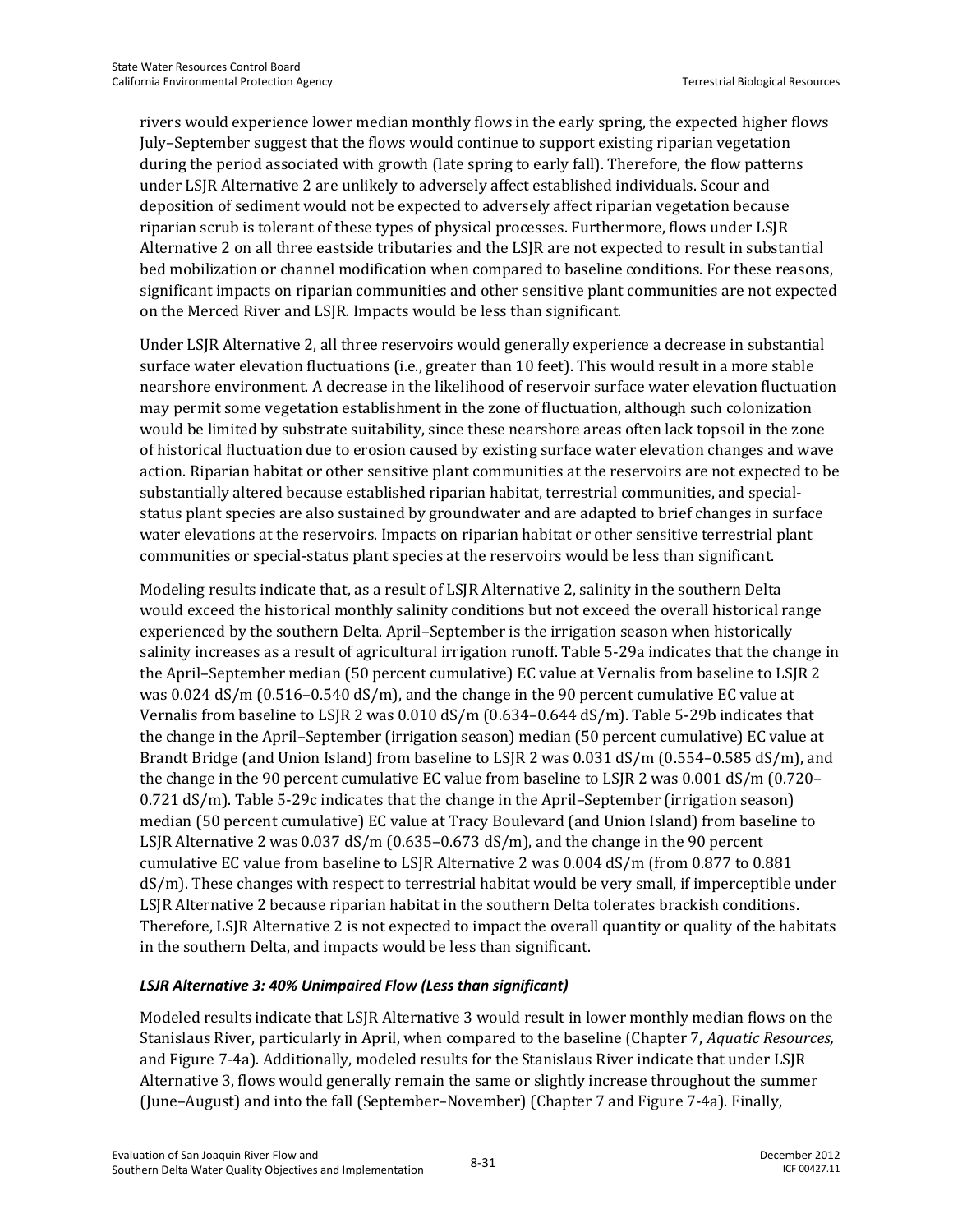rivers would experience lower median monthly flows in the early spring, the expected higher flows July–September suggest that the flows would continue to support existing riparian vegetation during the period associated with growth (late spring to early fall). Therefore, the flow patterns under LSJR Alternative 2 are unlikely to adversely affect established individuals. Scour and deposition of sediment would not be expected to adversely affect riparian vegetation because riparian scrub is tolerant of these types of physical processes. Furthermore, flows under LSJR Alternative 2 on all three eastside tributaries and the LSJR are not expected to result in substantial bed mobilization or channel modification when compared to baseline conditions. For these reasons, significant impacts on riparian communities and other sensitive plant communities are not expected on the Merced River and LSJR. Impacts would be less than significant.

Under LSJR Alternative 2, all three reservoirs would generally experience a decrease in substantial surface water elevation fluctuations (i.e., greater than 10 feet). This would result in a more stable nearshore environment. A decrease in the likelihood of reservoir surface water elevation fluctuation may permit some vegetation establishment in the zone of fluctuation, although such colonization would be limited by substrate suitability, since these nearshore areas often lack topsoil in the zone of historical fluctuation due to erosion caused by existing surface water elevation changes and wave action. Riparian habitat or other sensitive plant communities at the reservoirs are not expected to be substantially altered because established riparian habitat, terrestrial communities, and special-status plant species are also sustained by groundwater and are adapted to brief changes in surface water elevations at the reservoirs. Impacts on riparian habitat or other sensitive terrestrial plant communities or special-status plant species at the reservoirs would be less than significant.

Modeling results indicate that, as a result of LSJR Alternative 2, salinity in the southern Delta would exceed the historical monthly salinity conditions but not exceed the overall historical range experienced by the southern Delta. April–September is the irrigation season when historically salinity increases as a result of agricultural irrigation runoff. Table 5-29a indicates that the change in the April–September median (50 percent cumulative) EC value at Vernalis from baseline to LSJR 2 was 0.024 dS/m (0.516–0.540 dS/m), and the change in the 90 percent cumulative EC value at Vernalis from baseline to LSJR 2 was 0.010 dS/m (0.634–0.644 dS/m). Table 5-29b indicates that the change in the April–September (irrigation season) median (50 percent cumulative) EC value at Brandt Bridge (and Union Island) from baseline to LSJR 2 was 0.031 dS/m (0.554–0.585 dS/m), and the change in the 90 percent cumulative EC value from baseline to LSJR 2 was 0.001 dS/m (0.720–0.721 dS/m). Table 5-29c indicates that the change in the April–September (irrigation season) median (50 percent cumulative) EC value at Tracy Boulevard (and Union Island) from baseline to LSJR Alternative 2 was 0.037 dS/m (0.635–0.673 dS/m), and the change in the 90 percent cumulative EC value from baseline to LSJR Alternative 2 was 0.004 dS/m (from 0.877 to 0.881 dS/m). These changes with respect to terrestrial habitat would be very small, if imperceptible under LSJR Alternative 2 because riparian habitat in the southern Delta tolerates brackish conditions. Therefore, LSJR Alternative 2 is not expected to impact the overall quantity or quality of the habitats in the southern Delta, and impacts would be less than significant.

#### *LSJR Alternative 3: 40% Unimpaired Flow (Less than significant)*

Modeled results indicate that LSJR Alternative 3 would result in lower monthly median flows on the Stanislaus River, particularly in April, when compared to the baseline (Chapter 7, *Aquatic Resources,* and Figure 7-4a). Additionally, modeled results for the Stanislaus River indicate that under LSJR Alternative 3, flows would generally remain the same or slightly increase throughout the summer (June–August) and into the fall (September–November) (Chapter 7 and Figure 7-4a). Finally,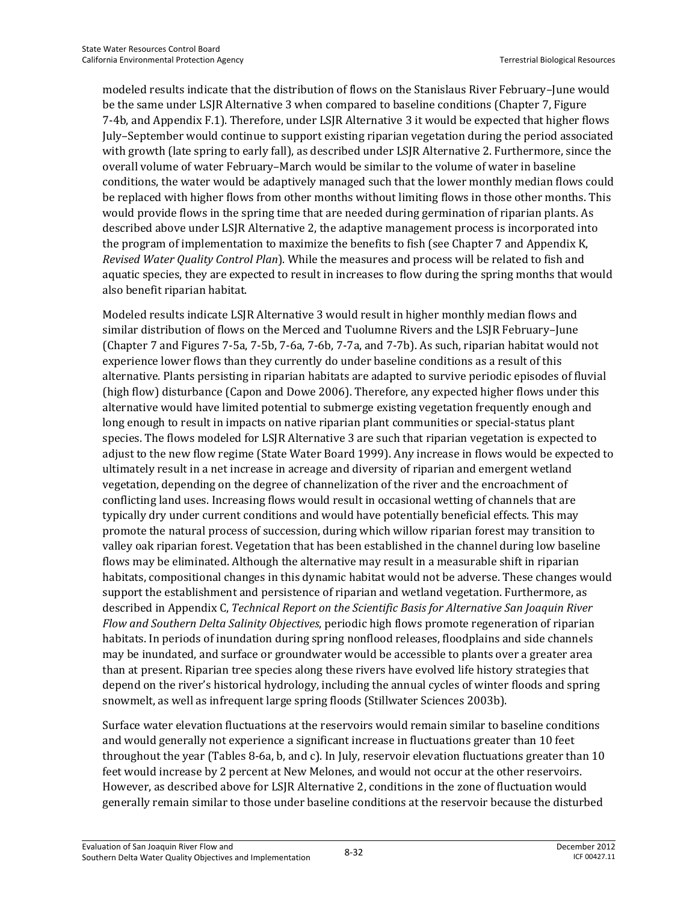modeled results indicate that the distribution of flows on the Stanislaus River February–June would be the same under LSJR Alternative 3 when compared to baseline conditions (Chapter 7, Figure 7-4b, and Appendix F.1). Therefore, under LSJR Alternative 3 it would be expected that higher flows July–September would continue to support existing riparian vegetation during the period associated with growth (late spring to early fall), as described under LSJR Alternative 2. Furthermore, since the overall volume of water February–March would be similar to the volume of water in baseline conditions, the water would be adaptively managed such that the lower monthly median flows could be replaced with higher flows from other months without limiting flows in those other months. This would provide flows in the spring time that are needed during germination of riparian plants. As described above under LSJR Alternative 2, the adaptive management process is incorporated into the program of implementation to maximize the benefits to fish (see Chapter 7 and Appendix K, *Revised Water Quality Control Plan*). While the measures and process will be related to fish and aquatic species, they are expected to result in increases to flow during the spring months that would also benefit riparian habitat.

Modeled results indicate LSJR Alternative 3 would result in higher monthly median flows and similar distribution of flows on the Merced and Tuolumne Rivers and the LSJR February–June (Chapter 7 and Figures 7-5a, 7-5b, 7-6a, 7-6b, 7-7a, and 7-7b). As such, riparian habitat would not experience lower flows than they currently do under baseline conditions as a result of this alternative. Plants persisting in riparian habitats are adapted to survive periodic episodes of fluvial (high flow) disturbance (Capon and Dowe 2006). Therefore, any expected higher flows under this alternative would have limited potential to submerge existing vegetation frequently enough and long enough to result in impacts on native riparian plant communities or special-status plant species. The flows modeled for LSJR Alternative 3 are such that riparian vegetation is expected to adjust to the new flow regime (State Water Board 1999). Any increase in flows would be expected to ultimately result in a net increase in acreage and diversity of riparian and emergent wetland vegetation, depending on the degree of channelization of the river and the encroachment of conflicting land uses. Increasing flows would result in occasional wetting of channels that are typically dry under current conditions and would have potentially beneficial effects. This may promote the natural process of succession, during which willow riparian forest may transition to valley oak riparian forest. Vegetation that has been established in the channel during low baseline flows may be eliminated. Although the alternative may result in a measurable shift in riparian habitats, compositional changes in this dynamic habitat would not be adverse. These changes would support the establishment and persistence of riparian and wetland vegetation. Furthermore, as described in Appendix C, *Technical Report on the Scientific Basis for Alternative San Joaquin River Flow and Southern Delta Salinity Objectives*, periodic high flows promote regeneration of riparian habitats. In periods of inundation during spring nonflood releases, floodplains and side channels may be inundated, and surface or groundwater would be accessible to plants over a greater area than at present. Riparian tree species along these rivers have evolved life history strategies that depend on the river's historical hydrology, including the annual cycles of winter floods and spring snowmelt, as well as infrequent large spring floods (Stillwater Sciences 2003b).

Surface water elevation fluctuations at the reservoirs would remain similar to baseline conditions and would generally not experience a significant increase in fluctuations greater than 10 feet throughout the year (Tables 8-6a, b, and c). In July, reservoir elevation fluctuations greater than 10 feet would increase by 2 percent at New Melones, and would not occur at the other reservoirs. However, as described above for LSJR Alternative 2, conditions in the zone of fluctuation would generally remain similar to those under baseline conditions at the reservoir because the disturbed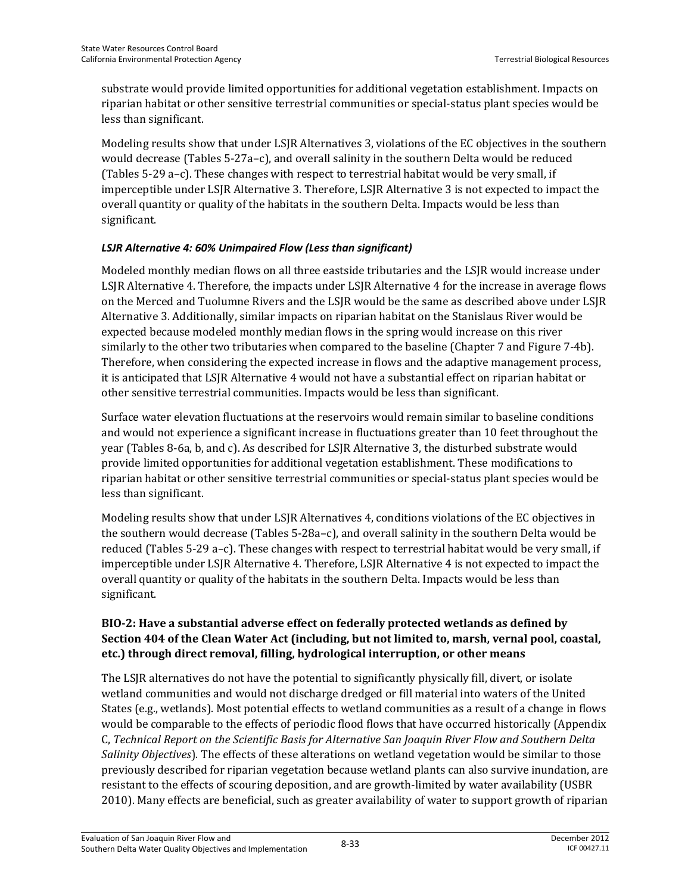substrate would provide limited opportunities for additional vegetation establishment. Impacts on riparian habitat or other sensitive terrestrial communities or special-status plant species would be less than significant.

Modeling results show that under LSJR Alternatives 3, violations of the EC objectives in the southern would decrease (Tables 5-27a–c), and overall salinity in the southern Delta would be reduced (Tables 5-29 a–c). These changes with respect to terrestrial habitat would be very small, if imperceptible under LSJR Alternative 3. Therefore, LSJR Alternative 3 is not expected to impact the overall quantity or quality of the habitats in the southern Delta. Impacts would be less than significant.

### *LSJR Alternative 4: 60% Unimpaired Flow (Less than significant)*

Modeled monthly median flows on all three eastside tributaries and the LSJR would increase under LSJR Alternative 4. Therefore, the impacts under LSJR Alternative 4 for the increase in average flows on the Merced and Tuolumne Rivers and the LSJR would be the same as described above under LSJR Alternative 3. Additionally, similar impacts on riparian habitat on the Stanislaus River would be expected because modeled monthly median flows in the spring would increase on this river similarly to the other two tributaries when compared to the baseline (Chapter 7 and Figure 7-4b). Therefore, when considering the expected increase in flows and the adaptive management process, it is anticipated that LSJR Alternative 4 would not have a substantial effect on riparian habitat or other sensitive terrestrial communities. Impacts would be less than significant.

Surface water elevation fluctuations at the reservoirs would remain similar to baseline conditions and would not experience a significant increase in fluctuations greater than 10 feet throughout the year (Tables 8-6a, b, and c). As described for LSJR Alternative 3, the disturbed substrate would provide limited opportunities for additional vegetation establishment. These modifications to riparian habitat or other sensitive terrestrial communities or special-status plant species would be less than significant.

Modeling results show that under LSJR Alternatives 4, conditions violations of the EC objectives in the southern would decrease (Tables 5-28a–c), and overall salinity in the southern Delta would be reduced (Tables 5-29 a–c). These changes with respect to terrestrial habitat would be very small, if imperceptible under LSJR Alternative 4. Therefore, LSJR Alternative 4 is not expected to impact the overall quantity or quality of the habitats in the southern Delta. Impacts would be less than significant.

### BIO-2: Have a substantial adverse effect on federally protected wetlands as defined by Section 404 of the Clean Water Act (including, but not limited to, marsh, vernal pool, coastal, etc.) through direct removal, filling, hydrological interruption, or other means

The LSJR alternatives do not have the potential to significantly physically fill, divert, or isolate wetland communities and would not discharge dredged or fill material into waters of the United States (e.g., wetlands). Most potential effects to wetland communities as a result of a change in flows would be comparable to the effects of periodic flood flows that have occurred historically (Appendix C, *Technical Report on the Scientific Basis for Alternative San Joaquin River Flow and Southern Delta Salinity Objectives*). The effects of these alterations on wetland vegetation would be similar to those previously described for riparian vegetation because wetland plants can also survive inundation, are resistant to the effects of scouring deposition, and are growth-limited by water availability (USBR 2010). Many effects are beneficial, such as greater availability of water to support growth of riparian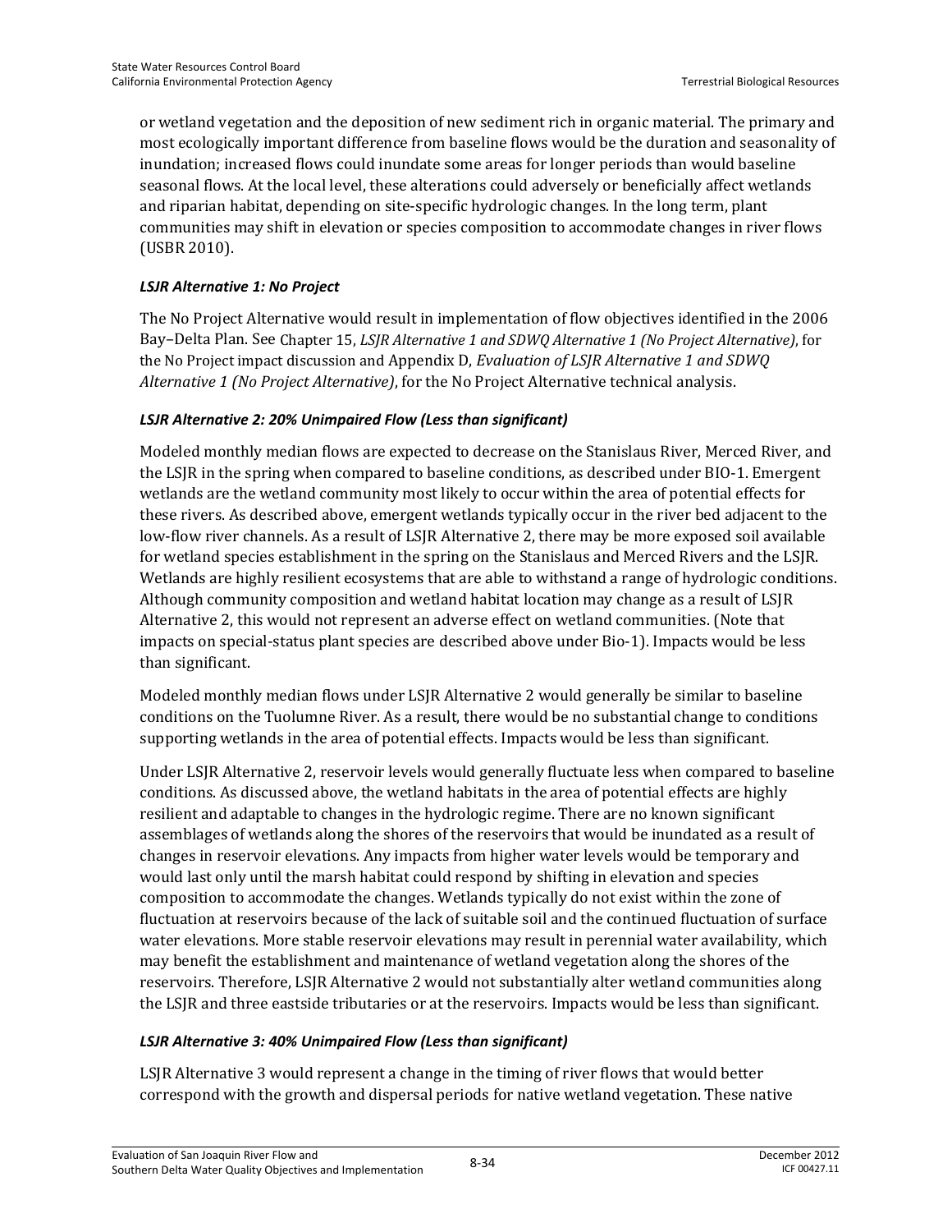or wetland vegetation and the deposition of new sediment rich in organic material. The primary and most ecologically important difference from baseline flows would be the duration and seasonality of inundation; increased flows could inundate some areas for longer periods than would baseline seasonal flows. At the local level, these alterations could adversely or beneficially affect wetlands and riparian habitat, depending on site-specific hydrologic changes. In the long term, plant communities may shift in elevation or species composition to accommodate changes in river flows (USBR 2010).

#### *LSJR Alternative 1: No Project*

The No Project Alternative would result in implementation of flow objectives identified in the 2006 Bay–Delta Plan. See Chapter 15, *LSJR Alternative 1 and SDWQ Alternative 1 (No Project Alternative)*, for the No Project impact discussion and Appendix D, *Evaluation of LSJR Alternative 1 and SDWQ Alternative 1 (No Project Alternative)*, for the No Project Alternative technical analysis.

#### *LSJR Alternative 2: 20% Unimpaired Flow (Less than significant)*

Modeled monthly median flows are expected to decrease on the Stanislaus River, Merced River, and the LSJR in the spring when compared to baseline conditions, as described under BIO-1. Emergent wetlands are the wetland community most likely to occur within the area of potential effects for these rivers. As described above, emergent wetlands typically occur in the river bed adjacent to the low-flow river channels. As a result of LSJR Alternative 2, there may be more exposed soil available for wetland species establishment in the spring on the Stanislaus and Merced Rivers and the LSJR. Wetlands are highly resilient ecosystems that are able to withstand a range of hydrologic conditions. Although community composition and wetland habitat location may change as a result of LSJR Alternative 2, this would not represent an adverse effect on wetland communities. (Note that impacts on special-status plant species are described above under Bio-1). Impacts would be less than significant.

Modeled monthly median flows under LSJR Alternative 2 would generally be similar to baseline conditions on the Tuolumne River. As a result, there would be no substantial change to conditions supporting wetlands in the area of potential effects. Impacts would be less than significant.

Under LSJR Alternative 2, reservoir levels would generally fluctuate less when compared to baseline conditions. As discussed above, the wetland habitats in the area of potential effects are highly resilient and adaptable to changes in the hydrologic regime. There are no known significant assemblages of wetlands along the shores of the reservoirs that would be inundated as a result of changes in reservoir elevations. Any impacts from higher water levels would be temporary and would last only until the marsh habitat could respond by shifting in elevation and species composition to accommodate the changes. Wetlands typically do not exist within the zone of fluctuation at reservoirs because of the lack of suitable soil and the continued fluctuation of surface water elevations. More stable reservoir elevations may result in perennial water availability, which may benefit the establishment and maintenance of wetland vegetation along the shores of the reservoirs. Therefore, LSJR Alternative 2 would not substantially alter wetland communities along the LSJR and three eastside tributaries or at the reservoirs. Impacts would be less than significant.

#### *LSJR Alternative 3: 40% Unimpaired Flow (Less than significant)*

LSJR Alternative 3 would represent a change in the timing of river flows that would better correspond with the growth and dispersal periods for native wetland vegetation. These native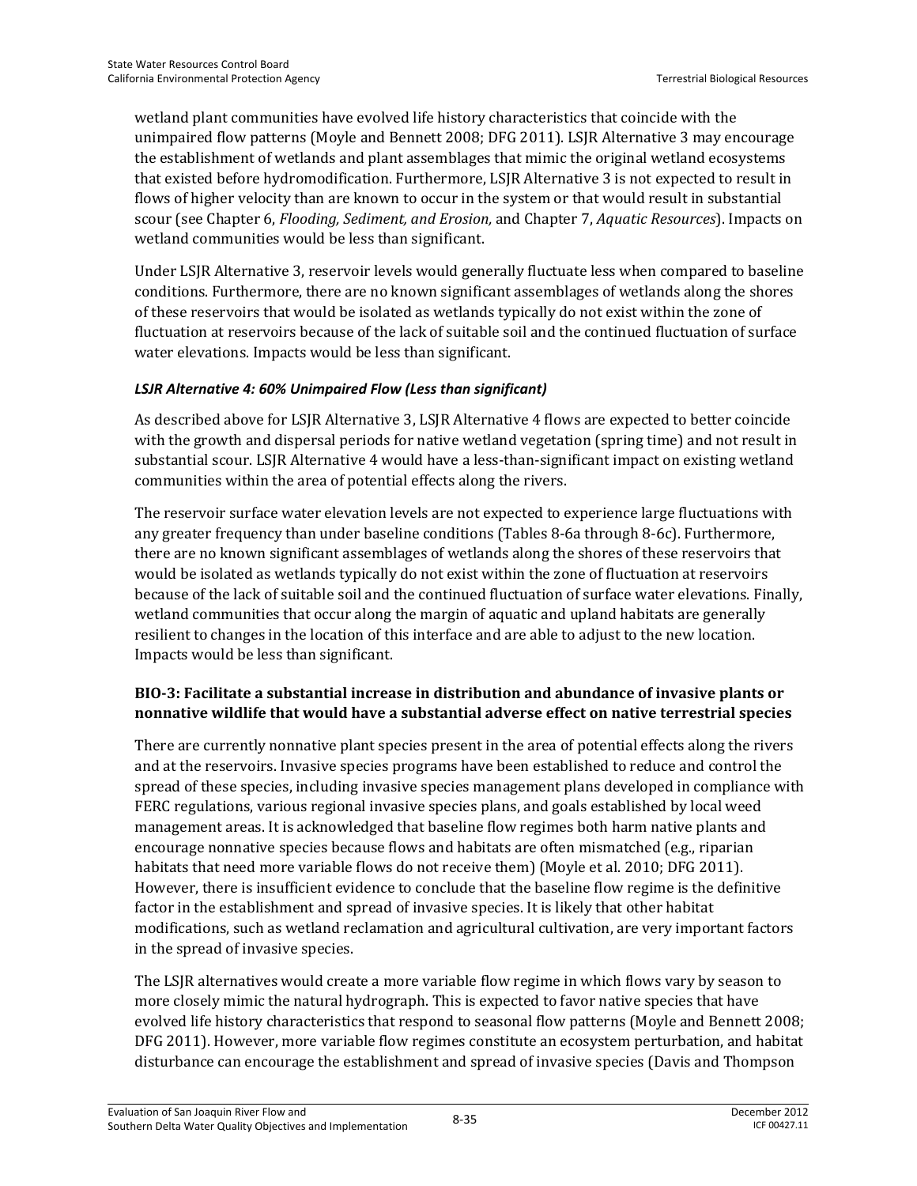wetland plant communities have evolved life history characteristics that coincide with the unimpaired flow patterns (Moyle and Bennett 2008; DFG 2011). LSJR Alternative 3 may encourage the establishment of wetlands and plant assemblages that mimic the original wetland ecosystems that existed before hydromodification. Furthermore, LSJR Alternative 3 is not expected to result in flows of higher velocity than are known to occur in the system or that would result in substantial scour (see Chapter 6, *Flooding, Sediment, and Erosion,* and Chapter 7, *Aquatic Resources*). Impacts on wetland communities would be less than significant.

Under LSJR Alternative 3, reservoir levels would generally fluctuate less when compared to baseline conditions. Furthermore, there are no known significant assemblages of wetlands along the shores of these reservoirs that would be isolated as wetlands typically do not exist within the zone of fluctuation at reservoirs because of the lack of suitable soil and the continued fluctuation of surface water elevations. Impacts would be less than significant.

#### *LSJR Alternative 4: 60% Unimpaired Flow (Less than significant)*

As described above for LSJR Alternative 3, LSJR Alternative 4 flows are expected to better coincide with the growth and dispersal periods for native wetland vegetation (spring time) and not result in substantial scour. LSJR Alternative 4 would have a less-than-significant impact on existing wetland communities within the area of potential effects along the rivers.

The reservoir surface water elevation levels are not expected to experience large fluctuations with any greater frequency than under baseline conditions (Tables 8-6a through 8-6c). Furthermore, there are no known significant assemblages of wetlands along the shores of these reservoirs that would be isolated as wetlands typically do not exist within the zone of fluctuation at reservoirs because of the lack of suitable soil and the continued fluctuation of surface water elevations. Finally, wetland communities that occur along the margin of aquatic and upland habitats are generally resilient to changes in the location of this interface and are able to adjust to the new location. Impacts would be less than significant.

### BIO-3: Facilitate a substantial increase in distribution and abundance of invasive plants or nonnative wildlife that would have a substantial adverse effect on native terrestrial species

There are currently nonnative plant species present in the area of potential effects along the rivers and at the reservoirs. Invasive species programs have been established to reduce and control the spread of these species, including invasive species management plans developed in compliance with FERC regulations, various regional invasive species plans, and goals established by local weed management areas. It is acknowledged that baseline flow regimes both harm native plants and encourage nonnative species because flows and habitats are often mismatched (e.g., riparian habitats that need more variable flows do not receive them) (Moyle et al. 2010; DFG 2011). However, there is insufficient evidence to conclude that the baseline flow regime is the definitive factor in the establishment and spread of invasive species. It is likely that other habitat modifications, such as wetland reclamation and agricultural cultivation, are very important factors in the spread of invasive species.

The LSJR alternatives would create a more variable flow regime in which flows vary by season to more closely mimic the natural hydrograph. This is expected to favor native species that have evolved life history characteristics that respond to seasonal flow patterns (Moyle and Bennett 2008; DFG 2011). However, more variable flow regimes constitute an ecosystem perturbation, and habitat disturbance can encourage the establishment and spread of invasive species (Davis and Thompson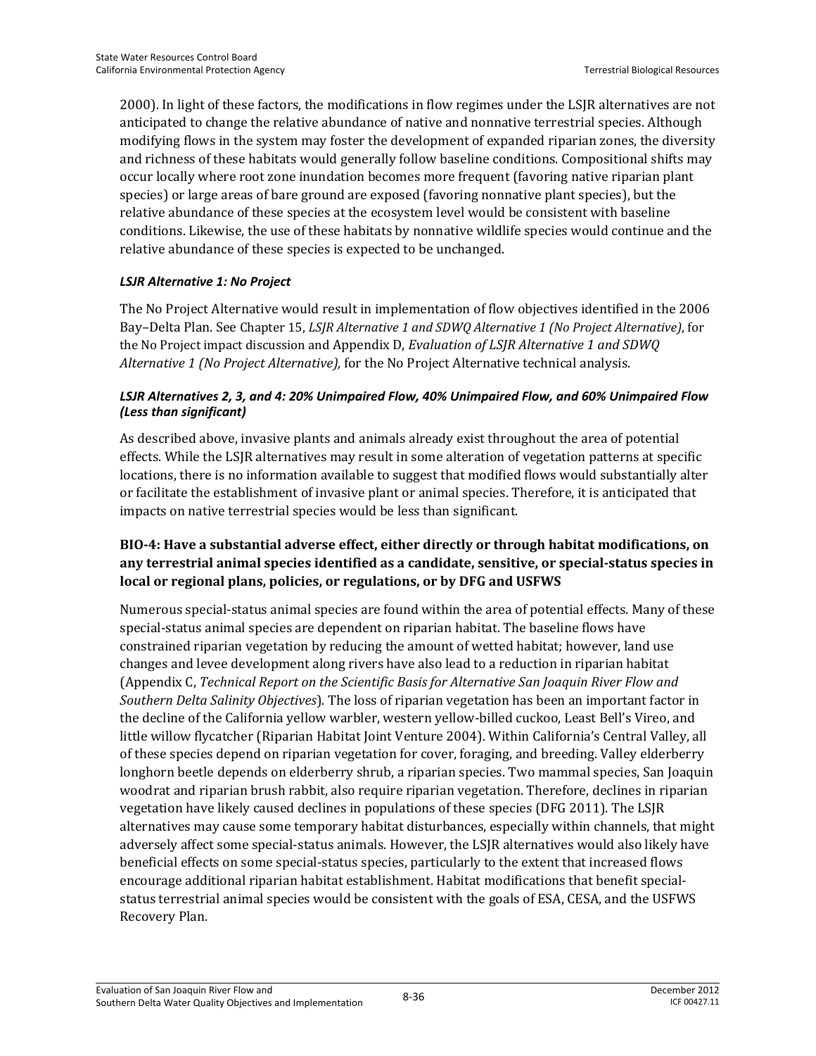2000). In light of these factors, the modifications in flow regimes under the LSJR alternatives are not anticipated to change the relative abundance of native and nonnative terrestrial species. Although modifying flows in the system may foster the development of expanded riparian zones, the diversity and richness of these habitats would generally follow baseline conditions. Compositional shifts may occur locally where root zone inundation becomes more frequent (favoring native riparian plant species) or large areas of bare ground are exposed (favoring nonnative plant species), but the relative abundance of these species at the ecosystem level would be consistent with baseline conditions. Likewise, the use of these habitats by nonnative wildlife species would continue and the relative abundance of these species is expected to be unchanged.

#### *LSJR Alternative 1: No Project*

The No Project Alternative would result in implementation of flow objectives identified in the 2006 Bay–Delta Plan. See Chapter 15, *LSJR Alternative 1 and SDWQ Alternative 1 (No Project Alternative)*, for the No Project impact discussion and Appendix D, *Evaluation of LSJR Alternative 1 and SDWQ Alternative 1 (No Project Alternative),* for the No Project Alternative technical analysis.

#### *LSJR Alternatives 2, 3, and 4: 20% Unimpaired Flow, 40% Unimpaired Flow, and 60% Unimpaired Flow (Less than significant)*

As described above, invasive plants and animals already exist throughout the area of potential effects. While the LSJR alternatives may result in some alteration of vegetation patterns at specific locations, there is no information available to suggest that modified flows would substantially alter or facilitate the establishment of invasive plant or animal species. Therefore, it is anticipated that impacts on native terrestrial species would be less than significant.

### BIO-4: Have a substantial adverse effect, either directly or through habitat modifications, on any terrestrial animal species identified as a candidate, sensitive, or special-status species in local or regional plans, policies, or regulations, or by DFG and USFWS

Numerous special-status animal species are found within the area of potential effects. Many of these special-status animal species are dependent on riparian habitat. The baseline flows have constrained riparian vegetation by reducing the amount of wetted habitat; however, land use changes and levee development along rivers have also lead to a reduction in riparian habitat (Appendix C, *Technical Report on the Scientific Basis for Alternative San Joaquin River Flow and Southern Delta Salinity Objectives*). The loss of riparian vegetation has been an important factor in the decline of the California yellow warbler, western yellow-billed cuckoo, Least Bell's Vireo, and little willow flycatcher (Riparian Habitat Joint Venture 2004). Within California's Central Valley, all of these species depend on riparian vegetation for cover, foraging, and breeding. Valley elderberry longhorn beetle depends on elderberry shrub, a riparian species. Two mammal species, San Joaquin woodrat and riparian brush rabbit, also require riparian vegetation. Therefore, declines in riparian vegetation have likely caused declines in populations of these species (DFG 2011). The LSJR alternatives may cause some temporary habitat disturbances, especially within channels, that might adversely affect some special-status animals. However, the LSJR alternatives would also likely have beneficial effects on some special-status species, particularly to the extent that increased flows encourage additional riparian habitat establishment. Habitat modifications that benefit special-status terrestrial animal species would be consistent with the goals of ESA, CESA, and the USFWS Recovery Plan.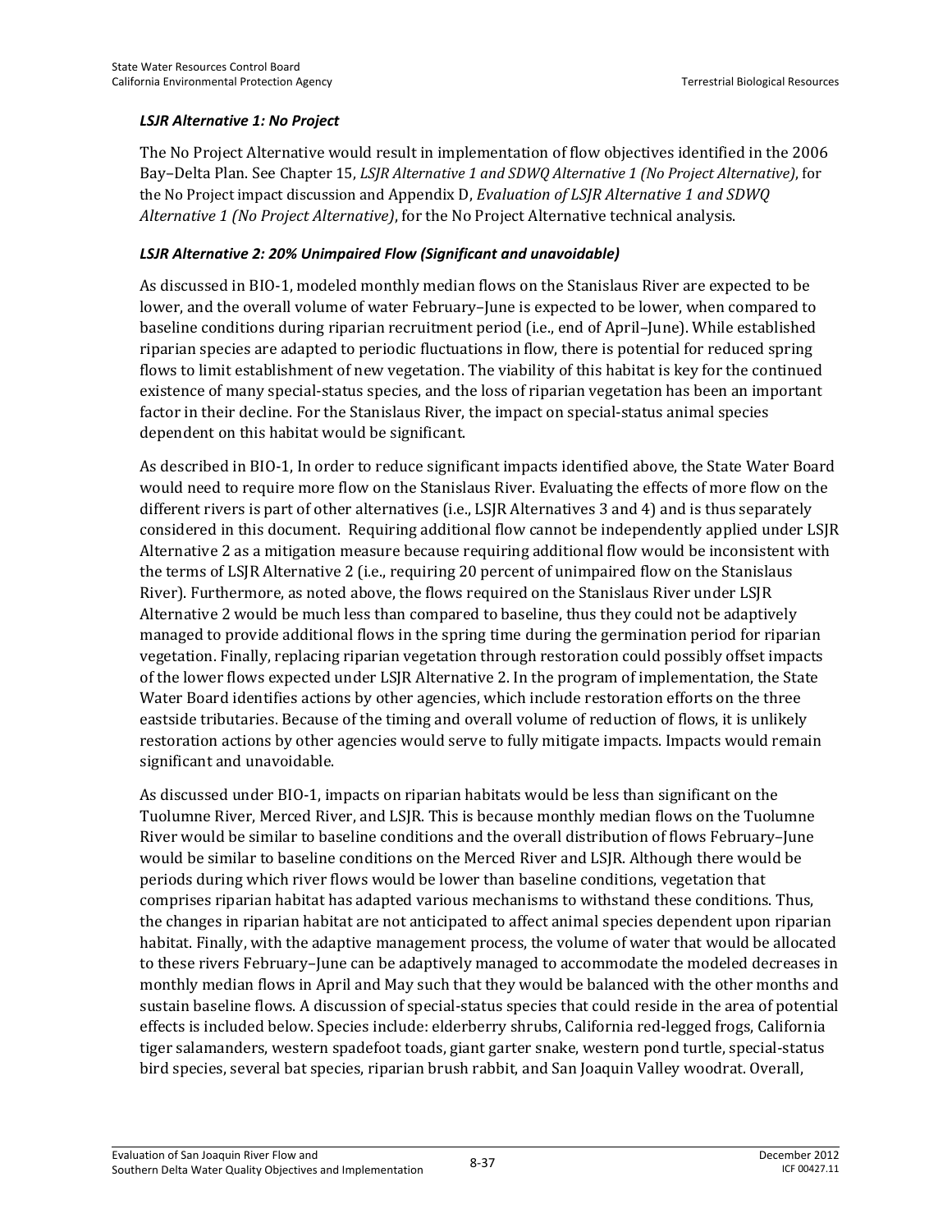### *LSJR Alternative 1: No Project*

The No Project Alternative would result in implementation of flow objectives identified in the 2006 Bay–Delta Plan. See Chapter 15, *LSJR Alternative 1 and SDWQ Alternative 1 (No Project Alternative)*, for the No Project impact discussion and Appendix D, *Evaluation of LSJR Alternative 1 and SDWQ Alternative 1 (No Project Alternative)*, for the No Project Alternative technical analysis.

### *LSJR Alternative 2: 20% Unimpaired Flow (Significant and unavoidable)*

As discussed in BIO-1, modeled monthly median flows on the Stanislaus River are expected to be lower, and the overall volume of water February–June is expected to be lower, when compared to baseline conditions during riparian recruitment period (i.e., end of April–June). While established riparian species are adapted to periodic fluctuations in flow, there is potential for reduced spring flows to limit establishment of new vegetation. The viability of this habitat is key for the continued existence of many special-status species, and the loss of riparian vegetation has been an important factor in their decline. For the Stanislaus River, the impact on special-status animal species dependent on this habitat would be significant.

As described in BIO-1, In order to reduce significant impacts identified above, the State Water Board would need to require more flow on the Stanislaus River. Evaluating the effects of more flow on the different rivers is part of other alternatives (i.e., LSJR Alternatives 3 and 4) and is thus separately considered in this document. Requiring additional flow cannot be independently applied under LSJR Alternative 2 as a mitigation measure because requiring additional flow would be inconsistent with the terms of LSJR Alternative 2 (i.e., requiring 20 percent of unimpaired flow on the Stanislaus River). Furthermore, as noted above, the flows required on the Stanislaus River under LSJR Alternative 2 would be much less than compared to baseline, thus they could not be adaptively managed to provide additional flows in the spring time during the germination period for riparian vegetation. Finally, replacing riparian vegetation through restoration could possibly offset impacts of the lower flows expected under LSJR Alternative 2. In the program of implementation, the State Water Board identifies actions by other agencies, which include restoration efforts on the three eastside tributaries. Because of the timing and overall volume of reduction of flows, it is unlikely restoration actions by other agencies would serve to fully mitigate impacts. Impacts would remain significant and unavoidable.

As discussed under BIO-1, impacts on riparian habitats would be less than significant on the Tuolumne River, Merced River, and LSJR. This is because monthly median flows on the Tuolumne River would be similar to baseline conditions and the overall distribution of flows February–June would be similar to baseline conditions on the Merced River and LSJR. Although there would be periods during which river flows would be lower than baseline conditions, vegetation that comprises riparian habitat has adapted various mechanisms to withstand these conditions. Thus, the changes in riparian habitat are not anticipated to affect animal species dependent upon riparian habitat. Finally, with the adaptive management process, the volume of water that would be allocated to these rivers February–June can be adaptively managed to accommodate the modeled decreases in monthly median flows in April and May such that they would be balanced with the other months and sustain baseline flows. A discussion of special-status species that could reside in the area of potential effects is included below. Species include: elderberry shrubs, California red-legged frogs, California tiger salamanders, western spadefoot toads, giant garter snake, western pond turtle, special-status bird species, several bat species, riparian brush rabbit, and San Joaquin Valley woodrat. Overall,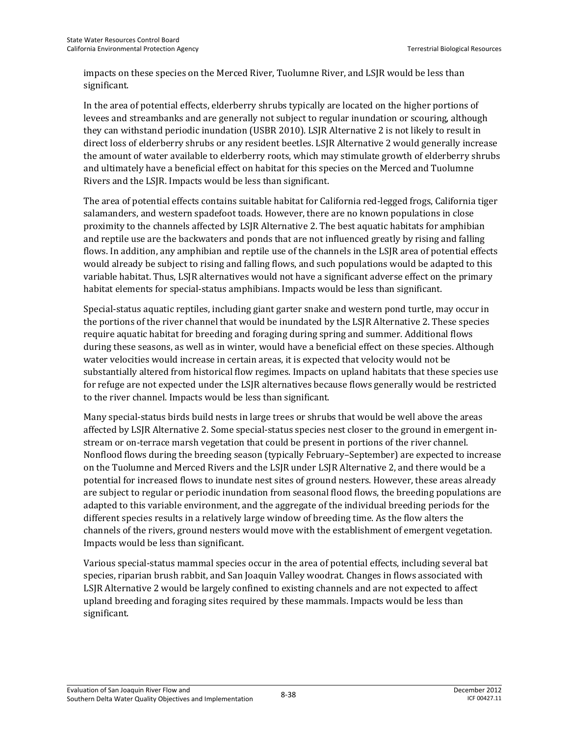impacts on these species on the Merced River, Tuolumne River, and LSJR would be less than significant.

In the area of potential effects, elderberry shrubs typically are located on the higher portions of levees and streambanks and are generally not subject to regular inundation or scouring, although they can withstand periodic inundation (USBR 2010). LSJR Alternative 2 is not likely to result in direct loss of elderberry shrubs or any resident beetles. LSJR Alternative 2 would generally increase the amount of water available to elderberry roots, which may stimulate growth of elderberry shrubs and ultimately have a beneficial effect on habitat for this species on the Merced and Tuolumne Rivers and the LSJR. Impacts would be less than significant.

The area of potential effects contains suitable habitat for California red-legged frogs, California tiger salamanders, and western spadefoot toads. However, there are no known populations in close proximity to the channels affected by LSJR Alternative 2. The best aquatic habitats for amphibian and reptile use are the backwaters and ponds that are not influenced greatly by rising and falling flows. In addition, any amphibian and reptile use of the channels in the LSJR area of potential effects would already be subject to rising and falling flows, and such populations would be adapted to this variable habitat. Thus, LSJR alternatives would not have a significant adverse effect on the primary habitat elements for special-status amphibians. Impacts would be less than significant.

Special-status aquatic reptiles, including giant garter snake and western pond turtle, may occur in the portions of the river channel that would be inundated by the LSJR Alternative 2. These species require aquatic habitat for breeding and foraging during spring and summer. Additional flows during these seasons, as well as in winter, would have a beneficial effect on these species. Although water velocities would increase in certain areas, it is expected that velocity would not be substantially altered from historical flow regimes. Impacts on upland habitats that these species use for refuge are not expected under the LSJR alternatives because flows generally would be restricted to the river channel. Impacts would be less than significant.

Many special-status birds build nests in large trees or shrubs that would be well above the areas affected by LSJR Alternative 2. Some special-status species nest closer to the ground in emergent in-stream or on-terrace marsh vegetation that could be present in portions of the river channel. Nonflood flows during the breeding season (typically February–September) are expected to increase on the Tuolumne and Merced Rivers and the LSJR under LSJR Alternative 2, and there would be a potential for increased flows to inundate nest sites of ground nesters. However, these areas already are subject to regular or periodic inundation from seasonal flood flows, the breeding populations are adapted to this variable environment, and the aggregate of the individual breeding periods for the different species results in a relatively large window of breeding time. As the flow alters the channels of the rivers, ground nesters would move with the establishment of emergent vegetation. Impacts would be less than significant.

Various special-status mammal species occur in the area of potential effects, including several bat species, riparian brush rabbit, and San Joaquin Valley woodrat. Changes in flows associated with LSJR Alternative 2 would be largely confined to existing channels and are not expected to affect upland breeding and foraging sites required by these mammals. Impacts would be less than significant.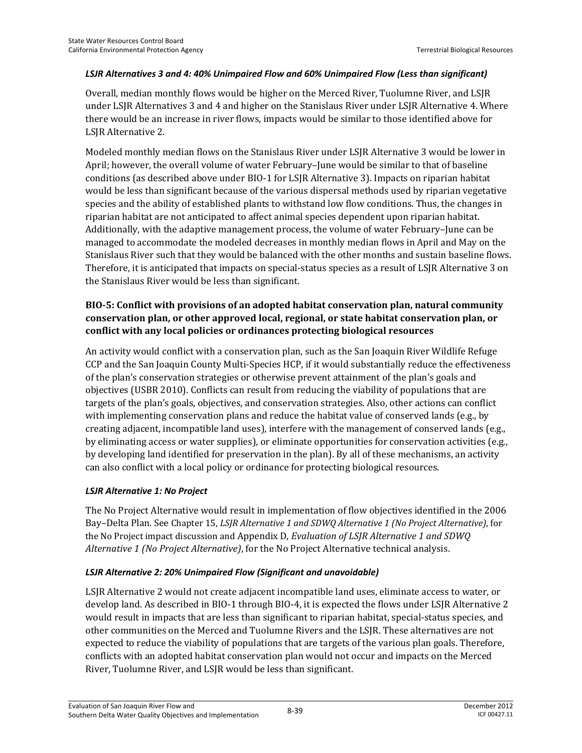*LSJR Alternatives 3 and 4: 40% Unimpaired Flow and 60% Unimpaired Flow (Less than significant)*

Overall, median monthly flows would be higher on the Merced River, Tuolumne River, and LSJR under LSJR Alternatives 3 and 4 and higher on the Stanislaus River under LSJR Alternative 4. Where there would be an increase in river flows, impacts would be similar to those identified above for LSJR Alternative 2.

Modeled monthly median flows on the Stanislaus River under LSJR Alternative 3 would be lower in April; however, the overall volume of water February–June would be similar to that of baseline conditions (as described above under BIO-1 for LSJR Alternative 3). Impacts on riparian habitat would be less than significant because of the various dispersal methods used by riparian vegetative species and the ability of established plants to withstand low flow conditions. Thus, the changes in riparian habitat are not anticipated to affect animal species dependent upon riparian habitat. Additionally, with the adaptive management process, the volume of water February–June can be managed to accommodate the modeled decreases in monthly median flows in April and May on the Stanislaus River such that they would be balanced with the other months and sustain baseline flows. Therefore, it is anticipated that impacts on special-status species as a result of LSJR Alternative 3 on the Stanislaus River would be less than significant.

### BIO-5: Conflict with provisions of an adopted habitat conservation plan, natural community conservation plan, or other approved local, regional, or state habitat conservation plan, or conflict with any local policies or ordinances protecting biological resources

An activity would conflict with a conservation plan, such as the San Joaquin River Wildlife Refuge CCP and the San Joaquin County Multi-Species HCP, if it would substantially reduce the effectiveness of the plan's conservation strategies or otherwise prevent attainment of the plan's goals and objectives (USBR 2010). Conflicts can result from reducing the viability of populations that are targets of the plan's goals, objectives, and conservation strategies. Also, other actions can conflict with implementing conservation plans and reduce the habitat value of conserved lands (e.g., by creating adjacent, incompatible land uses), interfere with the management of conserved lands (e.g., by eliminating access or water supplies), or eliminate opportunities for conservation activities (e.g., by developing land identified for preservation in the plan). By all of these mechanisms, an activity can also conflict with a local policy or ordinance for protecting biological resources.

*LSJR Alternative 1: No Project*

The No Project Alternative would result in implementation of flow objectives identified in the 2006 Bay–Delta Plan. See Chapter 15, *LSJR Alternative 1 and SDWQ Alternative 1 (No Project Alternative)*, for the No Project impact discussion and Appendix D, *Evaluation of LSJR Alternative 1 and SDWQ Alternative 1 (No Project Alternative)*, for the No Project Alternative technical analysis.

*LSJR Alternative 2: 20% Unimpaired Flow (Significant and unavoidable)*

LSJR Alternative 2 would not create adjacent incompatible land uses, eliminate access to water, or develop land. As described in BIO-1 through BIO-4, it is expected the flows under LSJR Alternative 2 would result in impacts that are less than significant to riparian habitat, special-status species, and other communities on the Merced and Tuolumne Rivers and the LSJR. These alternatives are not expected to reduce the viability of populations that are targets of the various plan goals. Therefore, conflicts with an adopted habitat conservation plan would not occur and impacts on the Merced River, Tuolumne River, and LSJR would be less than significant.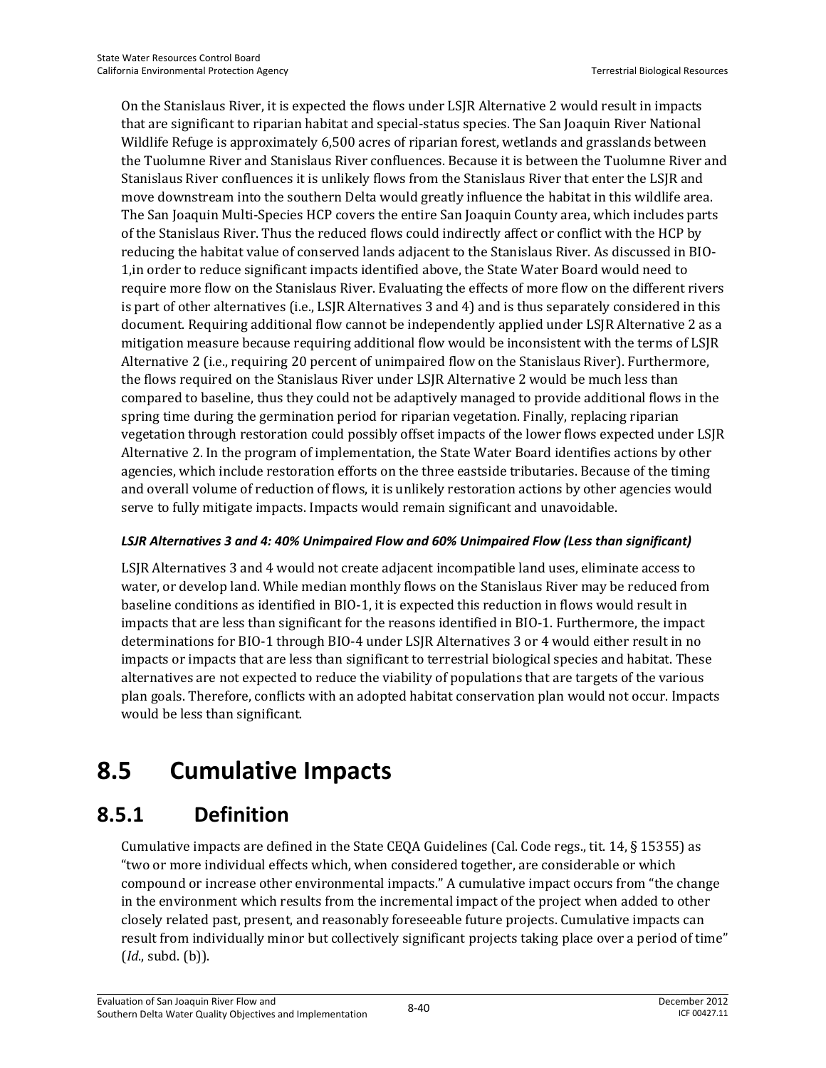On the Stanislaus River, it is expected the flows under LSJR Alternative 2 would result in impacts that are significant to riparian habitat and special-status species. The San Joaquin River National Wildlife Refuge is approximately 6,500 acres of riparian forest, wetlands and grasslands between the Tuolumne River and Stanislaus River confluences. Because it is between the Tuolumne River and Stanislaus River confluences it is unlikely flows from the Stanislaus River that enter the LSJR and move downstream into the southern Delta would greatly influence the habitat in this wildlife area. The San Joaquin Multi-Species HCP covers the entire San Joaquin County area, which includes parts of the Stanislaus River. Thus the reduced flows could indirectly affect or conflict with the HCP by reducing the habitat value of conserved lands adjacent to the Stanislaus River. As discussed in BIO-1,in order to reduce significant impacts identified above, the State Water Board would need to require more flow on the Stanislaus River. Evaluating the effects of more flow on the different rivers is part of other alternatives (i.e., LSJR Alternatives 3 and 4) and is thus separately considered in this document. Requiring additional flow cannot be independently applied under LSJR Alternative 2 as a mitigation measure because requiring additional flow would be inconsistent with the terms of LSJR Alternative 2 (i.e., requiring 20 percent of unimpaired flow on the Stanislaus River). Furthermore, the flows required on the Stanislaus River under LSJR Alternative 2 would be much less than compared to baseline, thus they could not be adaptively managed to provide additional flows in the spring time during the germination period for riparian vegetation. Finally, replacing riparian vegetation through restoration could possibly offset impacts of the lower flows expected under LSJR Alternative 2. In the program of implementation, the State Water Board identifies actions by other agencies, which include restoration efforts on the three eastside tributaries. Because of the timing and overall volume of reduction of flows, it is unlikely restoration actions by other agencies would serve to fully mitigate impacts. Impacts would remain significant and unavoidable.

***LSJR Alternatives 3 and 4: 40% Unimpaired Flow and 60% Unimpaired Flow (Less than significant)***

LSJR Alternatives 3 and 4 would not create adjacent incompatible land uses, eliminate access to water, or develop land. While median monthly flows on the Stanislaus River may be reduced from baseline conditions as identified in BIO-1, it is expected this reduction in flows would result in impacts that are less than significant for the reasons identified in BIO-1. Furthermore, the impact determinations for BIO-1 through BIO-4 under LSJR Alternatives 3 or 4 would either result in no impacts or impacts that are less than significant to terrestrial biological species and habitat. These alternatives are not expected to reduce the viability of populations that are targets of the various plan goals. Therefore, conflicts with an adopted habitat conservation plan would not occur. Impacts would be less than significant.

# 8.5 Cumulative Impacts

## 8.5.1 Definition

Cumulative impacts are defined in the State CEQA Guidelines (Cal. Code regs., tit. 14, § 15355) as "two or more individual effects which, when considered together, are considerable or which compound or increase other environmental impacts." A cumulative impact occurs from "the change in the environment which results from the incremental impact of the project when added to other closely related past, present, and reasonably foreseeable future projects. Cumulative impacts can result from individually minor but collectively significant projects taking place over a period of time" (*Id*., subd. (b)).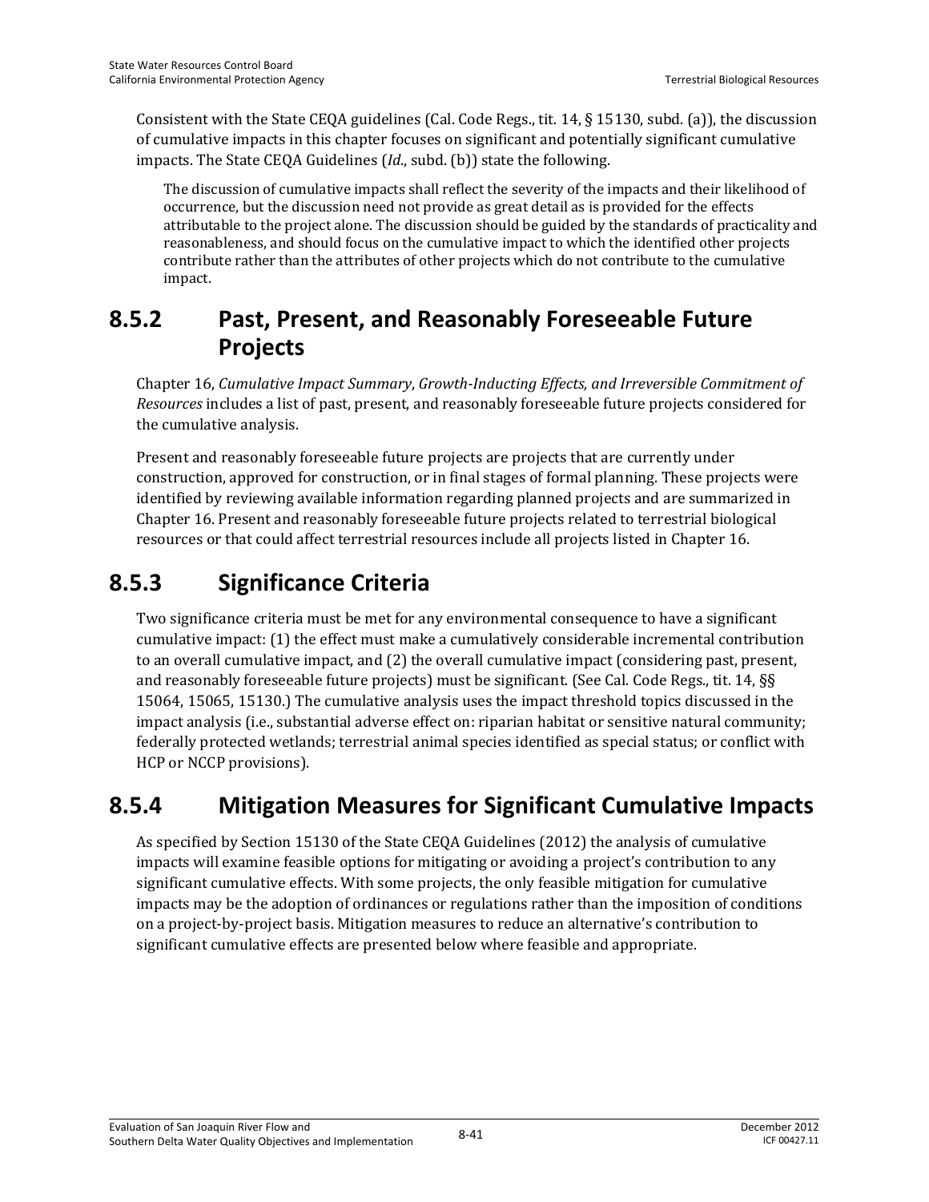Consistent with the State CEQA guidelines (Cal. Code Regs., tit. 14, § 15130, subd. (a)), the discussion of cumulative impacts in this chapter focuses on significant and potentially significant cumulative impacts. The State CEQA Guidelines (*Id*., subd. (b)) state the following.

> The discussion of cumulative impacts shall reflect the severity of the impacts and their likelihood of occurrence, but the discussion need not provide as great detail as is provided for the effects attributable to the project alone. The discussion should be guided by the standards of practicality and reasonableness, and should focus on the cumulative impact to which the identified other projects contribute rather than the attributes of other projects which do not contribute to the cumulative impact.

## 8.5.2 Past, Present, and Reasonably Foreseeable Future Projects

Chapter 16, *Cumulative Impact Summary, Growth-Inducting Effects, and Irreversible Commitment of Resources* includes a list of past, present, and reasonably foreseeable future projects considered for the cumulative analysis.

Present and reasonably foreseeable future projects are projects that are currently under construction, approved for construction, or in final stages of formal planning. These projects were identified by reviewing available information regarding planned projects and are summarized in Chapter 16. Present and reasonably foreseeable future projects related to terrestrial biological resources or that could affect terrestrial resources include all projects listed in Chapter 16.

## 8.5.3 Significance Criteria

Two significance criteria must be met for any environmental consequence to have a significant cumulative impact: (1) the effect must make a cumulatively considerable incremental contribution to an overall cumulative impact, and (2) the overall cumulative impact (considering past, present, and reasonably foreseeable future projects) must be significant. (See Cal. Code Regs., tit. 14, §§ 15064, 15065, 15130.) The cumulative analysis uses the impact threshold topics discussed in the impact analysis (i.e., substantial adverse effect on: riparian habitat or sensitive natural community; federally protected wetlands; terrestrial animal species identified as special status; or conflict with HCP or NCCP provisions).

## 8.5.4 Mitigation Measures for Significant Cumulative Impacts

As specified by Section 15130 of the State CEQA Guidelines (2012) the analysis of cumulative impacts will examine feasible options for mitigating or avoiding a project's contribution to any significant cumulative effects. With some projects, the only feasible mitigation for cumulative impacts may be the adoption of ordinances or regulations rather than the imposition of conditions on a project-by-project basis. Mitigation measures to reduce an alternative's contribution to significant cumulative effects are presented below where feasible and appropriate.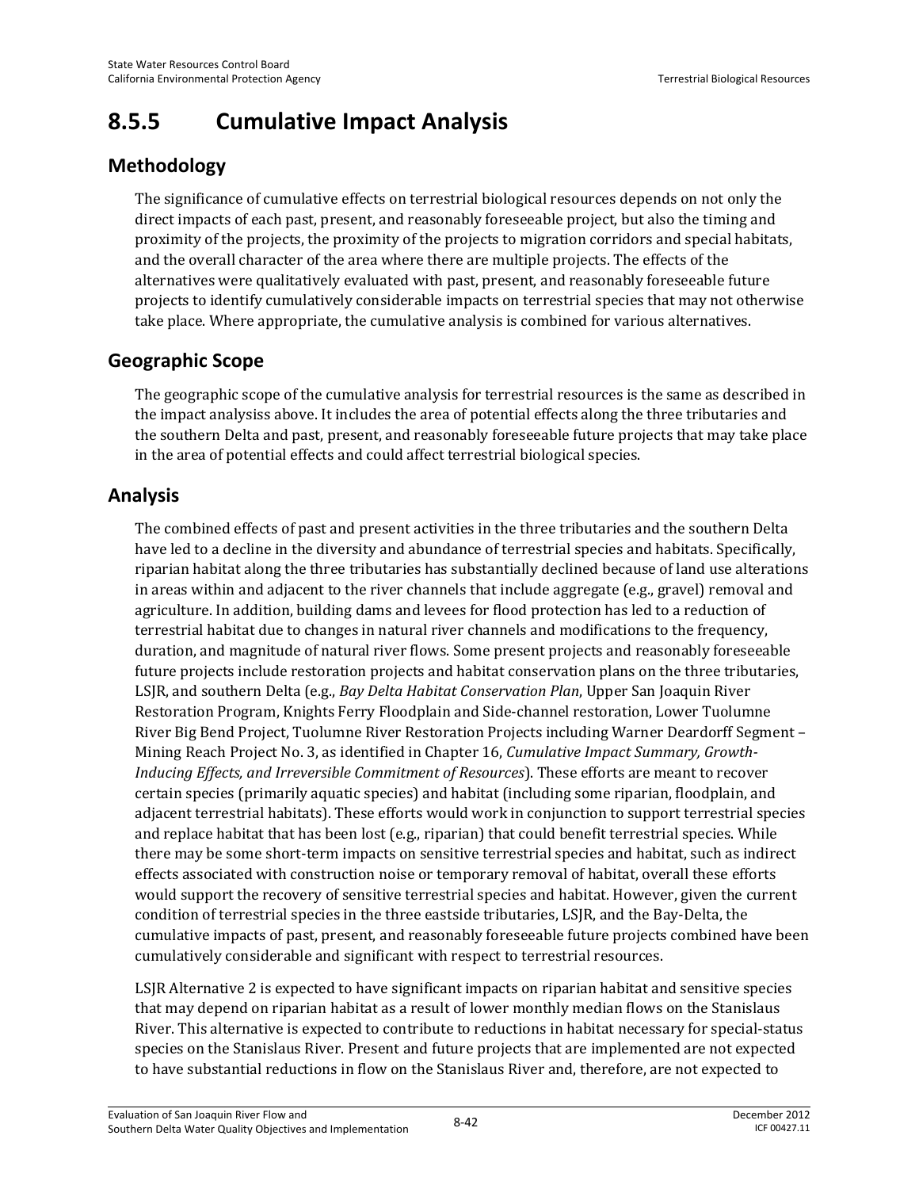## 8.5.5 Cumulative Impact Analysis

### Methodology

The significance of cumulative effects on terrestrial biological resources depends on not only the direct impacts of each past, present, and reasonably foreseeable project, but also the timing and proximity of the projects, the proximity of the projects to migration corridors and special habitats, and the overall character of the area where there are multiple projects. The effects of the alternatives were qualitatively evaluated with past, present, and reasonably foreseeable future projects to identify cumulatively considerable impacts on terrestrial species that may not otherwise take place. Where appropriate, the cumulative analysis is combined for various alternatives.

### Geographic Scope

The geographic scope of the cumulative analysis for terrestrial resources is the same as described in the impact analysiss above. It includes the area of potential effects along the three tributaries and the southern Delta and past, present, and reasonably foreseeable future projects that may take place in the area of potential effects and could affect terrestrial biological species.

### Analysis

The combined effects of past and present activities in the three tributaries and the southern Delta have led to a decline in the diversity and abundance of terrestrial species and habitats. Specifically, riparian habitat along the three tributaries has substantially declined because of land use alterations in areas within and adjacent to the river channels that include aggregate (e.g., gravel) removal and agriculture. In addition, building dams and levees for flood protection has led to a reduction of terrestrial habitat due to changes in natural river channels and modifications to the frequency, duration, and magnitude of natural river flows. Some present projects and reasonably foreseeable future projects include restoration projects and habitat conservation plans on the three tributaries, LSJR, and southern Delta (e.g., *Bay Delta Habitat Conservation Plan*, Upper San Joaquin River Restoration Program, Knights Ferry Floodplain and Side-channel restoration, Lower Tuolumne River Big Bend Project, Tuolumne River Restoration Projects including Warner Deardorff Segment – Mining Reach Project No. 3, as identified in Chapter 16, *Cumulative Impact Summary, Growth-Inducing Effects, and Irreversible Commitment of Resources*). These efforts are meant to recover certain species (primarily aquatic species) and habitat (including some riparian, floodplain, and adjacent terrestrial habitats). These efforts would work in conjunction to support terrestrial species and replace habitat that has been lost (e.g., riparian) that could benefit terrestrial species. While there may be some short-term impacts on sensitive terrestrial species and habitat, such as indirect effects associated with construction noise or temporary removal of habitat, overall these efforts would support the recovery of sensitive terrestrial species and habitat. However, given the current condition of terrestrial species in the three eastside tributaries, LSJR, and the Bay-Delta, the cumulative impacts of past, present, and reasonably foreseeable future projects combined have been cumulatively considerable and significant with respect to terrestrial resources.

LSJR Alternative 2 is expected to have significant impacts on riparian habitat and sensitive species that may depend on riparian habitat as a result of lower monthly median flows on the Stanislaus River. This alternative is expected to contribute to reductions in habitat necessary for special-status species on the Stanislaus River. Present and future projects that are implemented are not expected to have substantial reductions in flow on the Stanislaus River and, therefore, are not expected to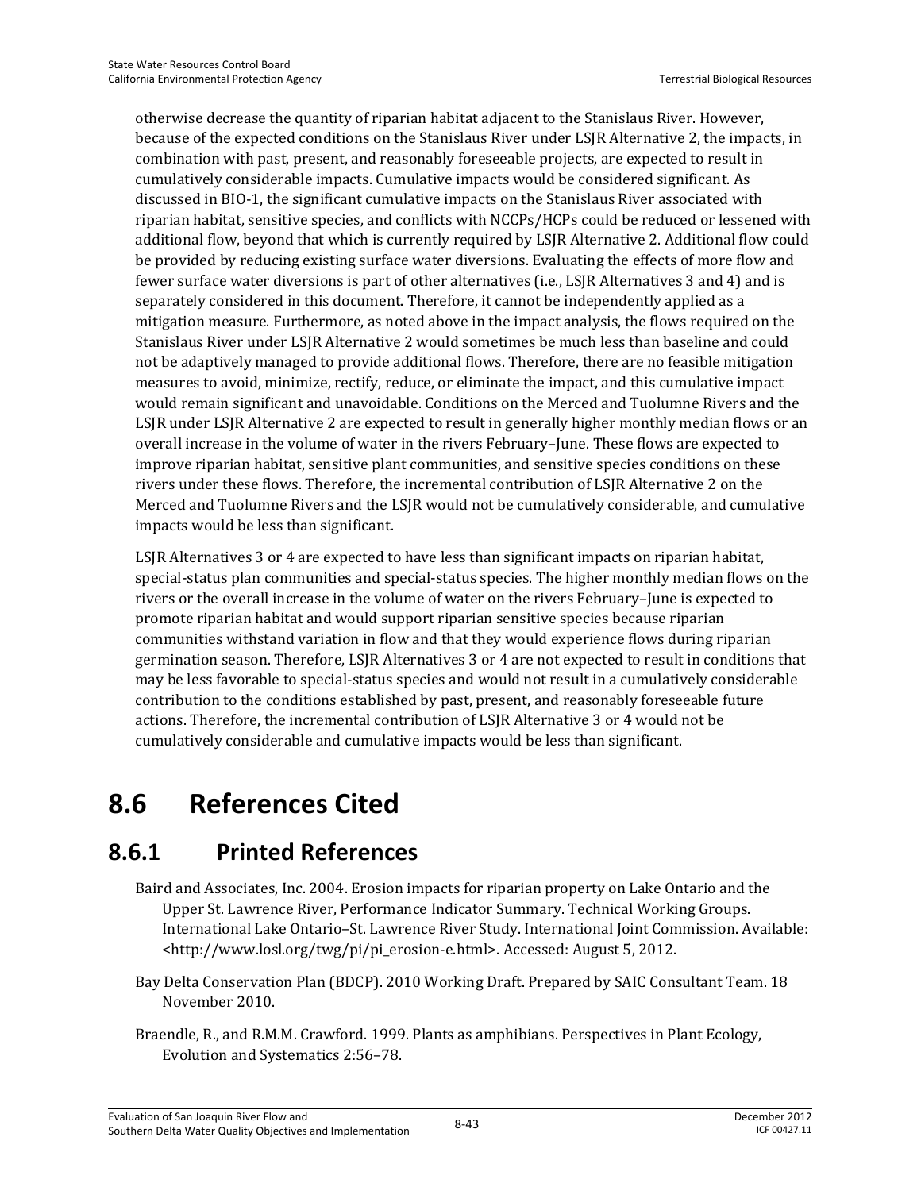otherwise decrease the quantity of riparian habitat adjacent to the Stanislaus River. However, because of the expected conditions on the Stanislaus River under LSJR Alternative 2, the impacts, in combination with past, present, and reasonably foreseeable projects, are expected to result in cumulatively considerable impacts. Cumulative impacts would be considered significant. As discussed in BIO-1, the significant cumulative impacts on the Stanislaus River associated with riparian habitat, sensitive species, and conflicts with NCCPs/HCPs could be reduced or lessened with additional flow, beyond that which is currently required by LSJR Alternative 2. Additional flow could be provided by reducing existing surface water diversions. Evaluating the effects of more flow and fewer surface water diversions is part of other alternatives (i.e., LSJR Alternatives 3 and 4) and is separately considered in this document. Therefore, it cannot be independently applied as a mitigation measure. Furthermore, as noted above in the impact analysis, the flows required on the Stanislaus River under LSJR Alternative 2 would sometimes be much less than baseline and could not be adaptively managed to provide additional flows. Therefore, there are no feasible mitigation measures to avoid, minimize, rectify, reduce, or eliminate the impact, and this cumulative impact would remain significant and unavoidable. Conditions on the Merced and Tuolumne Rivers and the LSJR under LSJR Alternative 2 are expected to result in generally higher monthly median flows or an overall increase in the volume of water in the rivers February–June. These flows are expected to improve riparian habitat, sensitive plant communities, and sensitive species conditions on these rivers under these flows. Therefore, the incremental contribution of LSJR Alternative 2 on the Merced and Tuolumne Rivers and the LSJR would not be cumulatively considerable, and cumulative impacts would be less than significant.

LSJR Alternatives 3 or 4 are expected to have less than significant impacts on riparian habitat, special-status plan communities and special-status species. The higher monthly median flows on the rivers or the overall increase in the volume of water on the rivers February–June is expected to promote riparian habitat and would support riparian sensitive species because riparian communities withstand variation in flow and that they would experience flows during riparian germination season. Therefore, LSJR Alternatives 3 or 4 are not expected to result in conditions that may be less favorable to special-status species and would not result in a cumulatively considerable contribution to the conditions established by past, present, and reasonably foreseeable future actions. Therefore, the incremental contribution of LSJR Alternative 3 or 4 would not be cumulatively considerable and cumulative impacts would be less than significant.

# 8.6 References Cited

## 8.6.1 Printed References

Baird and Associates, Inc. 2004. Erosion impacts for riparian property on Lake Ontario and the Upper St. Lawrence River, Performance Indicator Summary. Technical Working Groups. International Lake Ontario–St. Lawrence River Study. International Joint Commission. Available: <http://www.losl.org/twg/pi/pi_erosion-e.html>. Accessed: August 5, 2012.

Bay Delta Conservation Plan (BDCP). 2010 Working Draft. Prepared by SAIC Consultant Team. 18 November 2010.

Braendle, R., and R.M.M. Crawford. 1999. Plants as amphibians. Perspectives in Plant Ecology, Evolution and Systematics 2:56–78.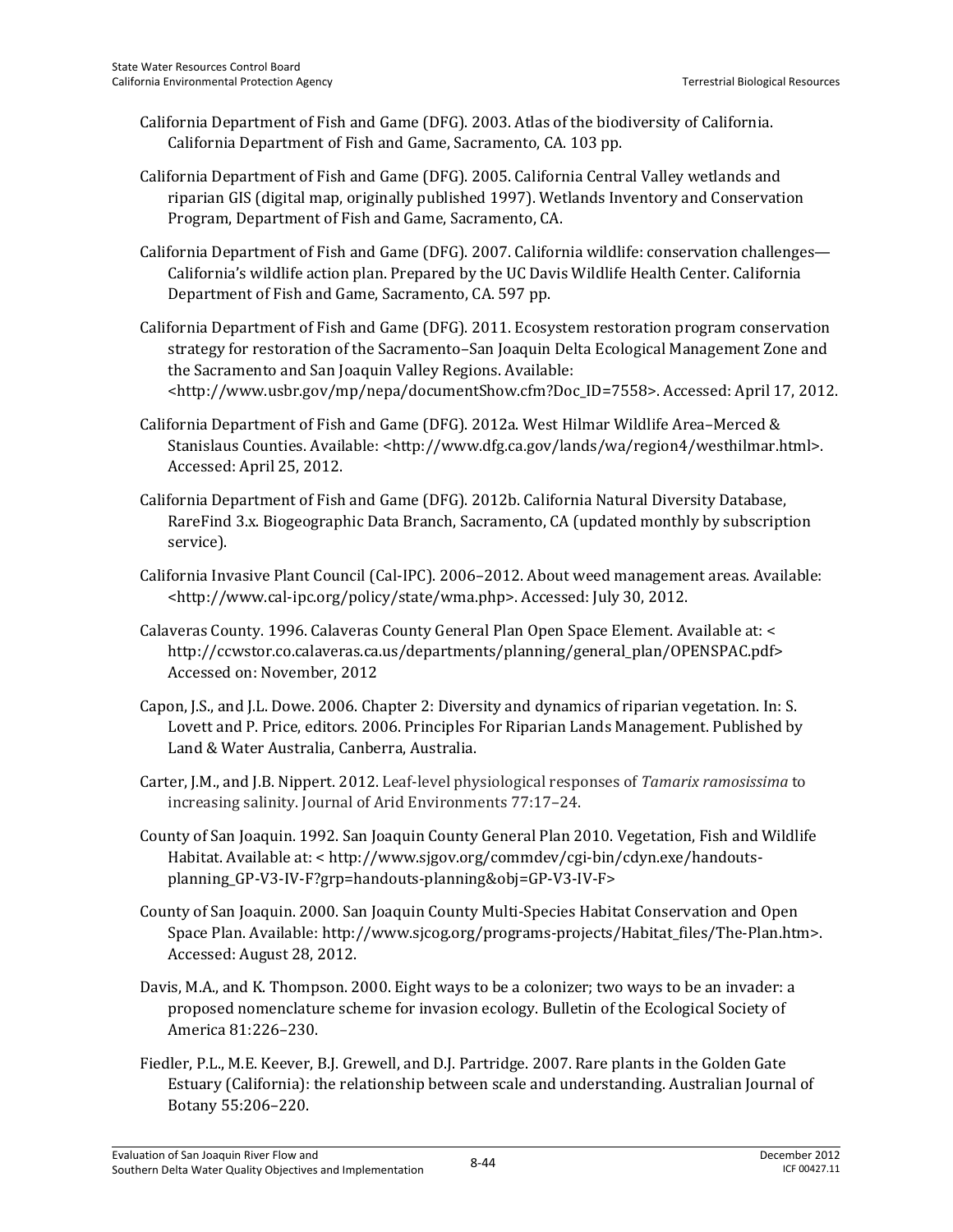California Department of Fish and Game (DFG). 2003. Atlas of the biodiversity of California. California Department of Fish and Game, Sacramento, CA. 103 pp.

California Department of Fish and Game (DFG). 2005. California Central Valley wetlands and riparian GIS (digital map, originally published 1997). Wetlands Inventory and Conservation Program, Department of Fish and Game, Sacramento, CA.

California Department of Fish and Game (DFG). 2007. California wildlife: conservation challenges—California's wildlife action plan. Prepared by the UC Davis Wildlife Health Center. California Department of Fish and Game, Sacramento, CA. 597 pp.

California Department of Fish and Game (DFG). 2011. Ecosystem restoration program conservation strategy for restoration of the Sacramento–San Joaquin Delta Ecological Management Zone and the Sacramento and San Joaquin Valley Regions. Available: <http://www.usbr.gov/mp/nepa/documentShow.cfm?Doc_ID=7558>. Accessed: April 17, 2012.

California Department of Fish and Game (DFG). 2012a. West Hilmar Wildlife Area–Merced & Stanislaus Counties. Available: <http://www.dfg.ca.gov/lands/wa/region4/westhilmar.html>. Accessed: April 25, 2012.

California Department of Fish and Game (DFG). 2012b. California Natural Diversity Database, RareFind 3.x. Biogeographic Data Branch, Sacramento, CA (updated monthly by subscription service).

California Invasive Plant Council (Cal-IPC). 2006–2012. About weed management areas. Available: <http://www.cal-ipc.org/policy/state/wma.php>. Accessed: July 30, 2012.

Calaveras County. 1996. Calaveras County General Plan Open Space Element. Available at: < http://ccwstor.co.calaveras.ca.us/departments/planning/general_plan/OPENSPAC.pdf> Accessed on: November, 2012

Capon, J.S., and J.L. Dowe. 2006. Chapter 2: Diversity and dynamics of riparian vegetation. In: S. Lovett and P. Price, editors. 2006. Principles For Riparian Lands Management. Published by Land & Water Australia, Canberra, Australia.

Carter, J.M., and J.B. Nippert. 2012. Leaf-level physiological responses of *Tamarix ramosissima* to increasing salinity. Journal of Arid Environments 77:17–24.

County of San Joaquin. 1992. San Joaquin County General Plan 2010. Vegetation, Fish and Wildlife Habitat. Available at: < http://www.sjgov.org/commdev/cgi-bin/cdyn.exe/handouts-planning_GP-V3-IV-F?grp=handouts-planning&obj=GP-V3-IV-F>

County of San Joaquin. 2000. San Joaquin County Multi-Species Habitat Conservation and Open Space Plan. Available: http://www.sjcog.org/programs-projects/Habitat_files/The-Plan.htm>. Accessed: August 28, 2012.

Davis, M.A., and K. Thompson. 2000. Eight ways to be a colonizer; two ways to be an invader: a proposed nomenclature scheme for invasion ecology. Bulletin of the Ecological Society of America 81:226–230.

Fiedler, P.L., M.E. Keever, B.J. Grewell, and D.J. Partridge. 2007. Rare plants in the Golden Gate Estuary (California): the relationship between scale and understanding. Australian Journal of Botany 55:206–220.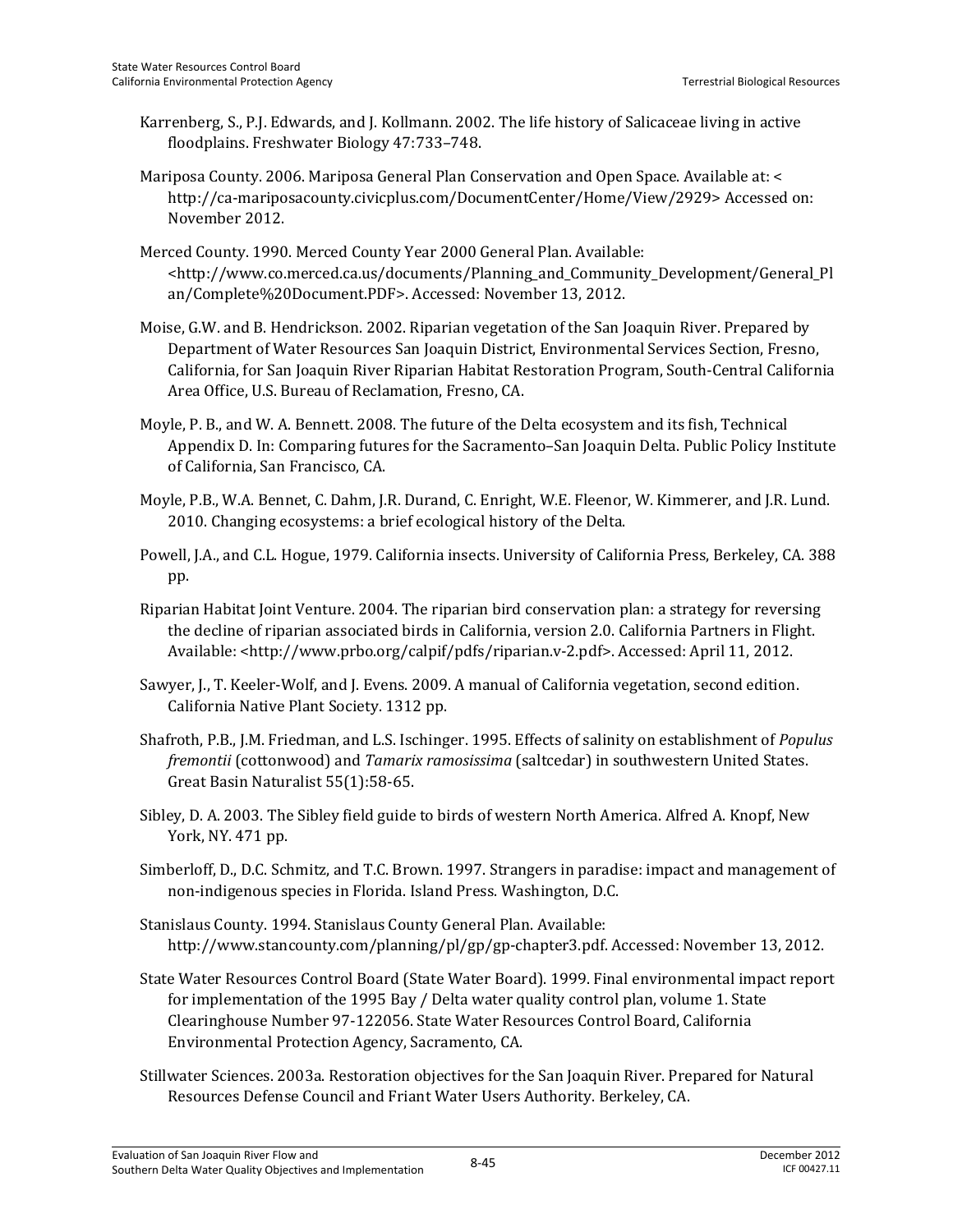Karrenberg, S., P.J. Edwards, and J. Kollmann. 2002. The life history of Salicaceae living in active floodplains. Freshwater Biology 47:733–748.

Mariposa County. 2006. Mariposa General Plan Conservation and Open Space. Available at: < http://ca-mariposacounty.civicplus.com/DocumentCenter/Home/View/2929> Accessed on: November 2012.

Merced County. 1990. Merced County Year 2000 General Plan. Available: <http://www.co.merced.ca.us/documents/Planning_and_Community_Development/General_Plan/Complete%20Document.PDF>. Accessed: November 13, 2012.

Moise, G.W. and B. Hendrickson. 2002. Riparian vegetation of the San Joaquin River. Prepared by Department of Water Resources San Joaquin District, Environmental Services Section, Fresno, California, for San Joaquin River Riparian Habitat Restoration Program, South-Central California Area Office, U.S. Bureau of Reclamation, Fresno, CA.

Moyle, P. B., and W. A. Bennett. 2008. The future of the Delta ecosystem and its fish, Technical Appendix D. In: Comparing futures for the Sacramento–San Joaquin Delta. Public Policy Institute of California, San Francisco, CA.

Moyle, P.B., W.A. Bennet, C. Dahm, J.R. Durand, C. Enright, W.E. Fleenor, W. Kimmerer, and J.R. Lund. 2010. Changing ecosystems: a brief ecological history of the Delta.

Powell, J.A., and C.L. Hogue, 1979. California insects. University of California Press, Berkeley, CA. 388 pp.

Riparian Habitat Joint Venture. 2004. The riparian bird conservation plan: a strategy for reversing the decline of riparian associated birds in California, version 2.0. California Partners in Flight. Available: <http://www.prbo.org/calpif/pdfs/riparian.v-2.pdf>. Accessed: April 11, 2012.

Sawyer, J., T. Keeler-Wolf, and J. Evens. 2009. A manual of California vegetation, second edition. California Native Plant Society. 1312 pp.

Shafroth, P.B., J.M. Friedman, and L.S. Ischinger. 1995. Effects of salinity on establishment of *Populus fremontii* (cottonwood) and *Tamarix ramosissima* (saltcedar) in southwestern United States. Great Basin Naturalist 55(1):58-65.

Sibley, D. A. 2003. The Sibley field guide to birds of western North America. Alfred A. Knopf, New York, NY. 471 pp.

Simberloff, D., D.C. Schmitz, and T.C. Brown. 1997. Strangers in paradise: impact and management of non-indigenous species in Florida. Island Press. Washington, D.C.

Stanislaus County. 1994. Stanislaus County General Plan. Available: http://www.stancounty.com/planning/pl/gp/gp-chapter3.pdf. Accessed: November 13, 2012.

State Water Resources Control Board (State Water Board). 1999. Final environmental impact report for implementation of the 1995 Bay / Delta water quality control plan, volume 1. State Clearinghouse Number 97-122056. State Water Resources Control Board, California Environmental Protection Agency, Sacramento, CA.

Stillwater Sciences. 2003a. Restoration objectives for the San Joaquin River. Prepared for Natural Resources Defense Council and Friant Water Users Authority. Berkeley, CA.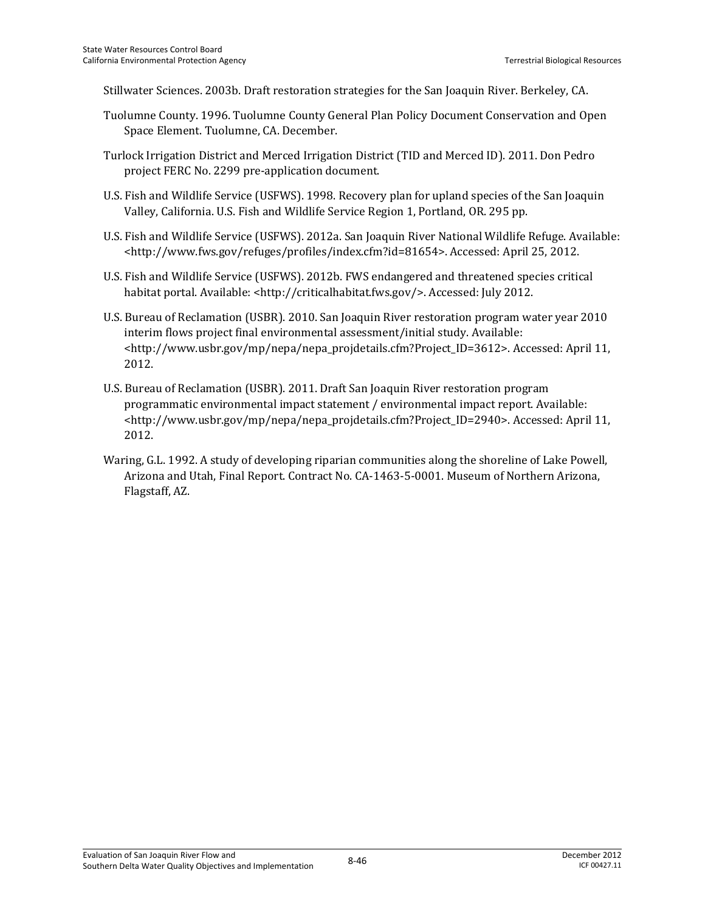Stillwater Sciences. 2003b. Draft restoration strategies for the San Joaquin River. Berkeley, CA.

Tuolumne County. 1996. Tuolumne County General Plan Policy Document Conservation and Open Space Element. Tuolumne, CA. December.

Turlock Irrigation District and Merced Irrigation District (TID and Merced ID). 2011. Don Pedro project FERC No. 2299 pre-application document.

U.S. Fish and Wildlife Service (USFWS). 1998. Recovery plan for upland species of the San Joaquin Valley, California. U.S. Fish and Wildlife Service Region 1, Portland, OR. 295 pp.

U.S. Fish and Wildlife Service (USFWS). 2012a. San Joaquin River National Wildlife Refuge. Available: <http://www.fws.gov/refuges/profiles/index.cfm?id=81654>. Accessed: April 25, 2012.

U.S. Fish and Wildlife Service (USFWS). 2012b. FWS endangered and threatened species critical habitat portal. Available: <http://criticalhabitat.fws.gov/>. Accessed: July 2012.

U.S. Bureau of Reclamation (USBR). 2010. San Joaquin River restoration program water year 2010 interim flows project final environmental assessment/initial study. Available: <http://www.usbr.gov/mp/nepa/nepa_projdetails.cfm?Project_ID=3612>. Accessed: April 11, 2012.

U.S. Bureau of Reclamation (USBR). 2011. Draft San Joaquin River restoration program programmatic environmental impact statement / environmental impact report. Available: <http://www.usbr.gov/mp/nepa/nepa_projdetails.cfm?Project_ID=2940>. Accessed: April 11, 2012.

Waring, G.L. 1992. A study of developing riparian communities along the shoreline of Lake Powell, Arizona and Utah, Final Report. Contract No. CA-1463-5-0001. Museum of Northern Arizona, Flagstaff, AZ.